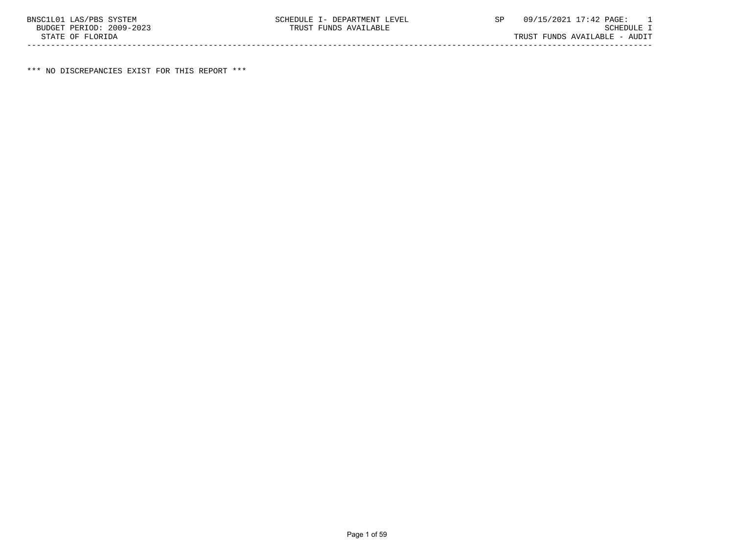BNSC1L01 LAS/PBS SYSTEM SCHEDULE I- DEPARTMENT LEVEL SP 09/15/2021 17:42 PAGE: 1
BUDGET PERIOD: 2009-2023 TRUST FUNDS AVAILABLE SCHEDULE I
STATE OF FLORIDA TRUST FUNDS AVAILABLE - AUDIT

*** NO DISCREPANCIES EXIST FOR THIS REPORT ***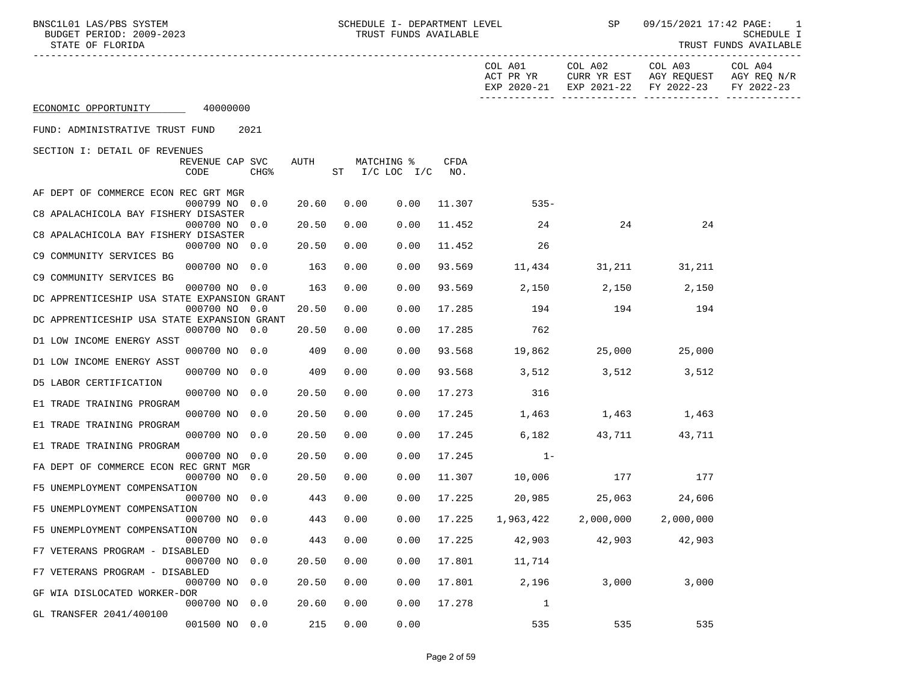BNSC1L01 LAS/PBS SYSTEM
BUDGET PERIOD: 2009-2023
STATE OF FLORIDA

SCHEDULE I- DEPARTMENT LEVEL
TRUST FUNDS AVAILABLE

SP 09/15/2021 17:42 PAGE: 1
SCHEDULE I
TRUST FUNDS AVAILABLE

ECONOMIC OPPORTUNITY 40000000

FUND: ADMINISTRATIVE TRUST FUND 2021

SECTION I: DETAIL OF REVENUES

| | REVENUE CODE | CAP | SVC CHG% | AUTH | MATCHING % ST | I/C LOC I/C | CFDA NO. | COL A01 ACT PR YR EXP 2020-21 | COL A02 CURR YR EST EXP 2021-22 | COL A03 AGY REQUEST FY 2022-23 | COL A04 AGY REQ N/R FY 2022-23 |
|---|---|---|---|---|---|---|---|---|---|---|---|
| AF DEPT OF COMMERCE ECON REC GRT MGR | 000799 | NO | 0.0 | 20.60 | 0.00 | 0.00 | 11.307 | 535- | | | |
| C8 APALACHICOLA BAY FISHERY DISASTER | 000700 | NO | 0.0 | 20.50 | 0.00 | 0.00 | 11.452 | 24 | 24 | 24 | |
| C8 APALACHICOLA BAY FISHERY DISASTER | 000700 | NO | 0.0 | 20.50 | 0.00 | 0.00 | 11.452 | 26 | | | |
| C9 COMMUNITY SERVICES BG | 000700 | NO | 0.0 | 163 | 0.00 | 0.00 | 93.569 | 11,434 | 31,211 | 31,211 | |
| C9 COMMUNITY SERVICES BG | 000700 | NO | 0.0 | 163 | 0.00 | 0.00 | 93.569 | 2,150 | 2,150 | 2,150 | |
| DC APPRENTICESHIP USA STATE EXPANSION GRANT | 000700 | NO | 0.0 | 20.50 | 0.00 | 0.00 | 17.285 | 194 | 194 | 194 | |
| DC APPRENTICESHIP USA STATE EXPANSION GRANT | 000700 | NO | 0.0 | 20.50 | 0.00 | 0.00 | 17.285 | 762 | | | |
| D1 LOW INCOME ENERGY ASST | 000700 | NO | 0.0 | 409 | 0.00 | 0.00 | 93.568 | 19,862 | 25,000 | 25,000 | |
| D1 LOW INCOME ENERGY ASST | 000700 | NO | 0.0 | 409 | 0.00 | 0.00 | 93.568 | 3,512 | 3,512 | 3,512 | |
| D5 LABOR CERTIFICATION | 000700 | NO | 0.0 | 20.50 | 0.00 | 0.00 | 17.273 | 316 | | | |
| E1 TRADE TRAINING PROGRAM | 000700 | NO | 0.0 | 20.50 | 0.00 | 0.00 | 17.245 | 1,463 | 1,463 | 1,463 | |
| E1 TRADE TRAINING PROGRAM | 000700 | NO | 0.0 | 20.50 | 0.00 | 0.00 | 17.245 | 6,182 | 43,711 | 43,711 | |
| E1 TRADE TRAINING PROGRAM | 000700 | NO | 0.0 | 20.50 | 0.00 | 0.00 | 17.245 | 1- | | | |
| FA DEPT OF COMMERCE ECON REC GRNT MGR | 000700 | NO | 0.0 | 20.50 | 0.00 | 0.00 | 11.307 | 10,006 | 177 | 177 | |
| F5 UNEMPLOYMENT COMPENSATION | 000700 | NO | 0.0 | 443 | 0.00 | 0.00 | 17.225 | 20,985 | 25,063 | 24,606 | |
| F5 UNEMPLOYMENT COMPENSATION | 000700 | NO | 0.0 | 443 | 0.00 | 0.00 | 17.225 | 1,963,422 | 2,000,000 | 2,000,000 | |
| F5 UNEMPLOYMENT COMPENSATION | 000700 | NO | 0.0 | 443 | 0.00 | 0.00 | 17.225 | 42,903 | 42,903 | 42,903 | |
| F7 VETERANS PROGRAM - DISABLED | 000700 | NO | 0.0 | 20.50 | 0.00 | 0.00 | 17.801 | 11,714 | | | |
| F7 VETERANS PROGRAM - DISABLED | 000700 | NO | 0.0 | 20.50 | 0.00 | 0.00 | 17.801 | 2,196 | 3,000 | 3,000 | |
| GF WIA DISLOCATED WORKER-DOR | 000700 | NO | 0.0 | 20.60 | 0.00 | 0.00 | 17.278 | 1 | | | |
| GL TRANSFER 2041/400100 | 001500 | NO | 0.0 | 215 | 0.00 | 0.00 | | 535 | 535 | 535 | |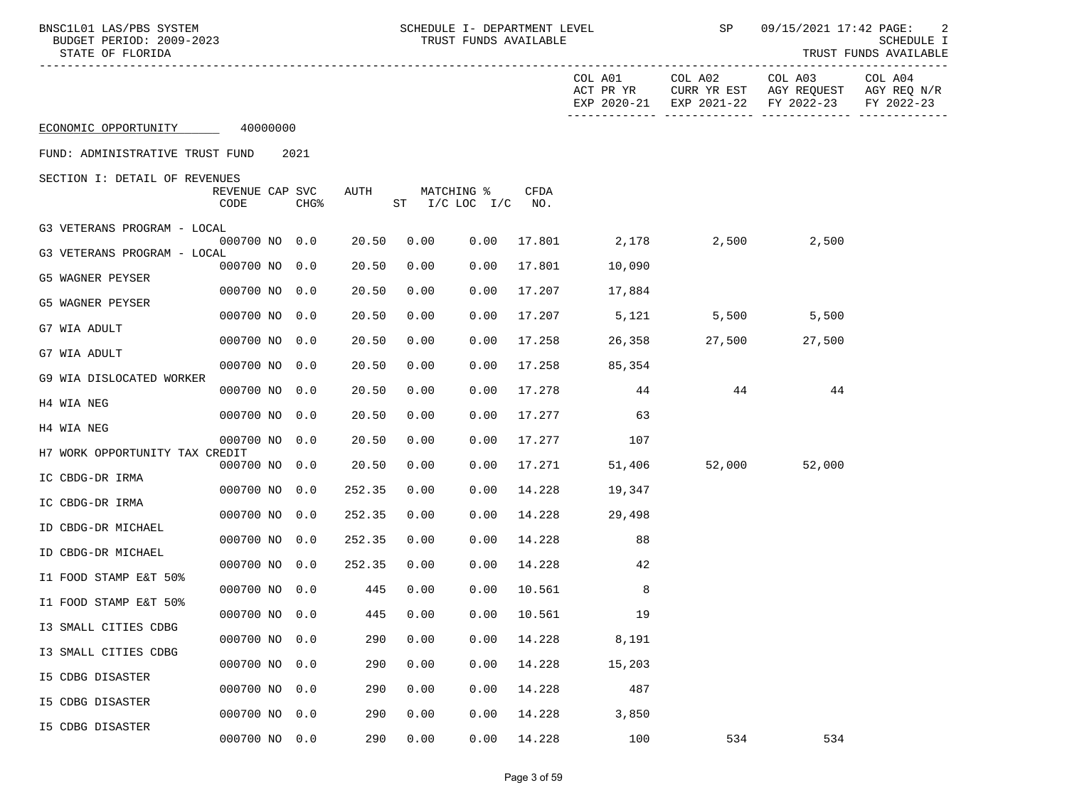BNSC1L01 LAS/PBS SYSTEM
BUDGET PERIOD: 2009-2023
STATE OF FLORIDA

SCHEDULE I- DEPARTMENT LEVEL
TRUST FUNDS AVAILABLE

SP 09/15/2021 17:42 PAGE: 2
SCHEDULE I
TRUST FUNDS AVAILABLE

ECONOMIC OPPORTUNITY 40000000

FUND: ADMINISTRATIVE TRUST FUND 2021

SECTION I: DETAIL OF REVENUES

| | REVENUE CODE | CAP | SVC CHG% | AUTH | ST | MATCHING % I/C LOC | I/C | CFDA NO. | COL A01 ACT PR YR EXP 2020-21 | COL A02 CURR YR EST EXP 2021-22 | COL A03 AGY REQUEST FY 2022-23 | COL A04 AGY REQ N/R FY 2022-23 |
|---|---|---|---|---|---|---|---|---|---|---|---|---|
| G3 VETERANS PROGRAM - LOCAL | 000700 | NO | 0.0 | 20.50 | 0.00 | 0.00 | | 17.801 | 2,178 | 2,500 | 2,500 | |
| G3 VETERANS PROGRAM - LOCAL | 000700 | NO | 0.0 | 20.50 | 0.00 | 0.00 | | 17.801 | 10,090 | | | |
| G5 WAGNER PEYSER | 000700 | NO | 0.0 | 20.50 | 0.00 | 0.00 | | 17.207 | 17,884 | | | |
| G5 WAGNER PEYSER | 000700 | NO | 0.0 | 20.50 | 0.00 | 0.00 | | 17.207 | 5,121 | 5,500 | 5,500 | |
| G7 WIA ADULT | 000700 | NO | 0.0 | 20.50 | 0.00 | 0.00 | | 17.258 | 26,358 | 27,500 | 27,500 | |
| G7 WIA ADULT | 000700 | NO | 0.0 | 20.50 | 0.00 | 0.00 | | 17.258 | 85,354 | | | |
| G9 WIA DISLOCATED WORKER | 000700 | NO | 0.0 | 20.50 | 0.00 | 0.00 | | 17.278 | 44 | 44 | 44 | |
| H4 WIA NEG | 000700 | NO | 0.0 | 20.50 | 0.00 | 0.00 | | 17.277 | 63 | | | |
| H4 WIA NEG | 000700 | NO | 0.0 | 20.50 | 0.00 | 0.00 | | 17.277 | 107 | | | |
| H7 WORK OPPORTUNITY TAX CREDIT | 000700 | NO | 0.0 | 20.50 | 0.00 | 0.00 | | 17.271 | 51,406 | 52,000 | 52,000 | |
| IC CBDG-DR IRMA | 000700 | NO | 0.0 | 252.35 | 0.00 | 0.00 | | 14.228 | 19,347 | | | |
| IC CBDG-DR IRMA | 000700 | NO | 0.0 | 252.35 | 0.00 | 0.00 | | 14.228 | 29,498 | | | |
| ID CBDG-DR MICHAEL | 000700 | NO | 0.0 | 252.35 | 0.00 | 0.00 | | 14.228 | 88 | | | |
| ID CBDG-DR MICHAEL | 000700 | NO | 0.0 | 252.35 | 0.00 | 0.00 | | 14.228 | 42 | | | |
| I1 FOOD STAMP E&T 50% | 000700 | NO | 0.0 | 445 | 0.00 | 0.00 | | 10.561 | 8 | | | |
| I1 FOOD STAMP E&T 50% | 000700 | NO | 0.0 | 445 | 0.00 | 0.00 | | 10.561 | 19 | | | |
| I3 SMALL CITIES CDBG | 000700 | NO | 0.0 | 290 | 0.00 | 0.00 | | 14.228 | 8,191 | | | |
| I3 SMALL CITIES CDBG | 000700 | NO | 0.0 | 290 | 0.00 | 0.00 | | 14.228 | 15,203 | | | |
| I5 CDBG DISASTER | 000700 | NO | 0.0 | 290 | 0.00 | 0.00 | | 14.228 | 487 | | | |
| I5 CDBG DISASTER | 000700 | NO | 0.0 | 290 | 0.00 | 0.00 | | 14.228 | 3,850 | | | |
| I5 CDBG DISASTER | 000700 | NO | 0.0 | 290 | 0.00 | 0.00 | | 14.228 | 100 | 534 | 534 | |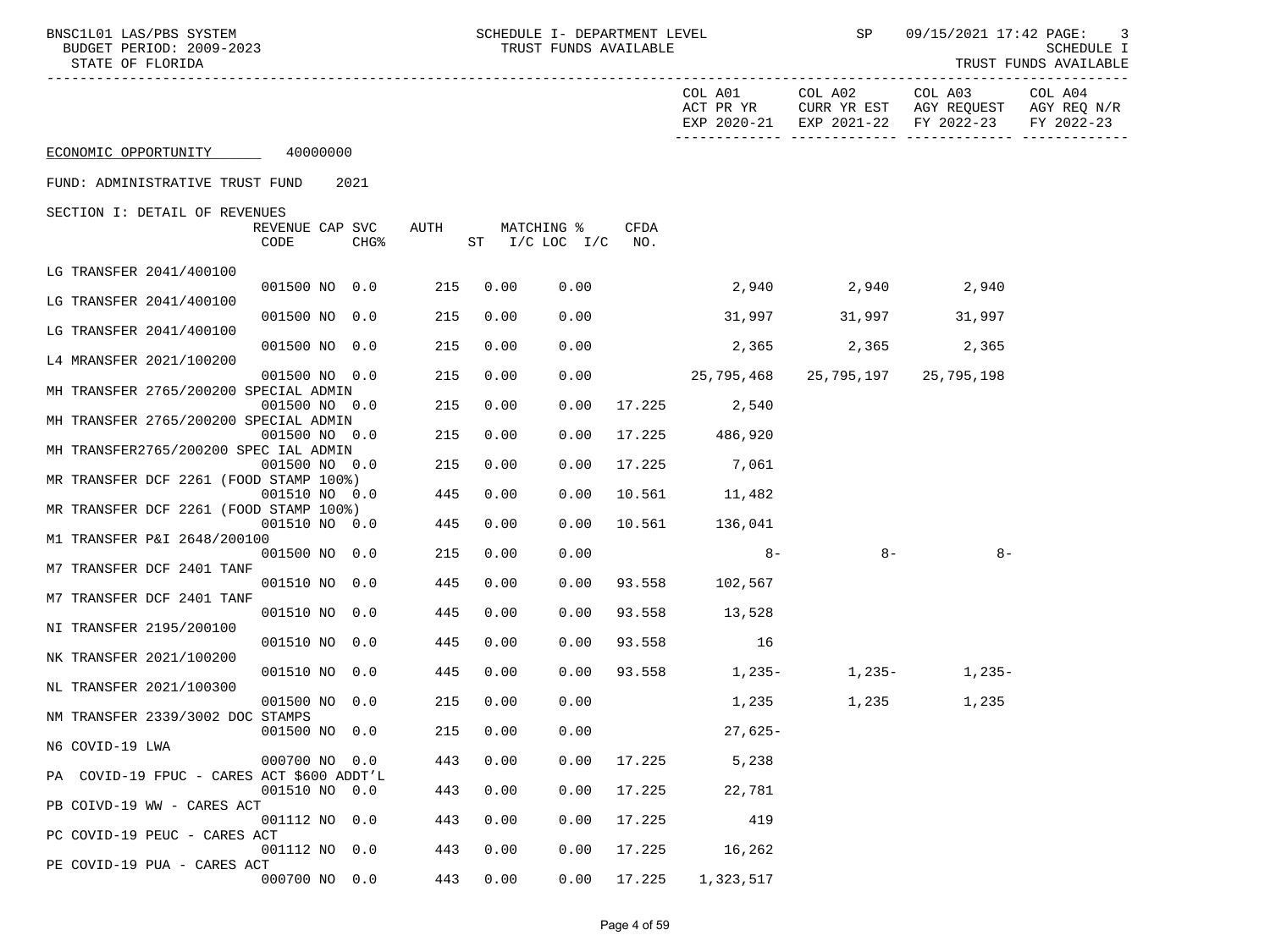BNSC1L01 LAS/PBS SYSTEM — SCHEDULE I- DEPARTMENT LEVEL — TRUST FUNDS AVAILABLE — SP 09/15/2021 17:42

BUDGET PERIOD: 2009-2023

STATE OF FLORIDA

SCHEDULE I — TRUST FUNDS AVAILABLE

ECONOMIC OPPORTUNITY 40000000

FUND: ADMINISTRATIVE TRUST FUND 2021

SECTION I: DETAIL OF REVENUES

| | REVENUE CODE | CAP | SVC CHG% | AUTH | MATCHING % ST | I/C LOC I/C | CFDA NO. | COL A01 ACT PR YR EXP 2020-21 | COL A02 CURR YR EST EXP 2021-22 | COL A03 AGY REQUEST FY 2022-23 | COL A04 AGY REQ N/R FY 2022-23 |
|---|---|---|---|---|---|---|---|---|---|---|---|
| LG TRANSFER 2041/400100 | 001500 | NO | 0.0 | 215 | 0.00 | 0.00 | | 2,940 | 2,940 | 2,940 | |
| LG TRANSFER 2041/400100 | 001500 | NO | 0.0 | 215 | 0.00 | 0.00 | | 31,997 | 31,997 | 31,997 | |
| LG TRANSFER 2041/400100 | 001500 | NO | 0.0 | 215 | 0.00 | 0.00 | | 2,365 | 2,365 | 2,365 | |
| L4 MRANSFER 2021/100200 | 001500 | NO | 0.0 | 215 | 0.00 | 0.00 | | 25,795,468 | 25,795,197 | 25,795,198 | |
| MH TRANSFER 2765/200200 SPECIAL ADMIN | 001500 | NO | 0.0 | 215 | 0.00 | 0.00 | 17.225 | 2,540 | | | |
| MH TRANSFER 2765/200200 SPECIAL ADMIN | 001500 | NO | 0.0 | 215 | 0.00 | 0.00 | 17.225 | 486,920 | | | |
| MH TRANSFER2765/200200 SPEC IAL ADMIN | 001500 | NO | 0.0 | 215 | 0.00 | 0.00 | 17.225 | 7,061 | | | |
| MR TRANSFER DCF 2261 (FOOD STAMP 100%) | 001510 | NO | 0.0 | 445 | 0.00 | 0.00 | 10.561 | 11,482 | | | |
| MR TRANSFER DCF 2261 (FOOD STAMP 100%) | 001510 | NO | 0.0 | 445 | 0.00 | 0.00 | 10.561 | 136,041 | | | |
| M1 TRANSFER P&I 2648/200100 | 001500 | NO | 0.0 | 215 | 0.00 | 0.00 | | 8- | 8- | 8- | |
| M7 TRANSFER DCF 2401 TANF | 001510 | NO | 0.0 | 445 | 0.00 | 0.00 | 93.558 | 102,567 | | | |
| M7 TRANSFER DCF 2401 TANF | 001510 | NO | 0.0 | 445 | 0.00 | 0.00 | 93.558 | 13,528 | | | |
| NI TRANSFER 2195/200100 | 001510 | NO | 0.0 | 445 | 0.00 | 0.00 | 93.558 | 16 | | | |
| NK TRANSFER 2021/100200 | 001510 | NO | 0.0 | 445 | 0.00 | 0.00 | 93.558 | 1,235- | 1,235- | 1,235- | |
| NL TRANSFER 2021/100300 | 001500 | NO | 0.0 | 215 | 0.00 | 0.00 | | 1,235 | 1,235 | 1,235 | |
| NM TRANSFER 2339/3002 DOC STAMPS | 001500 | NO | 0.0 | 215 | 0.00 | 0.00 | | 27,625- | | | |
| N6 COVID-19 LWA | 000700 | NO | 0.0 | 443 | 0.00 | 0.00 | 17.225 | 5,238 | | | |
| PA COVID-19 FPUC - CARES ACT $600 ADDT'L | 001510 | NO | 0.0 | 443 | 0.00 | 0.00 | 17.225 | 22,781 | | | |
| PB COIVD-19 WW - CARES ACT | 001112 | NO | 0.0 | 443 | 0.00 | 0.00 | 17.225 | 419 | | | |
| PC COVID-19 PEUC - CARES ACT | 001112 | NO | 0.0 | 443 | 0.00 | 0.00 | 17.225 | 16,262 | | | |
| PE COVID-19 PUA - CARES ACT | 000700 | NO | 0.0 | 443 | 0.00 | 0.00 | 17.225 | 1,323,517 | | | |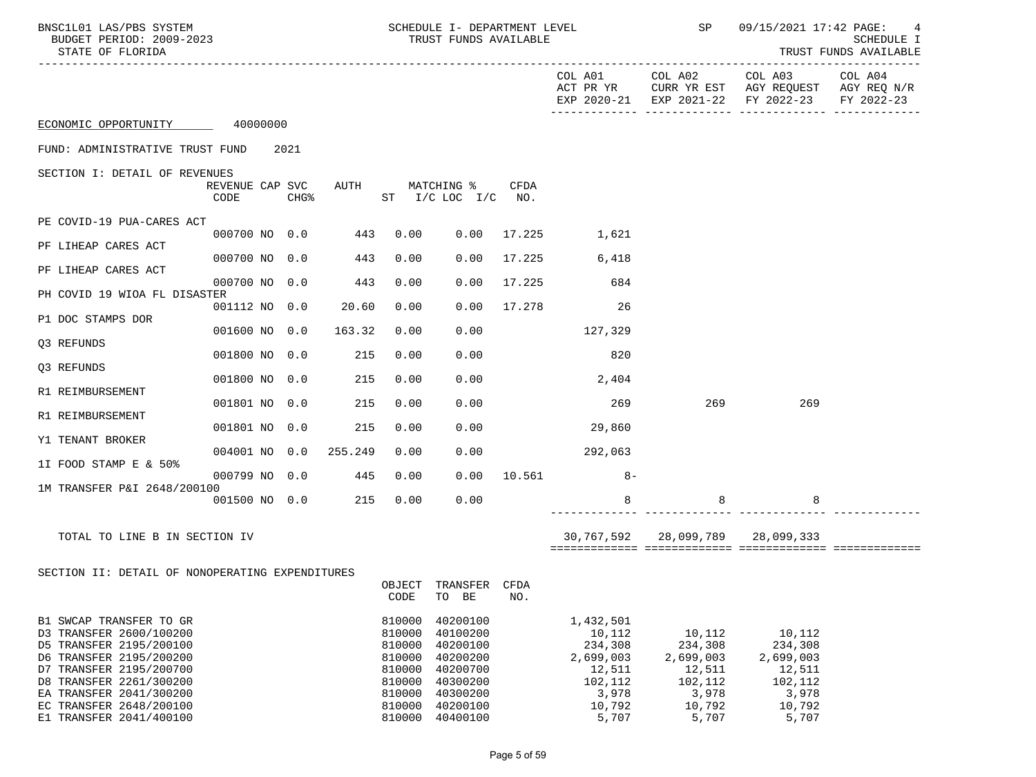BNSC1L01 LAS/PBS SYSTEM SCHEDULE I- DEPARTMENT LEVEL SP 09/15/2021 17:42 PAGE: 4
BUDGET PERIOD: 2009-2023 TRUST FUNDS AVAILABLE SCHEDULE I
STATE OF FLORIDA TRUST FUNDS AVAILABLE

| | COL A01 ACT PR YR EXP 2020-21 | COL A02 CURR YR EST EXP 2021-22 | COL A03 AGY REQUEST FY 2022-23 | COL A04 AGY REQ N/R FY 2022-23 |
|---|---|---|---|---|

ECONOMIC OPPORTUNITY 40000000

FUND: ADMINISTRATIVE TRUST FUND 2021

SECTION I: DETAIL OF REVENUES

| | REVENUE CODE | CAP | SVC CHG% | AUTH | MATCHING % ST | I/C LOC I/C | CFDA NO. | COL A01 | COL A02 | COL A03 | COL A04 |
|---|---|---|---|---|---|---|---|---|---|---|---|
| PE COVID-19 PUA-CARES ACT | 000700 | NO | 0.0 | 443 | 0.00 | 0.00 | 17.225 | 1,621 | | | |
| PF LIHEAP CARES ACT | 000700 | NO | 0.0 | 443 | 0.00 | 0.00 | 17.225 | 6,418 | | | |
| PF LIHEAP CARES ACT | 000700 | NO | 0.0 | 443 | 0.00 | 0.00 | 17.225 | 684 | | | |
| PH COVID 19 WIOA FL DISASTER | 001112 | NO | 0.0 | 20.60 | 0.00 | 0.00 | 17.278 | 26 | | | |
| P1 DOC STAMPS DOR | 001600 | NO | 0.0 | 163.32 | 0.00 | 0.00 | | 127,329 | | | |
| Q3 REFUNDS | 001800 | NO | 0.0 | 215 | 0.00 | 0.00 | | 820 | | | |
| Q3 REFUNDS | 001800 | NO | 0.0 | 215 | 0.00 | 0.00 | | 2,404 | | | |
| R1 REIMBURSEMENT | 001801 | NO | 0.0 | 215 | 0.00 | 0.00 | | 269 | 269 | 269 | |
| R1 REIMBURSEMENT | 001801 | NO | 0.0 | 215 | 0.00 | 0.00 | | 29,860 | | | |
| Y1 TENANT BROKER | 004001 | NO | 0.0 | 255.249 | 0.00 | 0.00 | | 292,063 | | | |
| 1I FOOD STAMP E & 50% | 000799 | NO | 0.0 | 445 | 0.00 | 0.00 | 10.561 | 8- | | | |
| 1M TRANSFER P&I 2648/200100 | 001500 | NO | 0.0 | 215 | 0.00 | 0.00 | | 8 | 8 | 8 | |
| TOTAL TO LINE B IN SECTION IV | | | | | | | | 30,767,592 | 28,099,789 | 28,099,333 | |

SECTION II: DETAIL OF NONOPERATING EXPENDITURES

| | OBJECT CODE | TRANSFER TO BE | CFDA NO. | COL A01 | COL A02 | COL A03 | COL A04 |
|---|---|---|---|---|---|---|---|
| B1 SWCAP TRANSFER TO GR | 810000 | 40200100 | | 1,432,501 | | | |
| D3 TRANSFER 2600/100200 | 810000 | 40100200 | | 10,112 | 10,112 | 10,112 | |
| D5 TRANSFER 2195/200100 | 810000 | 40200100 | | 234,308 | 234,308 | 234,308 | |
| D6 TRANSFER 2195/200200 | 810000 | 40200200 | | 2,699,003 | 2,699,003 | 2,699,003 | |
| D7 TRANSFER 2195/200700 | 810000 | 40200700 | | 12,511 | 12,511 | 12,511 | |
| D8 TRANSFER 2261/300200 | 810000 | 40300200 | | 102,112 | 102,112 | 102,112 | |
| EA TRANSFER 2041/300200 | 810000 | 40300200 | | 3,978 | 3,978 | 3,978 | |
| EC TRANSFER 2648/200100 | 810000 | 40200100 | | 10,792 | 10,792 | 10,792 | |
| E1 TRANSFER 2041/400100 | 810000 | 40400100 | | 5,707 | 5,707 | 5,707 | |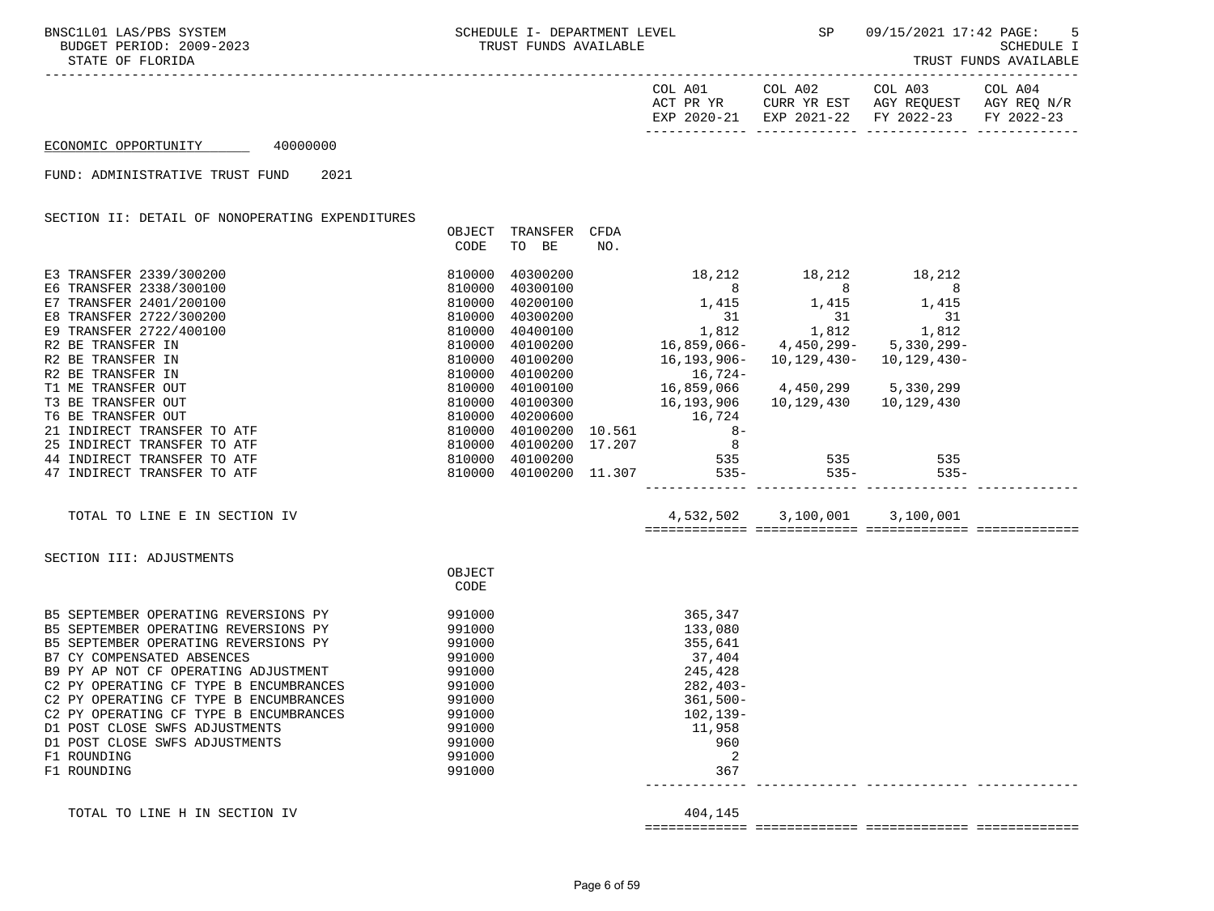BNSC1L01 LAS/PBS SYSTEM
BUDGET PERIOD: 2009-2023
STATE OF FLORIDA

SCHEDULE I- DEPARTMENT LEVEL
TRUST FUNDS AVAILABLE

SP 09/15/2021 17:42 PAGE: 5
SCHEDULE I
TRUST FUNDS AVAILABLE

| | | | | COL A01 ACT PR YR EXP 2020-21 | COL A02 CURR YR EST EXP 2021-22 | COL A03 AGY REQUEST FY 2022-23 | COL A04 AGY REQ N/R FY 2022-23 |
|---|---|---|---|---|---|---|---|

ECONOMIC OPPORTUNITY 40000000

FUND: ADMINISTRATIVE TRUST FUND 2021

SECTION II: DETAIL OF NONOPERATING EXPENDITURES

| | OBJECT CODE | TRANSFER TO BE | CFDA NO. | COL A01 | COL A02 | COL A03 | COL A04 |
|---|---|---|---|---|---|---|---|
| E3 TRANSFER 2339/300200 | 810000 | 40300200 | | 18,212 | 18,212 | 18,212 | |
| E6 TRANSFER 2338/300100 | 810000 | 40300100 | | 8 | 8 | 8 | |
| E7 TRANSFER 2401/200100 | 810000 | 40200100 | | 1,415 | 1,415 | 1,415 | |
| E8 TRANSFER 2722/300200 | 810000 | 40300200 | | 31 | 31 | 31 | |
| E9 TRANSFER 2722/400100 | 810000 | 40400100 | | 1,812 | 1,812 | 1,812 | |
| R2 BE TRANSFER IN | 810000 | 40100200 | | 16,859,066- | 4,450,299- | 5,330,299- | |
| R2 BE TRANSFER IN | 810000 | 40100200 | | 16,193,906- | 10,129,430- | 10,129,430- | |
| R2 BE TRANSFER IN | 810000 | 40100200 | | 16,724- | | | |
| T1 ME TRANSFER OUT | 810000 | 40100100 | | 16,859,066 | 4,450,299 | 5,330,299 | |
| T3 BE TRANSFER OUT | 810000 | 40100300 | | 16,193,906 | 10,129,430 | 10,129,430 | |
| T6 BE TRANSFER OUT | 810000 | 40200600 | | 16,724 | | | |
| 21 INDIRECT TRANSFER TO ATF | 810000 | 40100200 | 10.561 | 8- | | | |
| 25 INDIRECT TRANSFER TO ATF | 810000 | 40100200 | 17.207 | 8 | | | |
| 44 INDIRECT TRANSFER TO ATF | 810000 | 40100200 | | 535 | 535 | 535 | |
| 47 INDIRECT TRANSFER TO ATF | 810000 | 40100200 | 11.307 | 535- | 535- | 535- | |
| TOTAL TO LINE E IN SECTION IV | | | | 4,532,502 | 3,100,001 | 3,100,001 | |

SECTION III: ADJUSTMENTS

| | OBJECT CODE | COL A01 | COL A02 | COL A03 | COL A04 |
|---|---|---|---|---|---|
| B5 SEPTEMBER OPERATING REVERSIONS PY | 991000 | 365,347 | | | |
| B5 SEPTEMBER OPERATING REVERSIONS PY | 991000 | 133,080 | | | |
| B5 SEPTEMBER OPERATING REVERSIONS PY | 991000 | 355,641 | | | |
| B7 CY COMPENSATED ABSENCES | 991000 | 37,404 | | | |
| B9 PY AP NOT CF OPERATING ADJUSTMENT | 991000 | 245,428 | | | |
| C2 PY OPERATING CF TYPE B ENCUMBRANCES | 991000 | 282,403- | | | |
| C2 PY OPERATING CF TYPE B ENCUMBRANCES | 991000 | 361,500- | | | |
| C2 PY OPERATING CF TYPE B ENCUMBRANCES | 991000 | 102,139- | | | |
| D1 POST CLOSE SWFS ADJUSTMENTS | 991000 | 11,958 | | | |
| D1 POST CLOSE SWFS ADJUSTMENTS | 991000 | 960 | | | |
| F1 ROUNDING | 991000 | 2 | | | |
| F1 ROUNDING | 991000 | 367 | | | |
| TOTAL TO LINE H IN SECTION IV | | 404,145 | | | |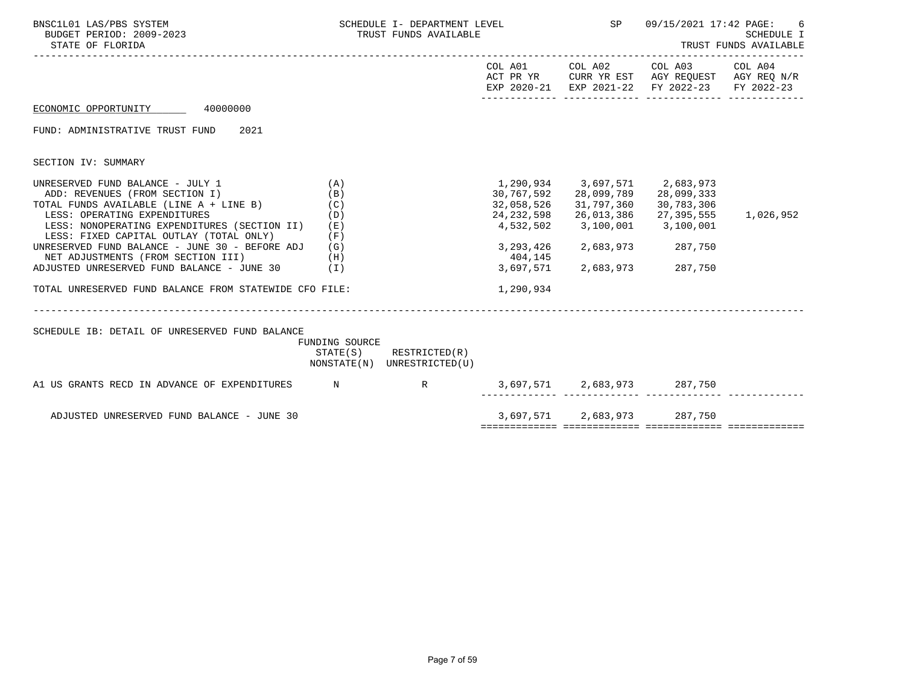BNSC1L01 LAS/PBS SYSTEM — SCHEDULE I- DEPARTMENT LEVEL — SP — 09/15/2021 17:42 PAGE: 6
BUDGET PERIOD: 2009-2023 — TRUST FUNDS AVAILABLE — SCHEDULE I
STATE OF FLORIDA — TRUST FUNDS AVAILABLE

ECONOMIC OPPORTUNITY 40000000

FUND: ADMINISTRATIVE TRUST FUND 2021

SECTION IV: SUMMARY

| | | COL A01 ACT PR YR EXP 2020-21 | COL A02 CURR YR EST EXP 2021-22 | COL A03 AGY REQUEST FY 2022-23 | COL A04 AGY REQ N/R FY 2022-23 |
|---|---|---|---|---|---|
| UNRESERVED FUND BALANCE - JULY 1 | (A) | 1,290,934 | 3,697,571 | 2,683,973 | |
| ADD: REVENUES (FROM SECTION I) | (B) | 30,767,592 | 28,099,789 | 28,099,333 | |
| TOTAL FUNDS AVAILABLE (LINE A + LINE B) | (C) | 32,058,526 | 31,797,360 | 30,783,306 | |
| LESS: OPERATING EXPENDITURES | (D) | 24,232,598 | 26,013,386 | 27,395,555 | 1,026,952 |
| LESS: NONOPERATING EXPENDITURES (SECTION II) | (E) | 4,532,502 | 3,100,001 | 3,100,001 | |
| LESS: FIXED CAPITAL OUTLAY (TOTAL ONLY) | (F) | | | | |
| UNRESERVED FUND BALANCE - JUNE 30 - BEFORE ADJ | (G) | 3,293,426 | 2,683,973 | 287,750 | |
| NET ADJUSTMENTS (FROM SECTION III) | (H) | 404,145 | | | |
| ADJUSTED UNRESERVED FUND BALANCE - JUNE 30 | (I) | 3,697,571 | 2,683,973 | 287,750 | |
| TOTAL UNRESERVED FUND BALANCE FROM STATEWIDE CFO FILE: | | 1,290,934 | | | |

SCHEDULE IB: DETAIL OF UNRESERVED FUND BALANCE

| | FUNDING SOURCE STATE(S) NONSTATE(N) | RESTRICTED(R) UNRESTRICTED(U) | COL A01 | COL A02 | COL A03 | COL A04 |
|---|---|---|---|---|---|---|
| A1 US GRANTS RECD IN ADVANCE OF EXPENDITURES | N | R | 3,697,571 | 2,683,973 | 287,750 | |
| ADJUSTED UNRESERVED FUND BALANCE - JUNE 30 | | | 3,697,571 | 2,683,973 | 287,750 | |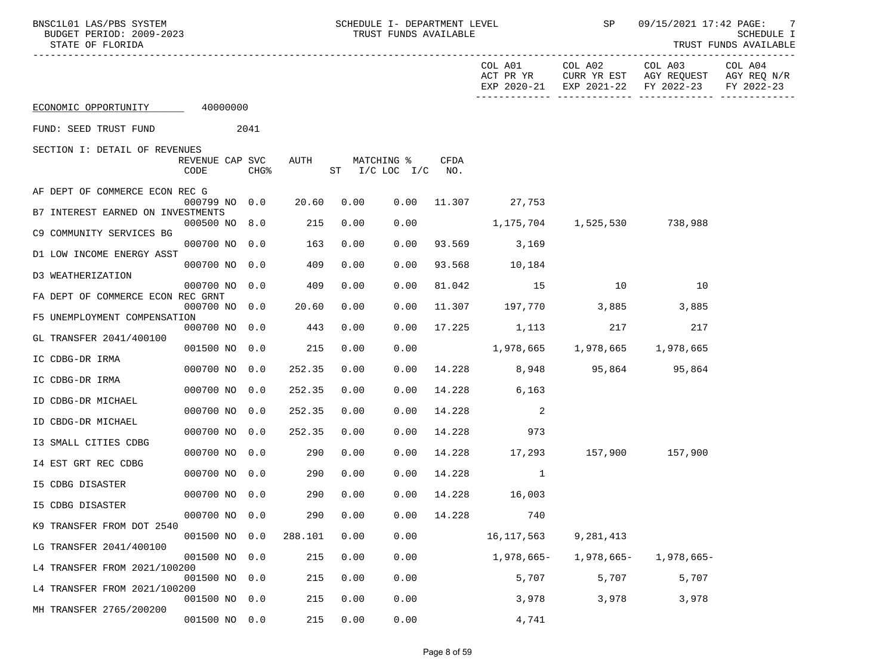ECONOMIC OPPORTUNITY 40000000

FUND: SEED TRUST FUND 2041

SECTION I: DETAIL OF REVENUES

| | REVENUE CODE | CAP | SVC CHG% | AUTH | ST | MATCHING % I/C LOC | I/C | CFDA NO. | COL A01 ACT PR YR EXP 2020-21 | COL A02 CURR YR EST EXP 2021-22 | COL A03 AGY REQUEST FY 2022-23 | COL A04 AGY REQ N/R FY 2022-23 |
|---|---|---|---|---|---|---|---|---|---|---|---|---|
| AF DEPT OF COMMERCE ECON REC G | 000799 | NO | 0.0 | 20.60 | 0.00 | 0.00 | | 11.307 | 27,753 | | | |
| B7 INTEREST EARNED ON INVESTMENTS | 000500 | NO | 8.0 | 215 | 0.00 | 0.00 | | | 1,175,704 | 1,525,530 | 738,988 | |
| C9 COMMUNITY SERVICES BG | 000700 | NO | 0.0 | 163 | 0.00 | 0.00 | | 93.569 | 3,169 | | | |
| D1 LOW INCOME ENERGY ASST | 000700 | NO | 0.0 | 409 | 0.00 | 0.00 | | 93.568 | 10,184 | | | |
| D3 WEATHERIZATION | 000700 | NO | 0.0 | 409 | 0.00 | 0.00 | | 81.042 | 15 | 10 | 10 | |
| FA DEPT OF COMMERCE ECON REC GRNT | 000700 | NO | 0.0 | 20.60 | 0.00 | 0.00 | | 11.307 | 197,770 | 3,885 | 3,885 | |
| F5 UNEMPLOYMENT COMPENSATION | 000700 | NO | 0.0 | 443 | 0.00 | 0.00 | | 17.225 | 1,113 | 217 | 217 | |
| GL TRANSFER 2041/400100 | 001500 | NO | 0.0 | 215 | 0.00 | 0.00 | | | 1,978,665 | 1,978,665 | 1,978,665 | |
| IC CDBG-DR IRMA | 000700 | NO | 0.0 | 252.35 | 0.00 | 0.00 | | 14.228 | 8,948 | 95,864 | 95,864 | |
| IC CDBG-DR IRMA | 000700 | NO | 0.0 | 252.35 | 0.00 | 0.00 | | 14.228 | 6,163 | | | |
| ID CDBG-DR MICHAEL | 000700 | NO | 0.0 | 252.35 | 0.00 | 0.00 | | 14.228 | 2 | | | |
| ID CBDG-DR MICHAEL | 000700 | NO | 0.0 | 252.35 | 0.00 | 0.00 | | 14.228 | 973 | | | |
| I3 SMALL CITIES CDBG | 000700 | NO | 0.0 | 290 | 0.00 | 0.00 | | 14.228 | 17,293 | 157,900 | 157,900 | |
| I4 EST GRT REC CDBG | 000700 | NO | 0.0 | 290 | 0.00 | 0.00 | | 14.228 | 1 | | | |
| I5 CDBG DISASTER | 000700 | NO | 0.0 | 290 | 0.00 | 0.00 | | 14.228 | 16,003 | | | |
| I5 CDBG DISASTER | 000700 | NO | 0.0 | 290 | 0.00 | 0.00 | | 14.228 | 740 | | | |
| K9 TRANSFER FROM DOT 2540 | 001500 | NO | 0.0 | 288.101 | 0.00 | 0.00 | | | 16,117,563 | 9,281,413 | | |
| LG TRANSFER 2041/400100 | 001500 | NO | 0.0 | 215 | 0.00 | 0.00 | | | 1,978,665- | 1,978,665- | 1,978,665- | |
| L4 TRANSFER FROM 2021/100200 | 001500 | NO | 0.0 | 215 | 0.00 | 0.00 | | | 5,707 | 5,707 | 5,707 | |
| L4 TRANSFER FROM 2021/100200 | 001500 | NO | 0.0 | 215 | 0.00 | 0.00 | | | 3,978 | 3,978 | 3,978 | |
| MH TRANSFER 2765/200200 | 001500 | NO | 0.0 | 215 | 0.00 | 0.00 | | | 4,741 | | | |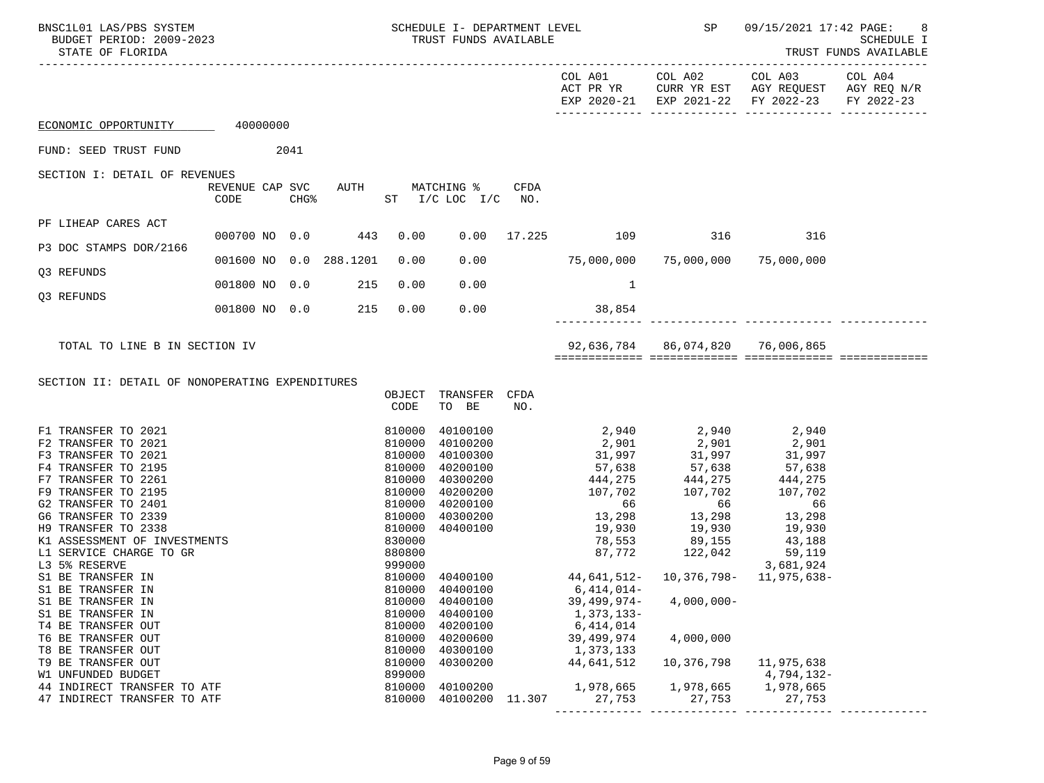BNSC1L01 LAS/PBS SYSTEM
BUDGET PERIOD: 2009-2023
STATE OF FLORIDA

SCHEDULE I- DEPARTMENT LEVEL
TRUST FUNDS AVAILABLE

SP 09/15/2021 17:42 PAGE: 8
SCHEDULE I
TRUST FUNDS AVAILABLE

| | COL A01 ACT PR YR EXP 2020-21 | COL A02 CURR YR EST EXP 2021-22 | COL A03 AGY REQUEST FY 2022-23 | COL A04 AGY REQ N/R FY 2022-23 |
|---|---|---|---|---|

ECONOMIC OPPORTUNITY 40000000

FUND: SEED TRUST FUND 2041

SECTION I: DETAIL OF REVENUES

| | REVENUE CODE | CAP SVC CHG% | | AUTH | ST | MATCHING % I/C LOC I/C | CFDA NO. | COL A01 | COL A02 | COL A03 | COL A04 |
|---|---|---|---|---|---|---|---|---|---|---|---|
| PF LIHEAP CARES ACT | 000700 | NO | 0.0 | 443 | 0.00 | 0.00 | 17.225 | 109 | 316 | 316 | |
| P3 DOC STAMPS DOR/2166 | 001600 | NO | 0.0 | 288.1201 | 0.00 | 0.00 | | 75,000,000 | 75,000,000 | 75,000,000 | |
| Q3 REFUNDS | 001800 | NO | 0.0 | 215 | 0.00 | 0.00 | | 1 | | | |
| Q3 REFUNDS | 001800 | NO | 0.0 | 215 | 0.00 | 0.00 | | 38,854 | | | |
| TOTAL TO LINE B IN SECTION IV | | | | | | | | 92,636,784 | 86,074,820 | 76,006,865 | |

SECTION II: DETAIL OF NONOPERATING EXPENDITURES

| | OBJECT CODE | TRANSFER TO BE | CFDA NO. | COL A01 | COL A02 | COL A03 | COL A04 |
|---|---|---|---|---|---|---|---|
| F1 TRANSFER TO 2021 | 810000 | 40100100 | | 2,940 | 2,940 | 2,940 | |
| F2 TRANSFER TO 2021 | 810000 | 40100200 | | 2,901 | 2,901 | 2,901 | |
| F3 TRANSFER TO 2021 | 810000 | 40100300 | | 31,997 | 31,997 | 31,997 | |
| F4 TRANSFER TO 2195 | 810000 | 40200100 | | 57,638 | 57,638 | 57,638 | |
| F7 TRANSFER TO 2261 | 810000 | 40300200 | | 444,275 | 444,275 | 444,275 | |
| F9 TRANSFER TO 2195 | 810000 | 40200200 | | 107,702 | 107,702 | 107,702 | |
| G2 TRANSFER TO 2401 | 810000 | 40200100 | | 66 | 66 | 66 | |
| G6 TRANSFER TO 2339 | 810000 | 40300200 | | 13,298 | 13,298 | 13,298 | |
| H9 TRANSFER TO 2338 | 810000 | 40400100 | | 19,930 | 19,930 | 19,930 | |
| K1 ASSESSMENT OF INVESTMENTS | 830000 | | | 78,553 | 89,155 | 43,188 | |
| L1 SERVICE CHARGE TO GR | 880800 | | | 87,772 | 122,042 | 59,119 | |
| L3 5% RESERVE | 999000 | | | | | 3,681,924 | |
| S1 BE TRANSFER IN | 810000 | 40400100 | | 44,641,512- | 10,376,798- | 11,975,638- | |
| S1 BE TRANSFER IN | 810000 | 40400100 | | 6,414,014- | | | |
| S1 BE TRANSFER IN | 810000 | 40400100 | | 39,499,974- | 4,000,000- | | |
| S1 BE TRANSFER IN | 810000 | 40400100 | | 1,373,133- | | | |
| T4 BE TRANSFER OUT | 810000 | 40200100 | | 6,414,014 | | | |
| T6 BE TRANSFER OUT | 810000 | 40200600 | | 39,499,974 | 4,000,000 | | |
| T8 BE TRANSFER OUT | 810000 | 40300100 | | 1,373,133 | | | |
| T9 BE TRANSFER OUT | 810000 | 40300200 | | 44,641,512 | 10,376,798 | 11,975,638 | |
| W1 UNFUNDED BUDGET | 899000 | | | | | 4,794,132- | |
| 44 INDIRECT TRANSFER TO ATF | 810000 | 40100200 | | 1,978,665 | 1,978,665 | 1,978,665 | |
| 47 INDIRECT TRANSFER TO ATF | 810000 | 40100200 | 11.307 | 27,753 | 27,753 | 27,753 | |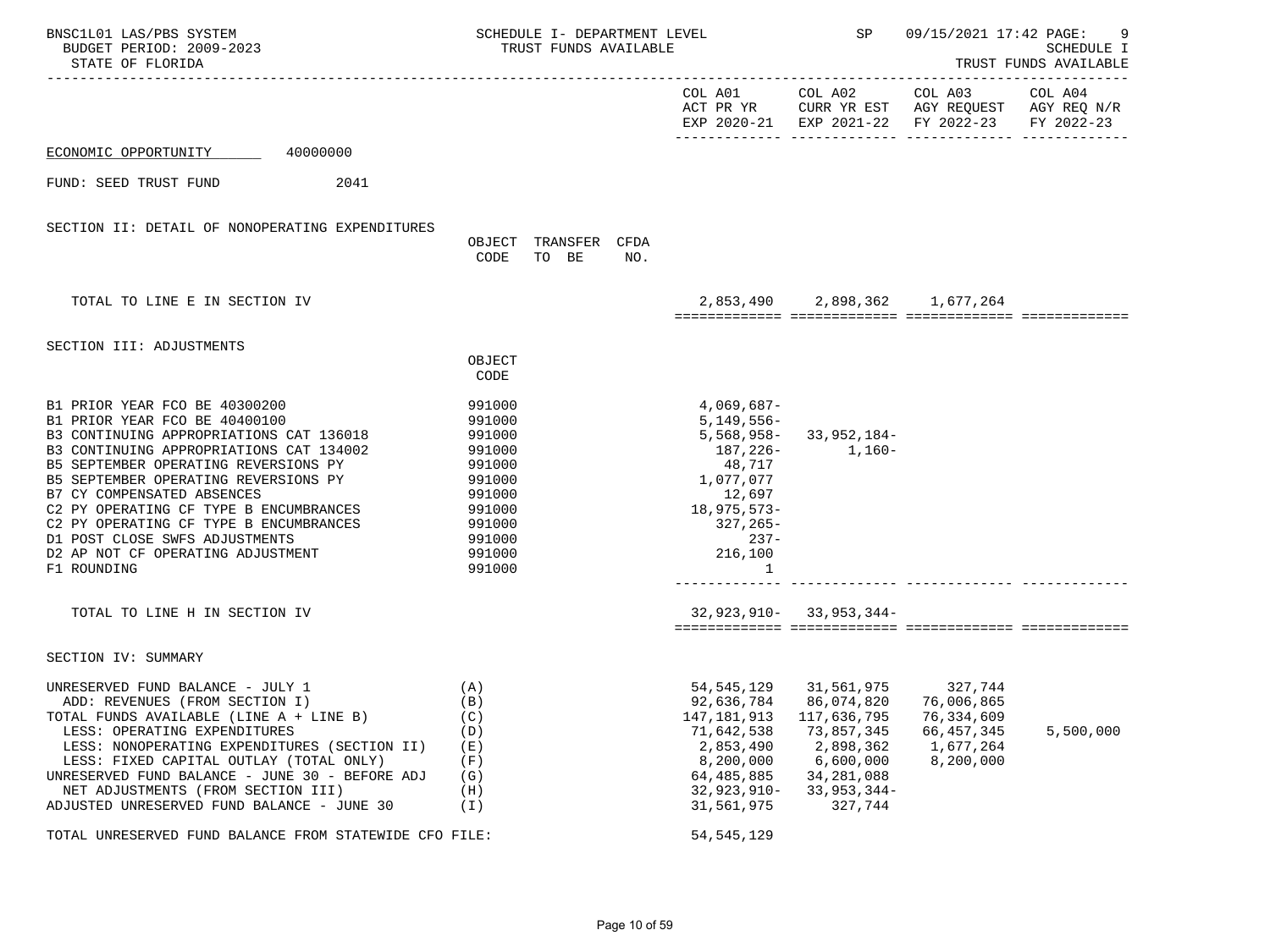BNSC1L01 LAS/PBS SYSTEM — SCHEDULE I- DEPARTMENT LEVEL — SP — 09/15/2021 17:42 PAGE: 9
BUDGET PERIOD: 2009-2023 — TRUST FUNDS AVAILABLE — SCHEDULE I
STATE OF FLORIDA — TRUST FUNDS AVAILABLE

ECONOMIC OPPORTUNITY 40000000

FUND: SEED TRUST FUND 2041

## SECTION II: DETAIL OF NONOPERATING EXPENDITURES

| | OBJECT CODE | TRANSFER TO BE | CFDA NO. | COL A01 ACT PR YR EXP 2020-21 | COL A02 CURR YR EST EXP 2021-22 | COL A03 AGY REQUEST FY 2022-23 | COL A04 AGY REQ N/R FY 2022-23 |
|---|---|---|---|---|---|---|---|
| TOTAL TO LINE E IN SECTION IV | | | | 2,853,490 | 2,898,362 | 1,677,264 | |

## SECTION III: ADJUSTMENTS

| | OBJECT CODE | COL A01 ACT PR YR EXP 2020-21 | COL A02 CURR YR EST EXP 2021-22 | COL A03 AGY REQUEST FY 2022-23 | COL A04 AGY REQ N/R FY 2022-23 |
|---|---|---|---|---|---|
| B1 PRIOR YEAR FCO BE 40300200 | 991000 | 4,069,687- | | | |
| B1 PRIOR YEAR FCO BE 40400100 | 991000 | 5,149,556- | | | |
| B3 CONTINUING APPROPRIATIONS CAT 136018 | 991000 | 5,568,958- | 33,952,184- | | |
| B3 CONTINUING APPROPRIATIONS CAT 134002 | 991000 | 187,226- | 1,160- | | |
| B5 SEPTEMBER OPERATING REVERSIONS PY | 991000 | 48,717 | | | |
| B5 SEPTEMBER OPERATING REVERSIONS PY | 991000 | 1,077,077 | | | |
| B7 CY COMPENSATED ABSENCES | 991000 | 12,697 | | | |
| C2 PY OPERATING CF TYPE B ENCUMBRANCES | 991000 | 18,975,573- | | | |
| C2 PY OPERATING CF TYPE B ENCUMBRANCES | 991000 | 327,265- | | | |
| D1 POST CLOSE SWFS ADJUSTMENTS | 991000 | 237- | | | |
| D2 AP NOT CF OPERATING ADJUSTMENT | 991000 | 216,100 | | | |
| F1 ROUNDING | 991000 | 1 | | | |
| TOTAL TO LINE H IN SECTION IV | | 32,923,910- | 33,953,344- | | |

## SECTION IV: SUMMARY

| | | COL A01 ACT PR YR EXP 2020-21 | COL A02 CURR YR EST EXP 2021-22 | COL A03 AGY REQUEST FY 2022-23 | COL A04 AGY REQ N/R FY 2022-23 |
|---|---|---|---|---|---|
| UNRESERVED FUND BALANCE - JULY 1 | (A) | 54,545,129 | 31,561,975 | 327,744 | |
| ADD: REVENUES (FROM SECTION I) | (B) | 92,636,784 | 86,074,820 | 76,006,865 | |
| TOTAL FUNDS AVAILABLE (LINE A + LINE B) | (C) | 147,181,913 | 117,636,795 | 76,334,609 | |
| LESS: OPERATING EXPENDITURES | (D) | 71,642,538 | 73,857,345 | 66,457,345 | 5,500,000 |
| LESS: NONOPERATING EXPENDITURES (SECTION II) | (E) | 2,853,490 | 2,898,362 | 1,677,264 | |
| LESS: FIXED CAPITAL OUTLAY (TOTAL ONLY) | (F) | 8,200,000 | 6,600,000 | 8,200,000 | |
| UNRESERVED FUND BALANCE - JUNE 30 - BEFORE ADJ | (G) | 64,485,885 | 34,281,088 | | |
| NET ADJUSTMENTS (FROM SECTION III) | (H) | 32,923,910- | 33,953,344- | | |
| ADJUSTED UNRESERVED FUND BALANCE - JUNE 30 | (I) | 31,561,975 | 327,744 | | |
| TOTAL UNRESERVED FUND BALANCE FROM STATEWIDE CFO FILE: | | 54,545,129 | | | |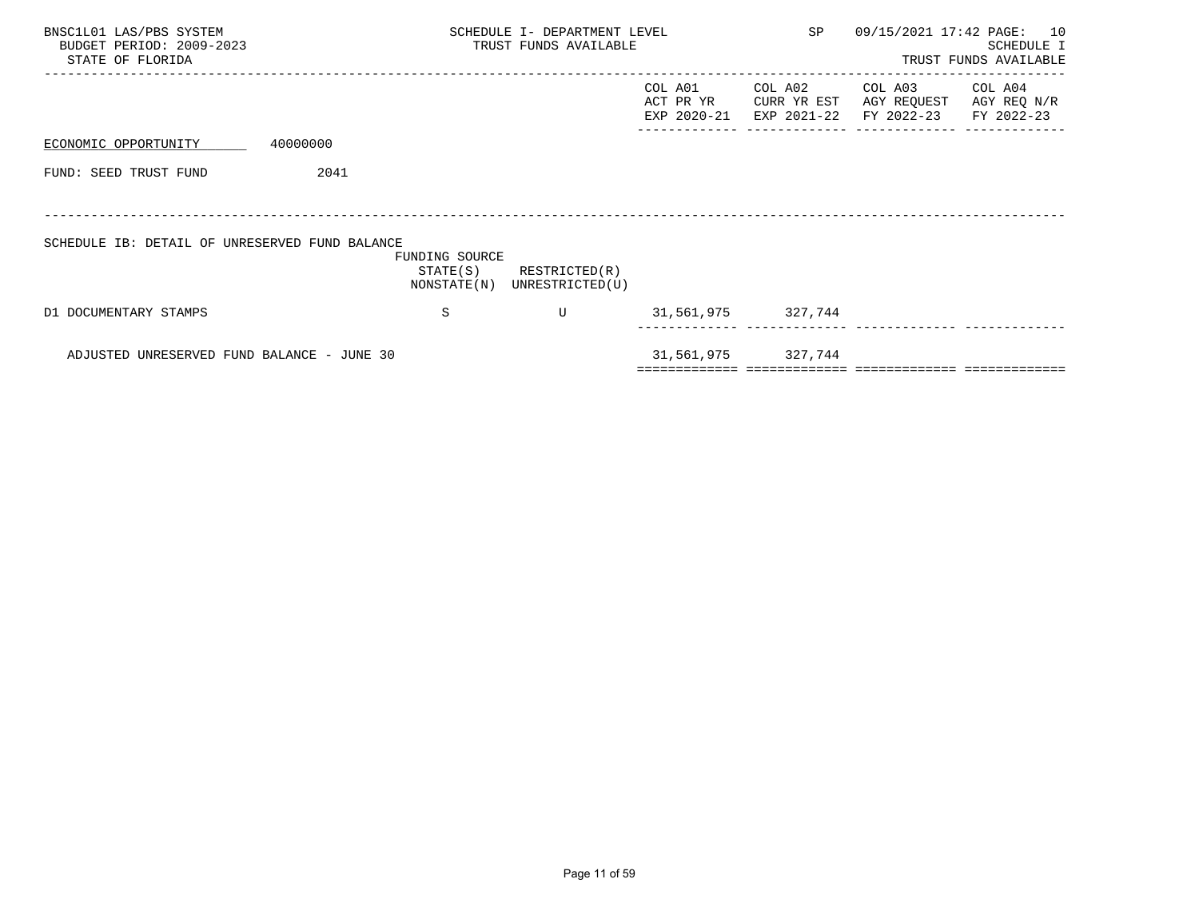BNSC1L01 LAS/PBS SYSTEM
BUDGET PERIOD: 2009-2023
STATE OF FLORIDA

SCHEDULE I- DEPARTMENT LEVEL
TRUST FUNDS AVAILABLE

SP 09/15/2021 17:42 PAGE: 10
SCHEDULE I
TRUST FUNDS AVAILABLE

| | | | COL A01 ACT PR YR EXP 2020-21 | COL A02 CURR YR EST EXP 2021-22 | COL A03 AGY REQUEST FY 2022-23 | COL A04 AGY REQ N/R FY 2022-23 |
|---|---|---|---|---|---|---|
| ECONOMIC OPPORTUNITY 40000000 | | | | | | |
| FUND: SEED TRUST FUND 2041 | | | | | | |
| SCHEDULE IB: DETAIL OF UNRESERVED FUND BALANCE | FUNDING SOURCE STATE(S) NONSTATE(N) | RESTRICTED(R) UNRESTRICTED(U) | | | | |
| D1 DOCUMENTARY STAMPS | S | U | 31,561,975 | 327,744 | | |
| ADJUSTED UNRESERVED FUND BALANCE - JUNE 30 | | | 31,561,975 | 327,744 | | |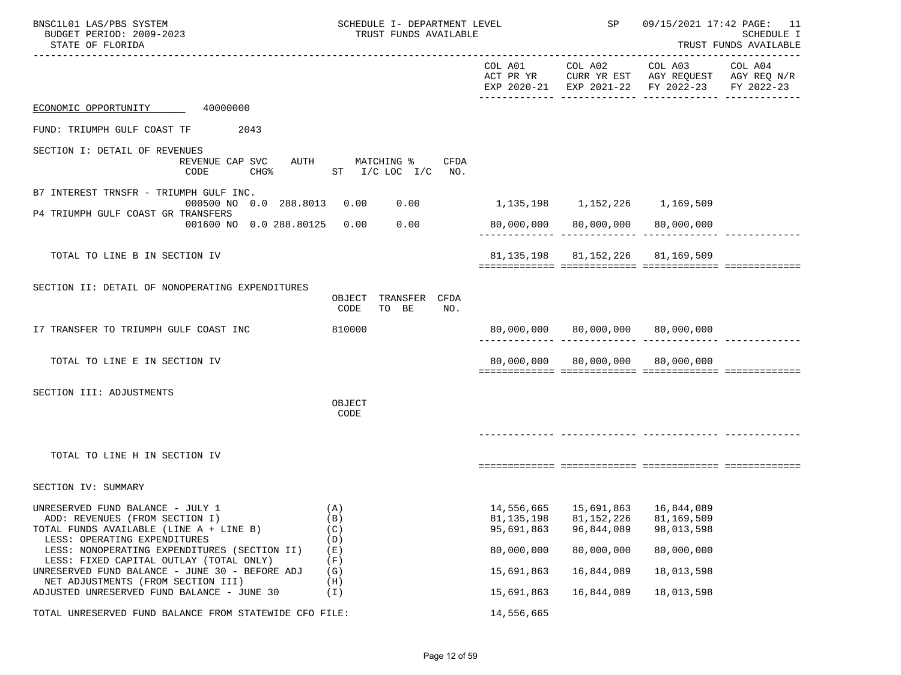BNSC1L01 LAS/PBS SYSTEM — SCHEDULE I- DEPARTMENT LEVEL — SP — 09/15/2021 17:42 PAGE: 11

BUDGET PERIOD: 2009-2023 — TRUST FUNDS AVAILABLE — SCHEDULE I

STATE OF FLORIDA — TRUST FUNDS AVAILABLE

| | COL A01 ACT PR YR EXP 2020-21 | COL A02 CURR YR EST EXP 2021-22 | COL A03 AGY REQUEST FY 2022-23 | COL A04 AGY REQ N/R FY 2022-23 |
|---|---|---|---|---|

ECONOMIC OPPORTUNITY 40000000

FUND: TRIUMPH GULF COAST TF 2043

SECTION I: DETAIL OF REVENUES

| | REVENUE CODE | CAP SVC CHG% | AUTH | MATCHING % ST | I/C LOC I/C | CFDA NO. | COL A01 | COL A02 | COL A03 | COL A04 |
|---|---|---|---|---|---|---|---|---|---|---|
| B7 INTEREST TRNSFR - TRIUMPH GULF INC. | 000500 | NO 0.0 | 288.8013 | 0.00 | 0.00 | | 1,135,198 | 1,152,226 | 1,169,509 | |
| P4 TRIUMPH GULF COAST GR TRANSFERS | 001600 | NO 0.0 | 288.80125 | 0.00 | 0.00 | | 80,000,000 | 80,000,000 | 80,000,000 | |
| TOTAL TO LINE B IN SECTION IV | | | | | | | 81,135,198 | 81,152,226 | 81,169,509 | |

SECTION II: DETAIL OF NONOPERATING EXPENDITURES

| | OBJECT CODE | TRANSFER TO BE | CFDA NO. | COL A01 | COL A02 | COL A03 | COL A04 |
|---|---|---|---|---|---|---|---|
| I7 TRANSFER TO TRIUMPH GULF COAST INC | 810000 | | | 80,000,000 | 80,000,000 | 80,000,000 | |
| TOTAL TO LINE E IN SECTION IV | | | | 80,000,000 | 80,000,000 | 80,000,000 | |

SECTION III: ADJUSTMENTS

| | OBJECT CODE | COL A01 | COL A02 | COL A03 | COL A04 |
|---|---|---|---|---|---|
| TOTAL TO LINE H IN SECTION IV | | | | | |

SECTION IV: SUMMARY

| | | COL A01 | COL A02 | COL A03 | COL A04 |
|---|---|---|---|---|---|
| UNRESERVED FUND BALANCE - JULY 1 | (A) | 14,556,665 | 15,691,863 | 16,844,089 | |
| ADD: REVENUES (FROM SECTION I) | (B) | 81,135,198 | 81,152,226 | 81,169,509 | |
| TOTAL FUNDS AVAILABLE (LINE A + LINE B) | (C) | 95,691,863 | 96,844,089 | 98,013,598 | |
| LESS: OPERATING EXPENDITURES | (D) | | | | |
| LESS: NONOPERATING EXPENDITURES (SECTION II) | (E) | 80,000,000 | 80,000,000 | 80,000,000 | |
| LESS: FIXED CAPITAL OUTLAY (TOTAL ONLY) | (F) | | | | |
| UNRESERVED FUND BALANCE - JUNE 30 - BEFORE ADJ | (G) | 15,691,863 | 16,844,089 | 18,013,598 | |
| NET ADJUSTMENTS (FROM SECTION III) | (H) | | | | |
| ADJUSTED UNRESERVED FUND BALANCE - JUNE 30 | (I) | 15,691,863 | 16,844,089 | 18,013,598 | |
| TOTAL UNRESERVED FUND BALANCE FROM STATEWIDE CFO FILE: | | 14,556,665 | | | |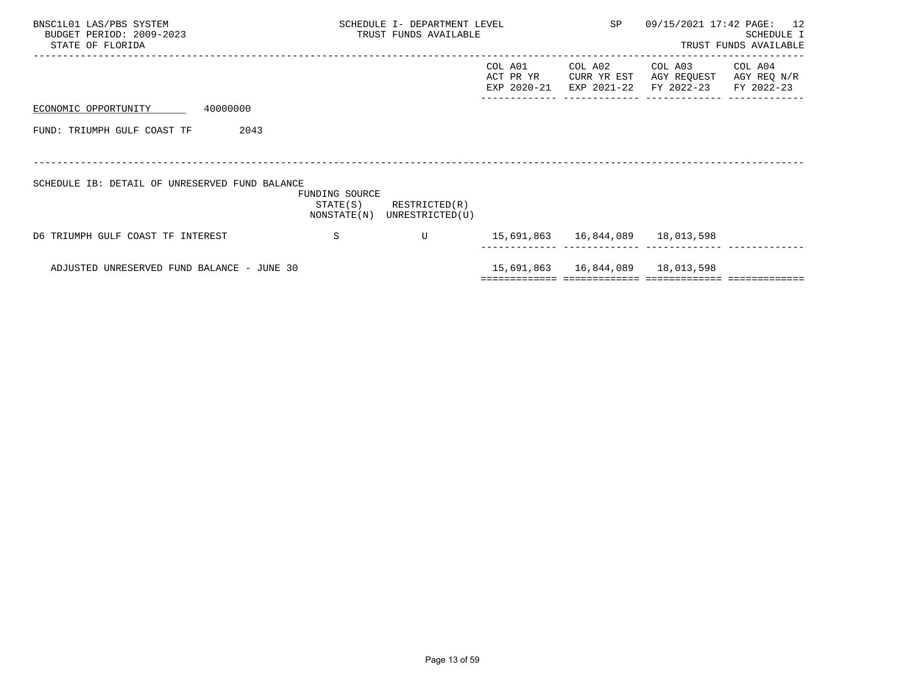BNSC1L01 LAS/PBS SYSTEM
BUDGET PERIOD: 2009-2023
STATE OF FLORIDA

SCHEDULE I- DEPARTMENT LEVEL
TRUST FUNDS AVAILABLE

SP 09/15/2021 17:42 PAGE: 12
SCHEDULE I
TRUST FUNDS AVAILABLE

ECONOMIC OPPORTUNITY 40000000

FUND: TRIUMPH GULF COAST TF 2043

SCHEDULE IB: DETAIL OF UNRESERVED FUND BALANCE

| | FUNDING SOURCE STATE(S) NONSTATE(N) | RESTRICTED(R) UNRESTRICTED(U) | COL A01 ACT PR YR EXP 2020-21 | COL A02 CURR YR EST EXP 2021-22 | COL A03 AGY REQUEST FY 2022-23 | COL A04 AGY REQ N/R FY 2022-23 |
|---|---|---|---|---|---|---|
| D6 TRIUMPH GULF COAST TF INTEREST | S | U | 15,691,863 | 16,844,089 | 18,013,598 | |
| ADJUSTED UNRESERVED FUND BALANCE - JUNE 30 | | | 15,691,863 | 16,844,089 | 18,013,598 | |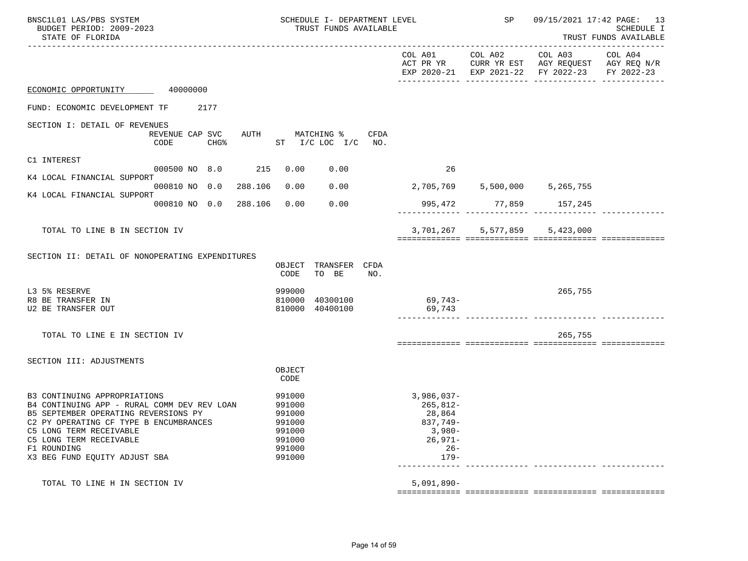BNSC1L01 LAS/PBS SYSTEM — SCHEDULE I- DEPARTMENT LEVEL — TRUST FUNDS AVAILABLE — SP 09/15/2021 17:42 PAGE: 13
BUDGET PERIOD: 2009-2023 — SCHEDULE I
STATE OF FLORIDA — TRUST FUNDS AVAILABLE

| | COL A01 ACT PR YR EXP 2020-21 | COL A02 CURR YR EST EXP 2021-22 | COL A03 AGY REQUEST FY 2022-23 | COL A04 AGY REQ N/R FY 2022-23 |
|---|---|---|---|---|

ECONOMIC OPPORTUNITY 40000000

FUND: ECONOMIC DEVELOPMENT TF 2177

SECTION I: DETAIL OF REVENUES

| | REVENUE CODE | CAP SVC CHG% | AUTH | MATCHING % ST | I/C LOC I/C | CFDA NO. | COL A01 | COL A02 | COL A03 | COL A04 |
|---|---|---|---|---|---|---|---|---|---|---|
| C1 INTEREST | 000500 | NO 8.0 | 215 | 0.00 | 0.00 | | 26 | | | |
| K4 LOCAL FINANCIAL SUPPORT | 000810 | NO 0.0 | 288.106 | 0.00 | 0.00 | | 2,705,769 | 5,500,000 | 5,265,755 | |
| K4 LOCAL FINANCIAL SUPPORT | 000810 | NO 0.0 | 288.106 | 0.00 | 0.00 | | 995,472 | 77,859 | 157,245 | |
| TOTAL TO LINE B IN SECTION IV | | | | | | | 3,701,267 | 5,577,859 | 5,423,000 | |

SECTION II: DETAIL OF NONOPERATING EXPENDITURES

| | OBJECT CODE | TRANSFER TO BE | CFDA NO. | COL A01 | COL A02 | COL A03 | COL A04 |
|---|---|---|---|---|---|---|---|
| L3 5% RESERVE | 999000 | | | | | 265,755 | |
| R8 BE TRANSFER IN | 810000 | 40300100 | | 69,743- | | | |
| U2 BE TRANSFER OUT | 810000 | 40400100 | | 69,743 | | | |
| TOTAL TO LINE E IN SECTION IV | | | | | | 265,755 | |

SECTION III: ADJUSTMENTS

| | OBJECT CODE | COL A01 | COL A02 | COL A03 | COL A04 |
|---|---|---|---|---|---|
| B3 CONTINUING APPROPRIATIONS | 991000 | 3,986,037- | | | |
| B4 CONTINUING APP - RURAL COMM DEV REV LOAN | 991000 | 265,812- | | | |
| B5 SEPTEMBER OPERATING REVERSIONS PY | 991000 | 28,864 | | | |
| C2 PY OPERATING CF TYPE B ENCUMBRANCES | 991000 | 837,749- | | | |
| C5 LONG TERM RECEIVABLE | 991000 | 3,980- | | | |
| C5 LONG TERM RECEIVABLE | 991000 | 26,971- | | | |
| F1 ROUNDING | 991000 | 26- | | | |
| X3 BEG FUND EQUITY ADJUST SBA | 991000 | 179- | | | |
| TOTAL TO LINE H IN SECTION IV | | 5,091,890- | | | |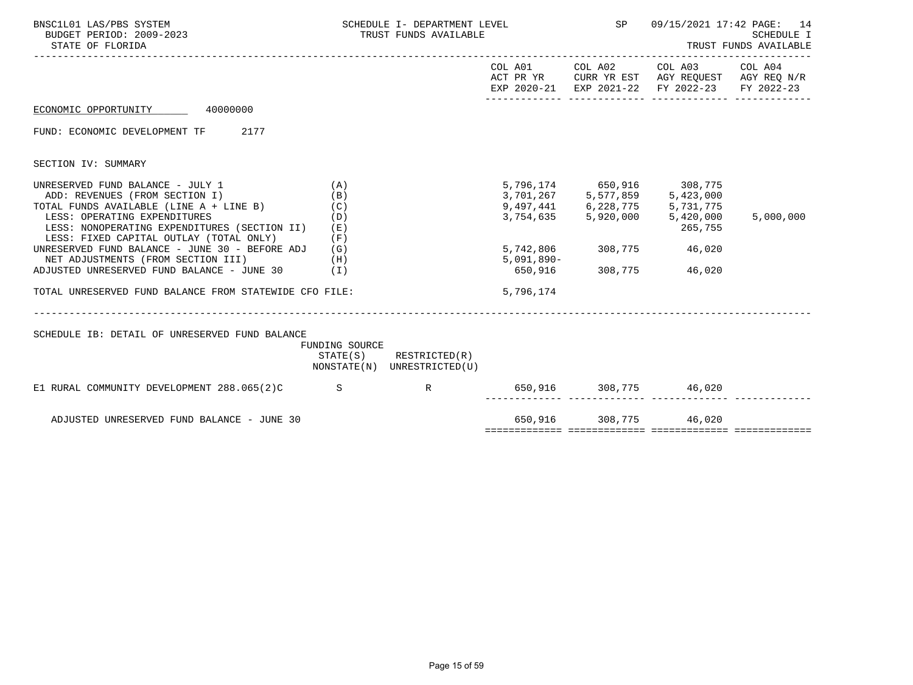BNSC1L01 LAS/PBS SYSTEM
BUDGET PERIOD: 2009-2023
STATE OF FLORIDA

SCHEDULE I- DEPARTMENT LEVEL
TRUST FUNDS AVAILABLE

SP 09/15/2021 17:42 PAGE: 14
SCHEDULE I
TRUST FUNDS AVAILABLE

ECONOMIC OPPORTUNITY 40000000

FUND: ECONOMIC DEVELOPMENT TF 2177

SECTION IV: SUMMARY

| | | COL A01 ACT PR YR EXP 2020-21 | COL A02 CURR YR EST EXP 2021-22 | COL A03 AGY REQUEST FY 2022-23 | COL A04 AGY REQ N/R FY 2022-23 |
|---|---|---|---|---|---|
| UNRESERVED FUND BALANCE - JULY 1 | (A) | 5,796,174 | 650,916 | 308,775 | |
| ADD: REVENUES (FROM SECTION I) | (B) | 3,701,267 | 5,577,859 | 5,423,000 | |
| TOTAL FUNDS AVAILABLE (LINE A + LINE B) | (C) | 9,497,441 | 6,228,775 | 5,731,775 | |
| LESS: OPERATING EXPENDITURES | (D) | 3,754,635 | 5,920,000 | 5,420,000 | 5,000,000 |
| LESS: NONOPERATING EXPENDITURES (SECTION II) | (E) | | | 265,755 | |
| LESS: FIXED CAPITAL OUTLAY (TOTAL ONLY) | (F) | | | | |
| UNRESERVED FUND BALANCE - JUNE 30 - BEFORE ADJ | (G) | 5,742,806 | 308,775 | 46,020 | |
| NET ADJUSTMENTS (FROM SECTION III) | (H) | 5,091,890- | | | |
| ADJUSTED UNRESERVED FUND BALANCE - JUNE 30 | (I) | 650,916 | 308,775 | 46,020 | |
| TOTAL UNRESERVED FUND BALANCE FROM STATEWIDE CFO FILE: | | 5,796,174 | | | |

SCHEDULE IB: DETAIL OF UNRESERVED FUND BALANCE

| | FUNDING SOURCE STATE(S) NONSTATE(N) | RESTRICTED(R) UNRESTRICTED(U) | COL A01 | COL A02 | COL A03 | COL A04 |
|---|---|---|---|---|---|---|
| E1 RURAL COMMUNITY DEVELOPMENT 288.065(2)C | S | R | 650,916 | 308,775 | 46,020 | |
| ADJUSTED UNRESERVED FUND BALANCE - JUNE 30 | | | 650,916 | 308,775 | 46,020 | |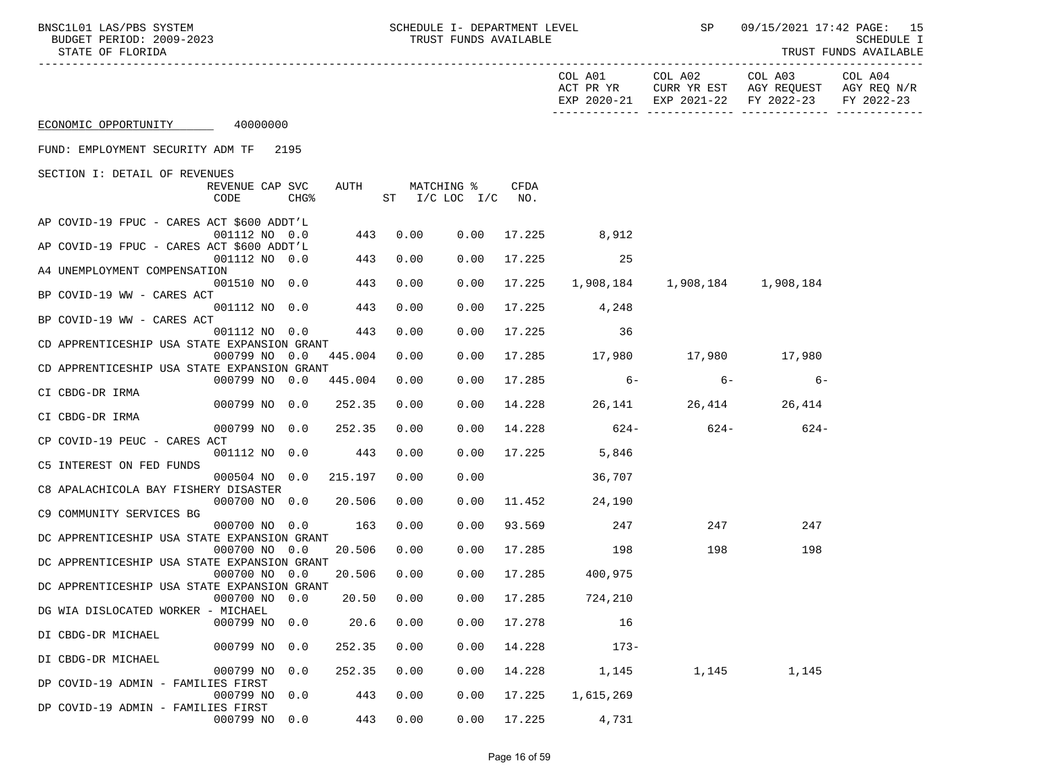BNSC1L01 LAS/PBS SYSTEM SCHEDULE I- DEPARTMENT LEVEL SP 09/15/2021 17:42 PAGE: 15
BUDGET PERIOD: 2009-2023 TRUST FUNDS AVAILABLE SCHEDULE I
STATE OF FLORIDA TRUST FUNDS AVAILABLE

ECONOMIC OPPORTUNITY 40000000

FUND: EMPLOYMENT SECURITY ADM TF 2195

SECTION I: DETAIL OF REVENUES

| | REVENUE CODE | CAP SVC CHG% | AUTH | ST MATCHING % | I/C LOC I/C | CFDA NO. | COL A01 ACT PR YR EXP 2020-21 | COL A02 CURR YR EST EXP 2021-22 | COL A03 AGY REQUEST FY 2022-23 | COL A04 AGY REQ N/R FY 2022-23 |
|---|---|---|---|---|---|---|---|---|---|---|
| AP COVID-19 FPUC - CARES ACT $600 ADDT'L | 001112 | NO 0.0 | 443 | 0.00 | 0.00 | 17.225 | 8,912 | | | |
| AP COVID-19 FPUC - CARES ACT $600 ADDT'L | 001112 | NO 0.0 | 443 | 0.00 | 0.00 | 17.225 | 25 | | | |
| A4 UNEMPLOYMENT COMPENSATION | 001510 | NO 0.0 | 443 | 0.00 | 0.00 | 17.225 | 1,908,184 | 1,908,184 | 1,908,184 | |
| BP COVID-19 WW - CARES ACT | 001112 | NO 0.0 | 443 | 0.00 | 0.00 | 17.225 | 4,248 | | | |
| BP COVID-19 WW - CARES ACT | 001112 | NO 0.0 | 443 | 0.00 | 0.00 | 17.225 | 36 | | | |
| CD APPRENTICESHIP USA STATE EXPANSION GRANT | 000799 | NO 0.0 | 445.004 | 0.00 | 0.00 | 17.285 | 17,980 | 17,980 | 17,980 | |
| CD APPRENTICESHIP USA STATE EXPANSION GRANT | 000799 | NO 0.0 | 445.004 | 0.00 | 0.00 | 17.285 | 6- | 6- | 6- | |
| CI CBDG-DR IRMA | 000799 | NO 0.0 | 252.35 | 0.00 | 0.00 | 14.228 | 26,141 | 26,414 | 26,414 | |
| CI CBDG-DR IRMA | 000799 | NO 0.0 | 252.35 | 0.00 | 0.00 | 14.228 | 624- | 624- | 624- | |
| CP COVID-19 PEUC - CARES ACT | 001112 | NO 0.0 | 443 | 0.00 | 0.00 | 17.225 | 5,846 | | | |
| C5 INTEREST ON FED FUNDS | 000504 | NO 0.0 | 215.197 | 0.00 | 0.00 | | 36,707 | | | |
| C8 APALACHICOLA BAY FISHERY DISASTER | 000700 | NO 0.0 | 20.506 | 0.00 | 0.00 | 11.452 | 24,190 | | | |
| C9 COMMUNITY SERVICES BG | 000700 | NO 0.0 | 163 | 0.00 | 0.00 | 93.569 | 247 | 247 | 247 | |
| DC APPRENTICESHIP USA STATE EXPANSION GRANT | 000700 | NO 0.0 | 20.506 | 0.00 | 0.00 | 17.285 | 198 | 198 | 198 | |
| DC APPRENTICESHIP USA STATE EXPANSION GRANT | 000700 | NO 0.0 | 20.506 | 0.00 | 0.00 | 17.285 | 400,975 | | | |
| DC APPRENTICESHIP USA STATE EXPANSION GRANT | 000700 | NO 0.0 | 20.50 | 0.00 | 0.00 | 17.285 | 724,210 | | | |
| DG WIA DISLOCATED WORKER - MICHAEL | 000799 | NO 0.0 | 20.6 | 0.00 | 0.00 | 17.278 | 16 | | | |
| DI CBDG-DR MICHAEL | 000799 | NO 0.0 | 252.35 | 0.00 | 0.00 | 14.228 | 173- | | | |
| DI CBDG-DR MICHAEL | 000799 | NO 0.0 | 252.35 | 0.00 | 0.00 | 14.228 | 1,145 | 1,145 | 1,145 | |
| DP COVID-19 ADMIN - FAMILIES FIRST | 000799 | NO 0.0 | 443 | 0.00 | 0.00 | 17.225 | 1,615,269 | | | |
| DP COVID-19 ADMIN - FAMILIES FIRST | 000799 | NO 0.0 | 443 | 0.00 | 0.00 | 17.225 | 4,731 | | | |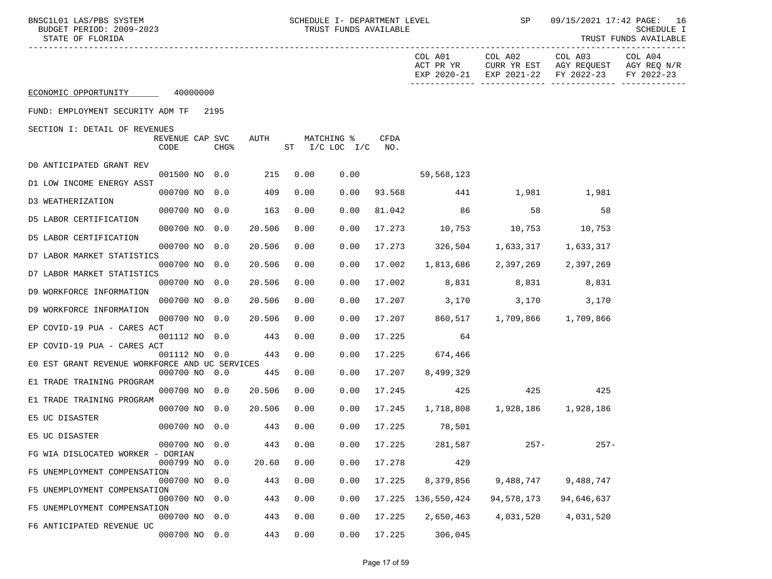BNSC1L01 LAS/PBS SYSTEM
BUDGET PERIOD: 2009-2023
STATE OF FLORIDA

SCHEDULE I- DEPARTMENT LEVEL
TRUST FUNDS AVAILABLE

SP 09/15/2021 17:42 PAGE: 16
SCHEDULE I
TRUST FUNDS AVAILABLE

ECONOMIC OPPORTUNITY 40000000

FUND: EMPLOYMENT SECURITY ADM TF 2195

SECTION I: DETAIL OF REVENUES

| | REVENUE CODE | CAP | SVC CHG% | AUTH | ST | MATCHING % I/C LOC | I/C | CFDA NO. | COL A01 ACT PR YR EXP 2020-21 | COL A02 CURR YR EST EXP 2021-22 | COL A03 AGY REQUEST FY 2022-23 | COL A04 AGY REQ N/R FY 2022-23 |
|---|---|---|---|---|---|---|---|---|---|---|---|---|
| D0 ANTICIPATED GRANT REV | 001500 | NO | 0.0 | 215 | 0.00 | 0.00 | | | 59,568,123 | | | |
| D1 LOW INCOME ENERGY ASST | 000700 | NO | 0.0 | 409 | 0.00 | 0.00 | | 93.568 | 441 | 1,981 | 1,981 | |
| D3 WEATHERIZATION | 000700 | NO | 0.0 | 163 | 0.00 | 0.00 | | 81.042 | 86 | 58 | 58 | |
| D5 LABOR CERTIFICATION | 000700 | NO | 0.0 | 20.506 | 0.00 | 0.00 | | 17.273 | 10,753 | 10,753 | 10,753 | |
| D5 LABOR CERTIFICATION | 000700 | NO | 0.0 | 20.506 | 0.00 | 0.00 | | 17.273 | 326,504 | 1,633,317 | 1,633,317 | |
| D7 LABOR MARKET STATISTICS | 000700 | NO | 0.0 | 20.506 | 0.00 | 0.00 | | 17.002 | 1,813,686 | 2,397,269 | 2,397,269 | |
| D7 LABOR MARKET STATISTICS | 000700 | NO | 0.0 | 20.506 | 0.00 | 0.00 | | 17.002 | 8,831 | 8,831 | 8,831 | |
| D9 WORKFORCE INFORMATION | 000700 | NO | 0.0 | 20.506 | 0.00 | 0.00 | | 17.207 | 3,170 | 3,170 | 3,170 | |
| D9 WORKFORCE INFORMATION | 000700 | NO | 0.0 | 20.506 | 0.00 | 0.00 | | 17.207 | 860,517 | 1,709,866 | 1,709,866 | |
| EP COVID-19 PUA - CARES ACT | 001112 | NO | 0.0 | 443 | 0.00 | 0.00 | | 17.225 | 64 | | | |
| EP COVID-19 PUA - CARES ACT | 001112 | NO | 0.0 | 443 | 0.00 | 0.00 | | 17.225 | 674,466 | | | |
| E0 EST GRANT REVENUE WORKFORCE AND UC SERVICES | 000700 | NO | 0.0 | 445 | 0.00 | 0.00 | | 17.207 | 8,499,329 | | | |
| E1 TRADE TRAINING PROGRAM | 000700 | NO | 0.0 | 20.506 | 0.00 | 0.00 | | 17.245 | 425 | 425 | 425 | |
| E1 TRADE TRAINING PROGRAM | 000700 | NO | 0.0 | 20.506 | 0.00 | 0.00 | | 17.245 | 1,718,808 | 1,928,186 | 1,928,186 | |
| E5 UC DISASTER | 000700 | NO | 0.0 | 443 | 0.00 | 0.00 | | 17.225 | 78,501 | | | |
| E5 UC DISASTER | 000700 | NO | 0.0 | 443 | 0.00 | 0.00 | | 17.225 | 281,587 | 257- | 257- | |
| FG WIA DISLOCATED WORKER - DORIAN | 000799 | NO | 0.0 | 20.60 | 0.00 | 0.00 | | 17.278 | 429 | | | |
| F5 UNEMPLOYMENT COMPENSATION | 000700 | NO | 0.0 | 443 | 0.00 | 0.00 | | 17.225 | 8,379,856 | 9,488,747 | 9,488,747 | |
| F5 UNEMPLOYMENT COMPENSATION | 000700 | NO | 0.0 | 443 | 0.00 | 0.00 | | 17.225 | 136,550,424 | 94,578,173 | 94,646,637 | |
| F5 UNEMPLOYMENT COMPENSATION | 000700 | NO | 0.0 | 443 | 0.00 | 0.00 | | 17.225 | 2,650,463 | 4,031,520 | 4,031,520 | |
| F6 ANTICIPATED REVENUE UC | 000700 | NO | 0.0 | 443 | 0.00 | 0.00 | | 17.225 | 306,045 | | | |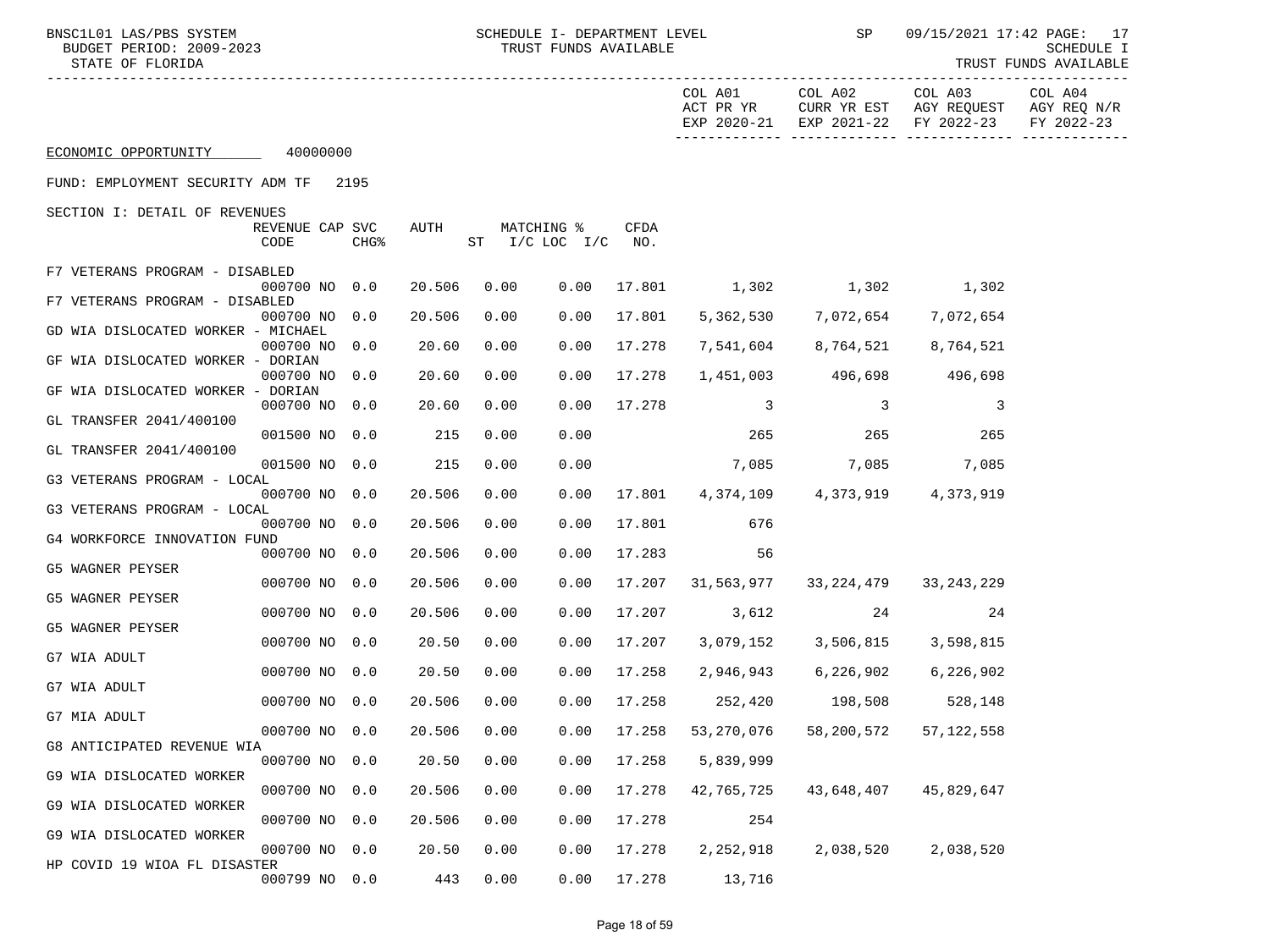BNSC1L01 LAS/PBS SYSTEM
BUDGET PERIOD: 2009-2023
STATE OF FLORIDA

SCHEDULE I- DEPARTMENT LEVEL
TRUST FUNDS AVAILABLE

SP 09/15/2021 17:42 PAGE: 17
SCHEDULE I
TRUST FUNDS AVAILABLE

ECONOMIC OPPORTUNITY 40000000

FUND: EMPLOYMENT SECURITY ADM TF 2195

SECTION I: DETAIL OF REVENUES

| Description | REVENUE CODE | CAP | SVC CHG% | AUTH ST | MATCHING % I/C | LOC I/C | CFDA NO. | COL A01 ACT PR YR EXP 2020-21 | COL A02 CURR YR EST EXP 2021-22 | COL A03 AGY REQUEST FY 2022-23 | COL A04 AGY REQ N/R FY 2022-23 |
|---|---|---|---|---|---|---|---|---|---|---|---|
| F7 VETERANS PROGRAM - DISABLED | 000700 | NO | 0.0 | 20.506 | 0.00 | 0.00 | 17.801 | 1,302 | 1,302 | 1,302 | |
| F7 VETERANS PROGRAM - DISABLED | 000700 | NO | 0.0 | 20.506 | 0.00 | 0.00 | 17.801 | 5,362,530 | 7,072,654 | 7,072,654 | |
| GD WIA DISLOCATED WORKER - MICHAEL | 000700 | NO | 0.0 | 20.60 | 0.00 | 0.00 | 17.278 | 7,541,604 | 8,764,521 | 8,764,521 | |
| GF WIA DISLOCATED WORKER - DORIAN | 000700 | NO | 0.0 | 20.60 | 0.00 | 0.00 | 17.278 | 1,451,003 | 496,698 | 496,698 | |
| GF WIA DISLOCATED WORKER - DORIAN | 000700 | NO | 0.0 | 20.60 | 0.00 | 0.00 | 17.278 | 3 | 3 | 3 | |
| GL TRANSFER 2041/400100 | 001500 | NO | 0.0 | 215 | 0.00 | 0.00 | | 265 | 265 | 265 | |
| GL TRANSFER 2041/400100 | 001500 | NO | 0.0 | 215 | 0.00 | 0.00 | | 7,085 | 7,085 | 7,085 | |
| G3 VETERANS PROGRAM - LOCAL | 000700 | NO | 0.0 | 20.506 | 0.00 | 0.00 | 17.801 | 4,374,109 | 4,373,919 | 4,373,919 | |
| G3 VETERANS PROGRAM - LOCAL | 000700 | NO | 0.0 | 20.506 | 0.00 | 0.00 | 17.801 | 676 | | | |
| G4 WORKFORCE INNOVATION FUND | 000700 | NO | 0.0 | 20.506 | 0.00 | 0.00 | 17.283 | 56 | | | |
| G5 WAGNER PEYSER | 000700 | NO | 0.0 | 20.506 | 0.00 | 0.00 | 17.207 | 31,563,977 | 33,224,479 | 33,243,229 | |
| G5 WAGNER PEYSER | 000700 | NO | 0.0 | 20.506 | 0.00 | 0.00 | 17.207 | 3,612 | 24 | 24 | |
| G5 WAGNER PEYSER | 000700 | NO | 0.0 | 20.50 | 0.00 | 0.00 | 17.207 | 3,079,152 | 3,506,815 | 3,598,815 | |
| G7 WIA ADULT | 000700 | NO | 0.0 | 20.50 | 0.00 | 0.00 | 17.258 | 2,946,943 | 6,226,902 | 6,226,902 | |
| G7 WIA ADULT | 000700 | NO | 0.0 | 20.506 | 0.00 | 0.00 | 17.258 | 252,420 | 198,508 | 528,148 | |
| G7 MIA ADULT | 000700 | NO | 0.0 | 20.506 | 0.00 | 0.00 | 17.258 | 53,270,076 | 58,200,572 | 57,122,558 | |
| G8 ANTICIPATED REVENUE WIA | 000700 | NO | 0.0 | 20.50 | 0.00 | 0.00 | 17.258 | 5,839,999 | | | |
| G9 WIA DISLOCATED WORKER | 000700 | NO | 0.0 | 20.506 | 0.00 | 0.00 | 17.278 | 42,765,725 | 43,648,407 | 45,829,647 | |
| G9 WIA DISLOCATED WORKER | 000700 | NO | 0.0 | 20.506 | 0.00 | 0.00 | 17.278 | 254 | | | |
| G9 WIA DISLOCATED WORKER | 000700 | NO | 0.0 | 20.50 | 0.00 | 0.00 | 17.278 | 2,252,918 | 2,038,520 | 2,038,520 | |
| HP COVID 19 WIOA FL DISASTER | 000799 | NO | 0.0 | 443 | 0.00 | 0.00 | 17.278 | 13,716 | | | |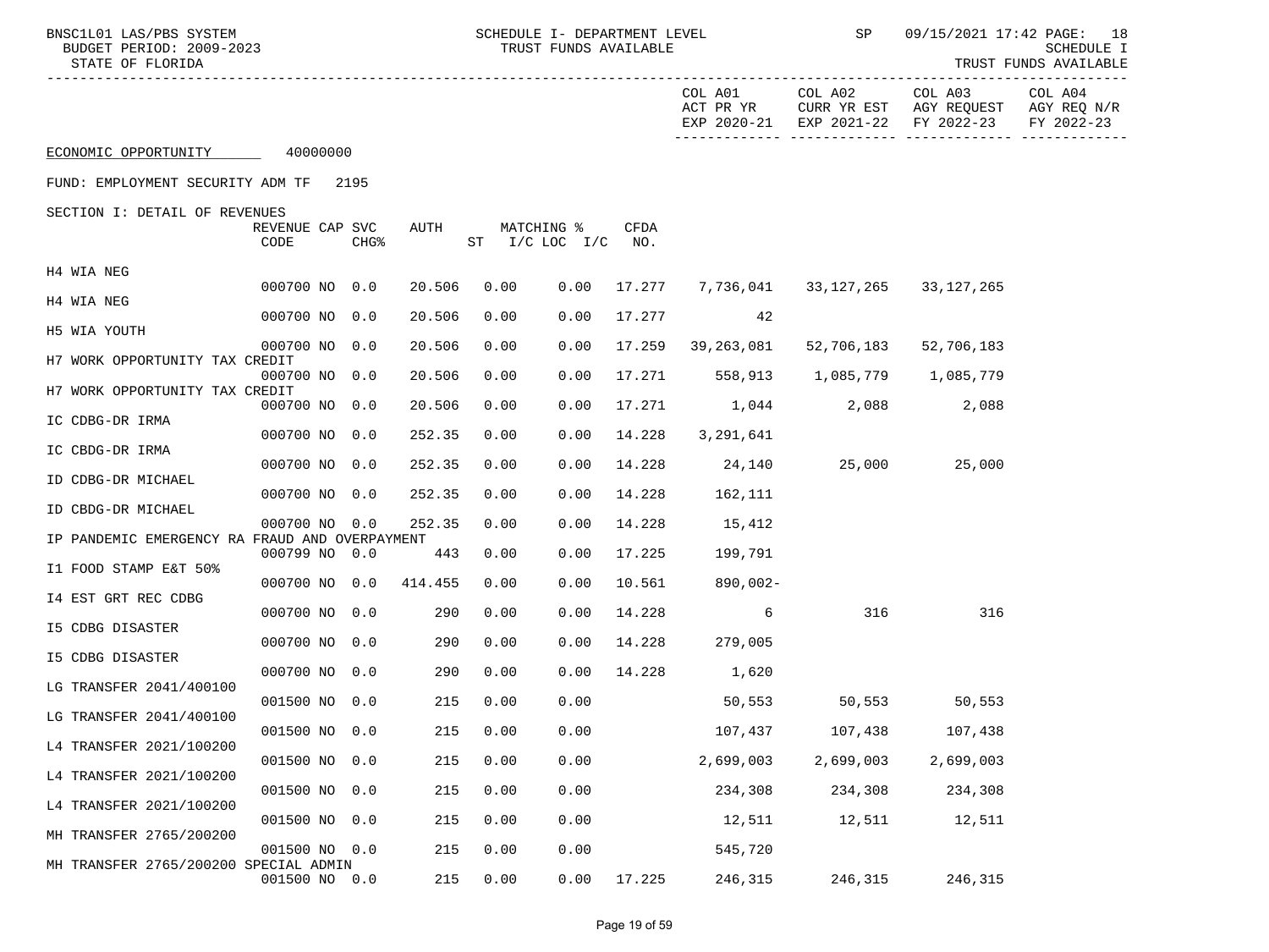BNSC1L01 LAS/PBS SYSTEM — SCHEDULE I- DEPARTMENT LEVEL — TRUST FUNDS AVAILABLE — SP 09/15/2021 17:42

BUDGET PERIOD: 2009-2023

STATE OF FLORIDA

SCHEDULE I — TRUST FUNDS AVAILABLE

ECONOMIC OPPORTUNITY 40000000

FUND: EMPLOYMENT SECURITY ADM TF 2195

SECTION I: DETAIL OF REVENUES

| | REVENUE CODE | CAP | SVC CHG% | AUTH | MATCHING % ST | I/C LOC I/C | CFDA NO. | COL A01 ACT PR YR EXP 2020-21 | COL A02 CURR YR EST EXP 2021-22 | COL A03 AGY REQUEST FY 2022-23 | COL A04 AGY REQ N/R FY 2022-23 |
|---|---|---|---|---|---|---|---|---|---|---|---|
| H4 WIA NEG | 000700 | NO | 0.0 | 20.506 | 0.00 | 0.00 | 17.277 | 7,736,041 | 33,127,265 | 33,127,265 | |
| H4 WIA NEG | 000700 | NO | 0.0 | 20.506 | 0.00 | 0.00 | 17.277 | 42 | | | |
| H5 WIA YOUTH | 000700 | NO | 0.0 | 20.506 | 0.00 | 0.00 | 17.259 | 39,263,081 | 52,706,183 | 52,706,183 | |
| H7 WORK OPPORTUNITY TAX CREDIT | 000700 | NO | 0.0 | 20.506 | 0.00 | 0.00 | 17.271 | 558,913 | 1,085,779 | 1,085,779 | |
| H7 WORK OPPORTUNITY TAX CREDIT | 000700 | NO | 0.0 | 20.506 | 0.00 | 0.00 | 17.271 | 1,044 | 2,088 | 2,088 | |
| IC CDBG-DR IRMA | 000700 | NO | 0.0 | 252.35 | 0.00 | 0.00 | 14.228 | 3,291,641 | | | |
| IC CBDG-DR IRMA | 000700 | NO | 0.0 | 252.35 | 0.00 | 0.00 | 14.228 | 24,140 | 25,000 | 25,000 | |
| ID CDBG-DR MICHAEL | 000700 | NO | 0.0 | 252.35 | 0.00 | 0.00 | 14.228 | 162,111 | | | |
| ID CBDG-DR MICHAEL | 000700 | NO | 0.0 | 252.35 | 0.00 | 0.00 | 14.228 | 15,412 | | | |
| IP PANDEMIC EMERGENCY RA FRAUD AND OVERPAYMENT | 000799 | NO | 0.0 | 443 | 0.00 | 0.00 | 17.225 | 199,791 | | | |
| I1 FOOD STAMP E&T 50% | 000700 | NO | 0.0 | 414.455 | 0.00 | 0.00 | 10.561 | 890,002- | | | |
| I4 EST GRT REC CDBG | 000700 | NO | 0.0 | 290 | 0.00 | 0.00 | 14.228 | 6 | 316 | 316 | |
| I5 CDBG DISASTER | 000700 | NO | 0.0 | 290 | 0.00 | 0.00 | 14.228 | 279,005 | | | |
| I5 CDBG DISASTER | 000700 | NO | 0.0 | 290 | 0.00 | 0.00 | 14.228 | 1,620 | | | |
| LG TRANSFER 2041/400100 | 001500 | NO | 0.0 | 215 | 0.00 | 0.00 | | 50,553 | 50,553 | 50,553 | |
| LG TRANSFER 2041/400100 | 001500 | NO | 0.0 | 215 | 0.00 | 0.00 | | 107,437 | 107,438 | 107,438 | |
| L4 TRANSFER 2021/100200 | 001500 | NO | 0.0 | 215 | 0.00 | 0.00 | | 2,699,003 | 2,699,003 | 2,699,003 | |
| L4 TRANSFER 2021/100200 | 001500 | NO | 0.0 | 215 | 0.00 | 0.00 | | 234,308 | 234,308 | 234,308 | |
| L4 TRANSFER 2021/100200 | 001500 | NO | 0.0 | 215 | 0.00 | 0.00 | | 12,511 | 12,511 | 12,511 | |
| MH TRANSFER 2765/200200 | 001500 | NO | 0.0 | 215 | 0.00 | 0.00 | | 545,720 | | | |
| MH TRANSFER 2765/200200 SPECIAL ADMIN | 001500 | NO | 0.0 | 215 | 0.00 | 0.00 | 17.225 | 246,315 | 246,315 | 246,315 | |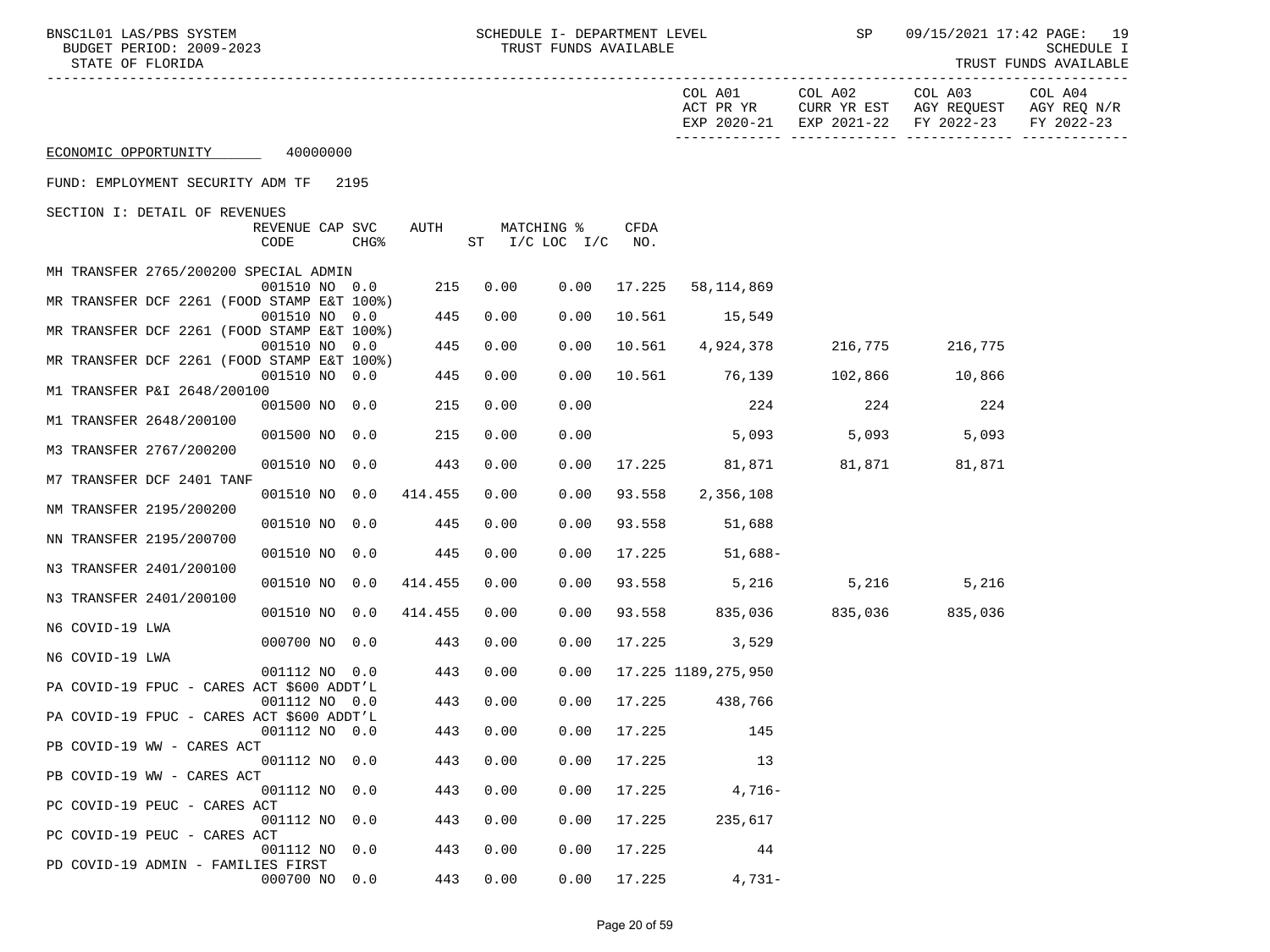BNSC1L01 LAS/PBS SYSTEM
BUDGET PERIOD: 2009-2023
STATE OF FLORIDA

SCHEDULE I- DEPARTMENT LEVEL
TRUST FUNDS AVAILABLE

SP 09/15/2021 17:42 PAGE: 19
SCHEDULE I
TRUST FUNDS AVAILABLE

ECONOMIC OPPORTUNITY 40000000

FUND: EMPLOYMENT SECURITY ADM TF 2195

SECTION I: DETAIL OF REVENUES

| Description | REVENUE CODE | CAP | SVC CHG% | AUTH | ST | MATCHING % I/C | LOC I/C | CFDA NO. | COL A01 ACT PR YR EXP 2020-21 | COL A02 CURR YR EST EXP 2021-22 | COL A03 AGY REQUEST FY 2022-23 | COL A04 AGY REQ N/R FY 2022-23 |
|---|---|---|---|---|---|---|---|---|---|---|---|---|
| MH TRANSFER 2765/200200 SPECIAL ADMIN | 001510 | NO | 0.0 | 215 | | 0.00 | 0.00 | 17.225 | 58,114,869 | | | |
| MR TRANSFER DCF 2261 (FOOD STAMP E&T 100%) | 001510 | NO | 0.0 | 445 | | 0.00 | 0.00 | 10.561 | 15,549 | | | |
| MR TRANSFER DCF 2261 (FOOD STAMP E&T 100%) | 001510 | NO | 0.0 | 445 | | 0.00 | 0.00 | 10.561 | 4,924,378 | 216,775 | 216,775 | |
| MR TRANSFER DCF 2261 (FOOD STAMP E&T 100%) | 001510 | NO | 0.0 | 445 | | 0.00 | 0.00 | 10.561 | 76,139 | 102,866 | 10,866 | |
| M1 TRANSFER P&I 2648/200100 | 001500 | NO | 0.0 | 215 | | 0.00 | 0.00 | | 224 | 224 | 224 | |
| M1 TRANSFER 2648/200100 | 001500 | NO | 0.0 | 215 | | 0.00 | 0.00 | | 5,093 | 5,093 | 5,093 | |
| M3 TRANSFER 2767/200200 | 001510 | NO | 0.0 | 443 | | 0.00 | 0.00 | 17.225 | 81,871 | 81,871 | 81,871 | |
| M7 TRANSFER DCF 2401 TANF | 001510 | NO | 0.0 | 414.455 | | 0.00 | 0.00 | 93.558 | 2,356,108 | | | |
| NM TRANSFER 2195/200200 | 001510 | NO | 0.0 | 445 | | 0.00 | 0.00 | 93.558 | 51,688 | | | |
| NN TRANSFER 2195/200700 | 001510 | NO | 0.0 | 445 | | 0.00 | 0.00 | 17.225 | 51,688- | | | |
| N3 TRANSFER 2401/200100 | 001510 | NO | 0.0 | 414.455 | | 0.00 | 0.00 | 93.558 | 5,216 | 5,216 | 5,216 | |
| N3 TRANSFER 2401/200100 | 001510 | NO | 0.0 | 414.455 | | 0.00 | 0.00 | 93.558 | 835,036 | 835,036 | 835,036 | |
| N6 COVID-19 LWA | 000700 | NO | 0.0 | 443 | | 0.00 | 0.00 | 17.225 | 3,529 | | | |
| N6 COVID-19 LWA | 001112 | NO | 0.0 | 443 | | 0.00 | 0.00 | 17.225 | 1189,275,950 | | | |
| PA COVID-19 FPUC - CARES ACT $600 ADDT'L | 001112 | NO | 0.0 | 443 | | 0.00 | 0.00 | 17.225 | 438,766 | | | |
| PA COVID-19 FPUC - CARES ACT $600 ADDT'L | 001112 | NO | 0.0 | 443 | | 0.00 | 0.00 | 17.225 | 145 | | | |
| PB COVID-19 WW - CARES ACT | 001112 | NO | 0.0 | 443 | | 0.00 | 0.00 | 17.225 | 13 | | | |
| PB COVID-19 WW - CARES ACT | 001112 | NO | 0.0 | 443 | | 0.00 | 0.00 | 17.225 | 4,716- | | | |
| PC COVID-19 PEUC - CARES ACT | 001112 | NO | 0.0 | 443 | | 0.00 | 0.00 | 17.225 | 235,617 | | | |
| PC COVID-19 PEUC - CARES ACT | 001112 | NO | 0.0 | 443 | | 0.00 | 0.00 | 17.225 | 44 | | | |
| PD COVID-19 ADMIN - FAMILIES FIRST | 000700 | NO | 0.0 | 443 | | 0.00 | 0.00 | 17.225 | 4,731- | | | |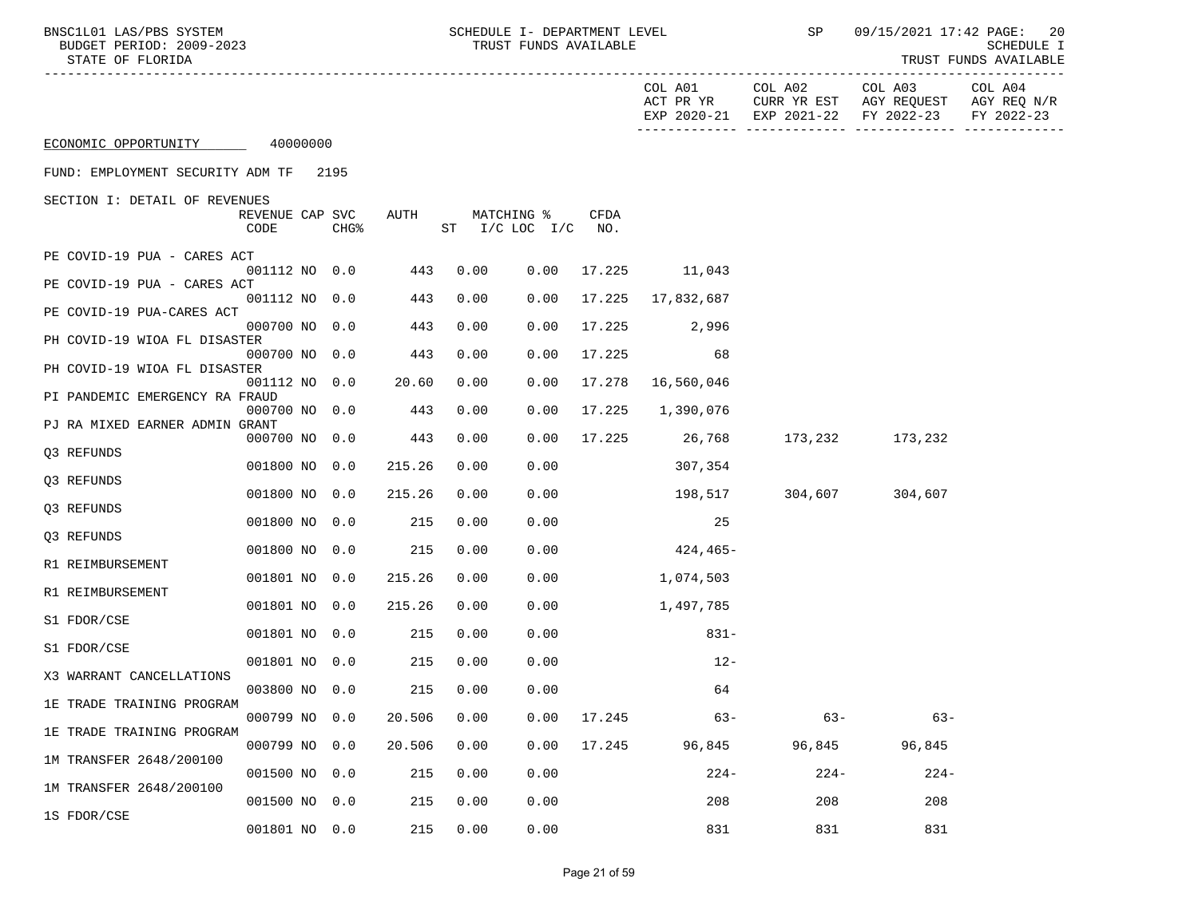ECONOMIC OPPORTUNITY 40000000

FUND: EMPLOYMENT SECURITY ADM TF 2195

SECTION I: DETAIL OF REVENUES

| | REVENUE CODE | CAP | SVC CHG% | AUTH | MATCHING % ST | I/C LOC I/C | CFDA NO. | COL A01 ACT PR YR EXP 2020-21 | COL A02 CURR YR EST EXP 2021-22 | COL A03 AGY REQUEST FY 2022-23 | COL A04 AGY REQ N/R FY 2022-23 |
|---|---|---|---|---|---|---|---|---|---|---|---|
| PE COVID-19 PUA - CARES ACT | 001112 | NO | 0.0 | 443 | 0.00 | 0.00 | 17.225 | 11,043 | | | |
| PE COVID-19 PUA - CARES ACT | 001112 | NO | 0.0 | 443 | 0.00 | 0.00 | 17.225 | 17,832,687 | | | |
| PE COVID-19 PUA-CARES ACT | 000700 | NO | 0.0 | 443 | 0.00 | 0.00 | 17.225 | 2,996 | | | |
| PH COVID-19 WIOA FL DISASTER | 000700 | NO | 0.0 | 443 | 0.00 | 0.00 | 17.225 | 68 | | | |
| PH COVID-19 WIOA FL DISASTER | 001112 | NO | 0.0 | 20.60 | 0.00 | 0.00 | 17.278 | 16,560,046 | | | |
| PI PANDEMIC EMERGENCY RA FRAUD | 000700 | NO | 0.0 | 443 | 0.00 | 0.00 | 17.225 | 1,390,076 | | | |
| PJ RA MIXED EARNER ADMIN GRANT | 000700 | NO | 0.0 | 443 | 0.00 | 0.00 | 17.225 | 26,768 | 173,232 | 173,232 | |
| Q3 REFUNDS | 001800 | NO | 0.0 | 215.26 | 0.00 | 0.00 | | 307,354 | | | |
| Q3 REFUNDS | 001800 | NO | 0.0 | 215.26 | 0.00 | 0.00 | | 198,517 | 304,607 | 304,607 | |
| Q3 REFUNDS | 001800 | NO | 0.0 | 215 | 0.00 | 0.00 | | 25 | | | |
| Q3 REFUNDS | 001800 | NO | 0.0 | 215 | 0.00 | 0.00 | | 424,465- | | | |
| R1 REIMBURSEMENT | 001801 | NO | 0.0 | 215.26 | 0.00 | 0.00 | | 1,074,503 | | | |
| R1 REIMBURSEMENT | 001801 | NO | 0.0 | 215.26 | 0.00 | 0.00 | | 1,497,785 | | | |
| S1 FDOR/CSE | 001801 | NO | 0.0 | 215 | 0.00 | 0.00 | | 831- | | | |
| S1 FDOR/CSE | 001801 | NO | 0.0 | 215 | 0.00 | 0.00 | | 12- | | | |
| X3 WARRANT CANCELLATIONS | 003800 | NO | 0.0 | 215 | 0.00 | 0.00 | | 64 | | | |
| 1E TRADE TRAINING PROGRAM | 000799 | NO | 0.0 | 20.506 | 0.00 | 0.00 | 17.245 | 63- | 63- | 63- | |
| 1E TRADE TRAINING PROGRAM | 000799 | NO | 0.0 | 20.506 | 0.00 | 0.00 | 17.245 | 96,845 | 96,845 | 96,845 | |
| 1M TRANSFER 2648/200100 | 001500 | NO | 0.0 | 215 | 0.00 | 0.00 | | 224- | 224- | 224- | |
| 1M TRANSFER 2648/200100 | 001500 | NO | 0.0 | 215 | 0.00 | 0.00 | | 208 | 208 | 208 | |
| 1S FDOR/CSE | 001801 | NO | 0.0 | 215 | 0.00 | 0.00 | | 831 | 831 | 831 | |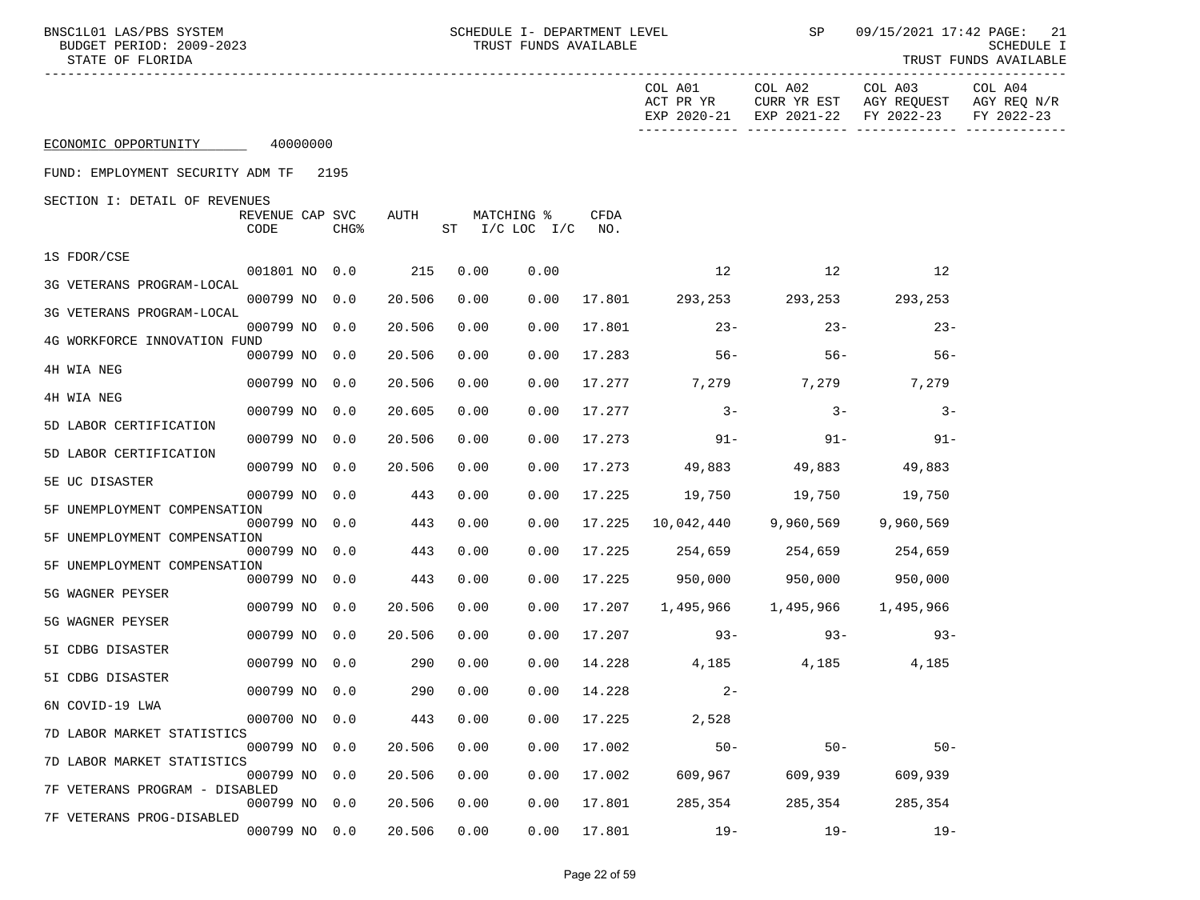BNSC1L01 LAS/PBS SYSTEM — SCHEDULE I- DEPARTMENT LEVEL — SP — 09/15/2021 17:42 PAGE: 21
BUDGET PERIOD: 2009-2023 — TRUST FUNDS AVAILABLE — SCHEDULE I
STATE OF FLORIDA — TRUST FUNDS AVAILABLE

ECONOMIC OPPORTUNITY 40000000

FUND: EMPLOYMENT SECURITY ADM TF 2195

SECTION I: DETAIL OF REVENUES

| | REVENUE CODE | CAP | SVC CHG% | AUTH | ST | MATCHING % I/C LOC I/C | CFDA NO. | COL A01 ACT PR YR EXP 2020-21 | COL A02 CURR YR EST EXP 2021-22 | COL A03 AGY REQUEST FY 2022-23 | COL A04 AGY REQ N/R FY 2022-23 |
|---|---|---|---|---|---|---|---|---|---|---|---|
| 1S FDOR/CSE | 001801 | NO | 0.0 | 215 | 0.00 | 0.00 | | 12 | 12 | 12 | |
| 3G VETERANS PROGRAM-LOCAL | 000799 | NO | 0.0 | 20.506 | 0.00 | 0.00 | 17.801 | 293,253 | 293,253 | 293,253 | |
| 3G VETERANS PROGRAM-LOCAL | 000799 | NO | 0.0 | 20.506 | 0.00 | 0.00 | 17.801 | 23- | 23- | 23- | |
| 4G WORKFORCE INNOVATION FUND | 000799 | NO | 0.0 | 20.506 | 0.00 | 0.00 | 17.283 | 56- | 56- | 56- | |
| 4H WIA NEG | 000799 | NO | 0.0 | 20.506 | 0.00 | 0.00 | 17.277 | 7,279 | 7,279 | 7,279 | |
| 4H WIA NEG | 000799 | NO | 0.0 | 20.605 | 0.00 | 0.00 | 17.277 | 3- | 3- | 3- | |
| 5D LABOR CERTIFICATION | 000799 | NO | 0.0 | 20.506 | 0.00 | 0.00 | 17.273 | 91- | 91- | 91- | |
| 5D LABOR CERTIFICATION | 000799 | NO | 0.0 | 20.506 | 0.00 | 0.00 | 17.273 | 49,883 | 49,883 | 49,883 | |
| 5E UC DISASTER | 000799 | NO | 0.0 | 443 | 0.00 | 0.00 | 17.225 | 19,750 | 19,750 | 19,750 | |
| 5F UNEMPLOYMENT COMPENSATION | 000799 | NO | 0.0 | 443 | 0.00 | 0.00 | 17.225 | 10,042,440 | 9,960,569 | 9,960,569 | |
| 5F UNEMPLOYMENT COMPENSATION | 000799 | NO | 0.0 | 443 | 0.00 | 0.00 | 17.225 | 254,659 | 254,659 | 254,659 | |
| 5F UNEMPLOYMENT COMPENSATION | 000799 | NO | 0.0 | 443 | 0.00 | 0.00 | 17.225 | 950,000 | 950,000 | 950,000 | |
| 5G WAGNER PEYSER | 000799 | NO | 0.0 | 20.506 | 0.00 | 0.00 | 17.207 | 1,495,966 | 1,495,966 | 1,495,966 | |
| 5G WAGNER PEYSER | 000799 | NO | 0.0 | 20.506 | 0.00 | 0.00 | 17.207 | 93- | 93- | 93- | |
| 5I CDBG DISASTER | 000799 | NO | 0.0 | 290 | 0.00 | 0.00 | 14.228 | 4,185 | 4,185 | 4,185 | |
| 5I CDBG DISASTER | 000799 | NO | 0.0 | 290 | 0.00 | 0.00 | 14.228 | 2- | | | |
| 6N COVID-19 LWA | 000700 | NO | 0.0 | 443 | 0.00 | 0.00 | 17.225 | 2,528 | | | |
| 7D LABOR MARKET STATISTICS | 000799 | NO | 0.0 | 20.506 | 0.00 | 0.00 | 17.002 | 50- | 50- | 50- | |
| 7D LABOR MARKET STATISTICS | 000799 | NO | 0.0 | 20.506 | 0.00 | 0.00 | 17.002 | 609,967 | 609,939 | 609,939 | |
| 7F VETERANS PROGRAM - DISABLED | 000799 | NO | 0.0 | 20.506 | 0.00 | 0.00 | 17.801 | 285,354 | 285,354 | 285,354 | |
| 7F VETERANS PROG-DISABLED | 000799 | NO | 0.0 | 20.506 | 0.00 | 0.00 | 17.801 | 19- | 19- | 19- | |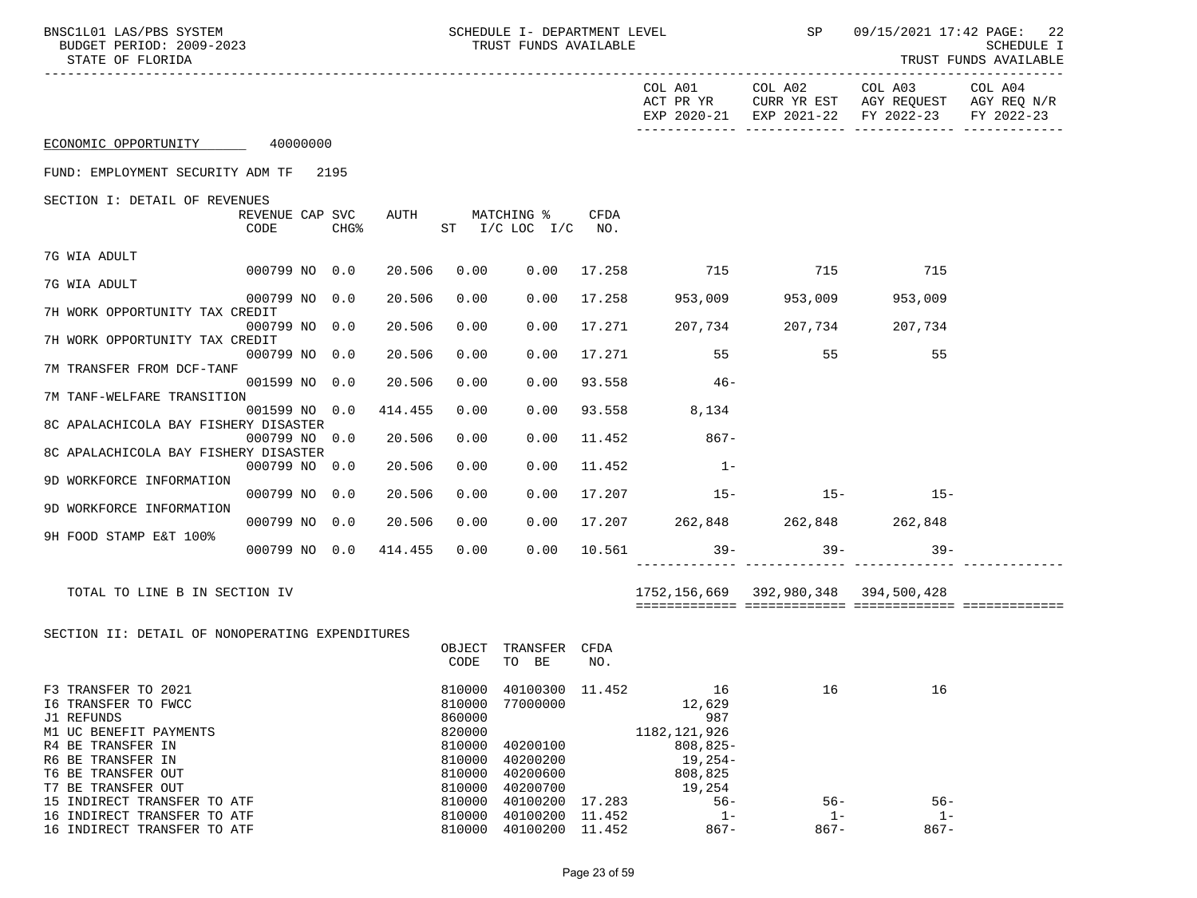BNSC1L01 LAS/PBS SYSTEM
BUDGET PERIOD: 2009-2023
STATE OF FLORIDA

SCHEDULE I- DEPARTMENT LEVEL
TRUST FUNDS AVAILABLE

SP 09/15/2021 17:42 PAGE: 22
SCHEDULE I
TRUST FUNDS AVAILABLE

| | COL A01 ACT PR YR EXP 2020-21 | COL A02 CURR YR EST EXP 2021-22 | COL A03 AGY REQUEST FY 2022-23 | COL A04 AGY REQ N/R FY 2022-23 |
|---|---|---|---|---|

ECONOMIC OPPORTUNITY 40000000

FUND: EMPLOYMENT SECURITY ADM TF 2195

SECTION I: DETAIL OF REVENUES

| | REVENUE CODE | CAP SVC CHG% | AUTH | ST | MATCHING % I/C LOC | I/C | CFDA NO. | COL A01 | COL A02 | COL A03 | COL A04 |
|---|---|---|---|---|---|---|---|---|---|---|---|
| 7G WIA ADULT | 000799 | NO 0.0 | 20.506 | 0.00 | 0.00 | | 17.258 | 715 | 715 | 715 | |
| 7G WIA ADULT | 000799 | NO 0.0 | 20.506 | 0.00 | 0.00 | | 17.258 | 953,009 | 953,009 | 953,009 | |
| 7H WORK OPPORTUNITY TAX CREDIT | 000799 | NO 0.0 | 20.506 | 0.00 | 0.00 | | 17.271 | 207,734 | 207,734 | 207,734 | |
| 7H WORK OPPORTUNITY TAX CREDIT | 000799 | NO 0.0 | 20.506 | 0.00 | 0.00 | | 17.271 | 55 | 55 | 55 | |
| 7M TRANSFER FROM DCF-TANF | 001599 | NO 0.0 | 20.506 | 0.00 | 0.00 | | 93.558 | 46- | | | |
| 7M TANF-WELFARE TRANSITION | 001599 | NO 0.0 | 414.455 | 0.00 | 0.00 | | 93.558 | 8,134 | | | |
| 8C APALACHICOLA BAY FISHERY DISASTER | 000799 | NO 0.0 | 20.506 | 0.00 | 0.00 | | 11.452 | 867- | | | |
| 8C APALACHICOLA BAY FISHERY DISASTER | 000799 | NO 0.0 | 20.506 | 0.00 | 0.00 | | 11.452 | 1- | | | |
| 9D WORKFORCE INFORMATION | 000799 | NO 0.0 | 20.506 | 0.00 | 0.00 | | 17.207 | 15- | 15- | 15- | |
| 9D WORKFORCE INFORMATION | 000799 | NO 0.0 | 20.506 | 0.00 | 0.00 | | 17.207 | 262,848 | 262,848 | 262,848 | |
| 9H FOOD STAMP E&T 100% | 000799 | NO 0.0 | 414.455 | 0.00 | 0.00 | | 10.561 | 39- | 39- | 39- | |
| TOTAL TO LINE B IN SECTION IV | | | | | | | | 1752,156,669 | 392,980,348 | 394,500,428 | |

SECTION II: DETAIL OF NONOPERATING EXPENDITURES

| | OBJECT CODE | TRANSFER TO BE | CFDA NO. | COL A01 | COL A02 | COL A03 | COL A04 |
|---|---|---|---|---|---|---|---|
| F3 TRANSFER TO 2021 | 810000 | 40100300 | 11.452 | 16 | 16 | 16 | |
| I6 TRANSFER TO FWCC | 810000 | 77000000 | | 12,629 | | | |
| J1 REFUNDS | 860000 | | | 987 | | | |
| M1 UC BENEFIT PAYMENTS | 820000 | | | 1182,121,926 | | | |
| R4 BE TRANSFER IN | 810000 | 40200100 | | 808,825- | | | |
| R6 BE TRANSFER IN | 810000 | 40200200 | | 19,254- | | | |
| T6 BE TRANSFER OUT | 810000 | 40200600 | | 808,825 | | | |
| T7 BE TRANSFER OUT | 810000 | 40200700 | | 19,254 | | | |
| 15 INDIRECT TRANSFER TO ATF | 810000 | 40100200 | 17.283 | 56- | 56- | 56- | |
| 16 INDIRECT TRANSFER TO ATF | 810000 | 40100200 | 11.452 | 1- | 1- | 1- | |
| 16 INDIRECT TRANSFER TO ATF | 810000 | 40100200 | 11.452 | 867- | 867- | 867- | |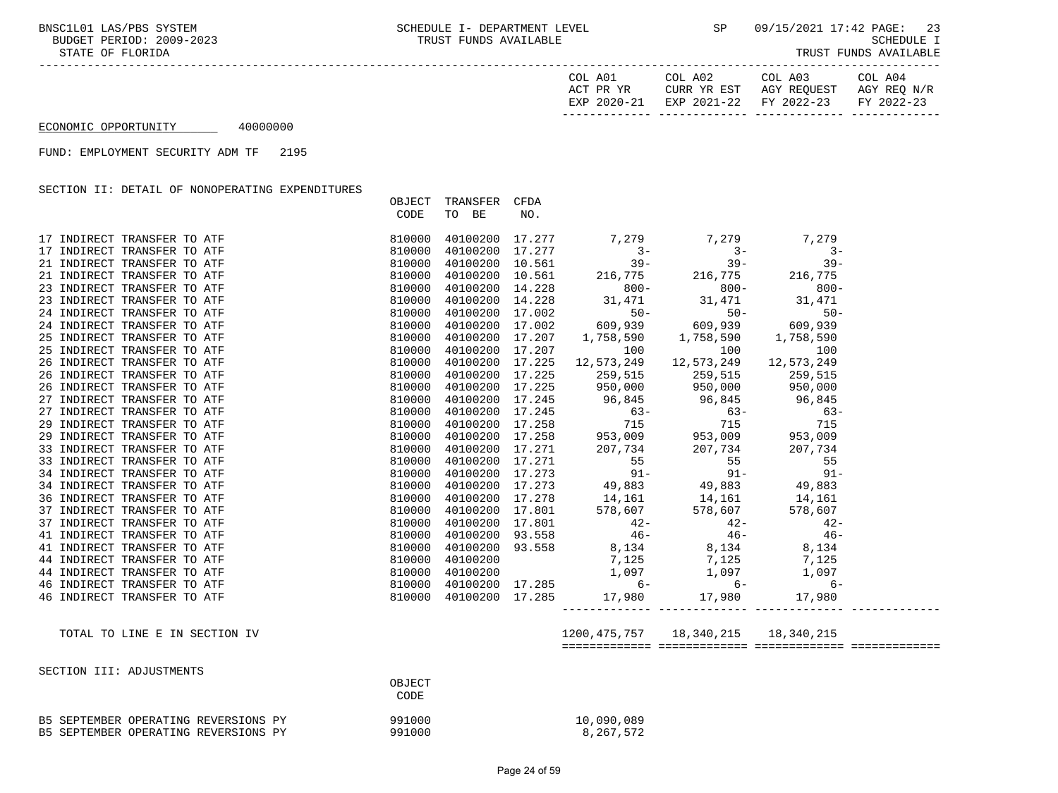BNSC1L01 LAS/PBS SYSTEM — SCHEDULE I- DEPARTMENT LEVEL — SP 09/15/2021 17:42 PAGE: 23

BUDGET PERIOD: 2009-2023 — TRUST FUNDS AVAILABLE — SCHEDULE I

STATE OF FLORIDA — TRUST FUNDS AVAILABLE

ECONOMIC OPPORTUNITY 40000000

FUND: EMPLOYMENT SECURITY ADM TF 2195

SECTION II: DETAIL OF NONOPERATING EXPENDITURES

| | OBJECT CODE | TRANSFER TO BE | CFDA NO. | COL A01 ACT PR YR EXP 2020-21 | COL A02 CURR YR EST EXP 2021-22 | COL A03 AGY REQUEST FY 2022-23 | COL A04 AGY REQ N/R FY 2022-23 |
|---|---|---|---|---|---|---|---|
| 17 INDIRECT TRANSFER TO ATF | 810000 | 40100200 | 17.277 | 7,279 | 7,279 | 7,279 | |
| 17 INDIRECT TRANSFER TO ATF | 810000 | 40100200 | 17.277 | 3- | 3- | 3- | |
| 21 INDIRECT TRANSFER TO ATF | 810000 | 40100200 | 10.561 | 39- | 39- | 39- | |
| 21 INDIRECT TRANSFER TO ATF | 810000 | 40100200 | 10.561 | 216,775 | 216,775 | 216,775 | |
| 23 INDIRECT TRANSFER TO ATF | 810000 | 40100200 | 14.228 | 800- | 800- | 800- | |
| 23 INDIRECT TRANSFER TO ATF | 810000 | 40100200 | 14.228 | 31,471 | 31,471 | 31,471 | |
| 24 INDIRECT TRANSFER TO ATF | 810000 | 40100200 | 17.002 | 50- | 50- | 50- | |
| 24 INDIRECT TRANSFER TO ATF | 810000 | 40100200 | 17.002 | 609,939 | 609,939 | 609,939 | |
| 25 INDIRECT TRANSFER TO ATF | 810000 | 40100200 | 17.207 | 1,758,590 | 1,758,590 | 1,758,590 | |
| 25 INDIRECT TRANSFER TO ATF | 810000 | 40100200 | 17.207 | 100 | 100 | 100 | |
| 26 INDIRECT TRANSFER TO ATF | 810000 | 40100200 | 17.225 | 12,573,249 | 12,573,249 | 12,573,249 | |
| 26 INDIRECT TRANSFER TO ATF | 810000 | 40100200 | 17.225 | 259,515 | 259,515 | 259,515 | |
| 26 INDIRECT TRANSFER TO ATF | 810000 | 40100200 | 17.225 | 950,000 | 950,000 | 950,000 | |
| 27 INDIRECT TRANSFER TO ATF | 810000 | 40100200 | 17.245 | 96,845 | 96,845 | 96,845 | |
| 27 INDIRECT TRANSFER TO ATF | 810000 | 40100200 | 17.245 | 63- | 63- | 63- | |
| 29 INDIRECT TRANSFER TO ATF | 810000 | 40100200 | 17.258 | 715 | 715 | 715 | |
| 29 INDIRECT TRANSFER TO ATF | 810000 | 40100200 | 17.258 | 953,009 | 953,009 | 953,009 | |
| 33 INDIRECT TRANSFER TO ATF | 810000 | 40100200 | 17.271 | 207,734 | 207,734 | 207,734 | |
| 33 INDIRECT TRANSFER TO ATF | 810000 | 40100200 | 17.271 | 55 | 55 | 55 | |
| 34 INDIRECT TRANSFER TO ATF | 810000 | 40100200 | 17.273 | 91- | 91- | 91- | |
| 34 INDIRECT TRANSFER TO ATF | 810000 | 40100200 | 17.273 | 49,883 | 49,883 | 49,883 | |
| 36 INDIRECT TRANSFER TO ATF | 810000 | 40100200 | 17.278 | 14,161 | 14,161 | 14,161 | |
| 37 INDIRECT TRANSFER TO ATF | 810000 | 40100200 | 17.801 | 578,607 | 578,607 | 578,607 | |
| 37 INDIRECT TRANSFER TO ATF | 810000 | 40100200 | 17.801 | 42- | 42- | 42- | |
| 41 INDIRECT TRANSFER TO ATF | 810000 | 40100200 | 93.558 | 46- | 46- | 46- | |
| 41 INDIRECT TRANSFER TO ATF | 810000 | 40100200 | 93.558 | 8,134 | 8,134 | 8,134 | |
| 44 INDIRECT TRANSFER TO ATF | 810000 | 40100200 | | 7,125 | 7,125 | 7,125 | |
| 44 INDIRECT TRANSFER TO ATF | 810000 | 40100200 | | 1,097 | 1,097 | 1,097 | |
| 46 INDIRECT TRANSFER TO ATF | 810000 | 40100200 | 17.285 | 6- | 6- | 6- | |
| 46 INDIRECT TRANSFER TO ATF | 810000 | 40100200 | 17.285 | 17,980 | 17,980 | 17,980 | |
| TOTAL TO LINE E IN SECTION IV | | | | 1200,475,757 | 18,340,215 | 18,340,215 | |

SECTION III: ADJUSTMENTS

| | OBJECT CODE | COL A01 |
|---|---|---|
| B5 SEPTEMBER OPERATING REVERSIONS PY | 991000 | 10,090,089 |
| B5 SEPTEMBER OPERATING REVERSIONS PY | 991000 | 8,267,572 |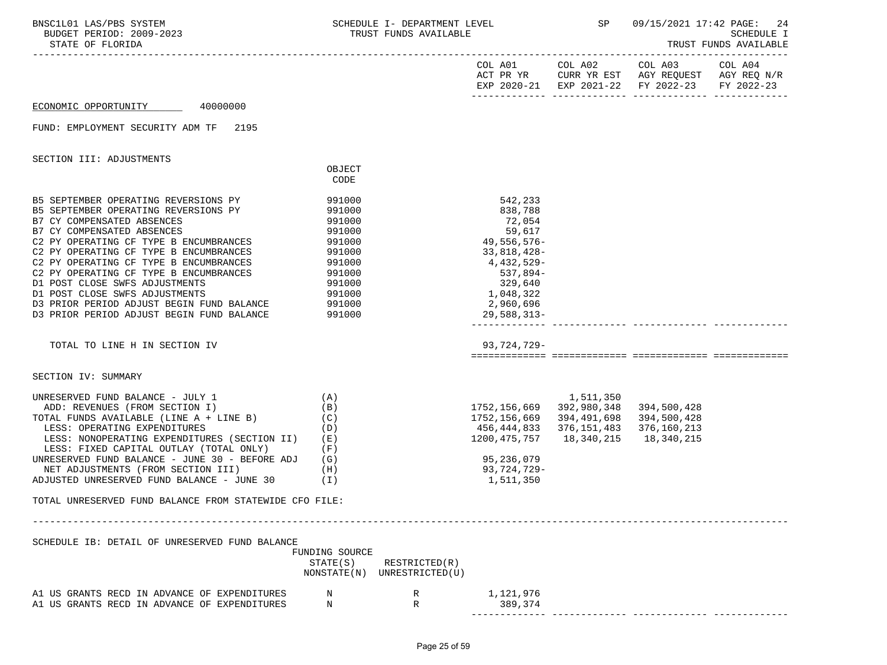BNSC1L01 LAS/PBS SYSTEM — SCHEDULE I- DEPARTMENT LEVEL — TRUST FUNDS AVAILABLE — SP 09/15/2021 17:42 PAGE: 24

BUDGET PERIOD: 2009-2023 — SCHEDULE I

STATE OF FLORIDA — TRUST FUNDS AVAILABLE

| | | COL A01 ACT PR YR EXP 2020-21 | COL A02 CURR YR EST EXP 2021-22 | COL A03 AGY REQUEST FY 2022-23 | COL A04 AGY REQ N/R FY 2022-23 |
|---|---|---|---|---|---|

ECONOMIC OPPORTUNITY 40000000

FUND: EMPLOYMENT SECURITY ADM TF 2195

SECTION III: ADJUSTMENTS

| | OBJECT CODE | COL A01 | COL A02 | COL A03 | COL A04 |
|---|---|---|---|---|---|
| B5 SEPTEMBER OPERATING REVERSIONS PY | 991000 | 542,233 | | | |
| B5 SEPTEMBER OPERATING REVERSIONS PY | 991000 | 838,788 | | | |
| B7 CY COMPENSATED ABSENCES | 991000 | 72,054 | | | |
| B7 CY COMPENSATED ABSENCES | 991000 | 59,617 | | | |
| C2 PY OPERATING CF TYPE B ENCUMBRANCES | 991000 | 49,556,576- | | | |
| C2 PY OPERATING CF TYPE B ENCUMBRANCES | 991000 | 33,818,428- | | | |
| C2 PY OPERATING CF TYPE B ENCUMBRANCES | 991000 | 4,432,529- | | | |
| C2 PY OPERATING CF TYPE B ENCUMBRANCES | 991000 | 537,894- | | | |
| D1 POST CLOSE SWFS ADJUSTMENTS | 991000 | 329,640 | | | |
| D1 POST CLOSE SWFS ADJUSTMENTS | 991000 | 1,048,322 | | | |
| D3 PRIOR PERIOD ADJUST BEGIN FUND BALANCE | 991000 | 2,960,696 | | | |
| D3 PRIOR PERIOD ADJUST BEGIN FUND BALANCE | 991000 | 29,588,313- | | | |
| TOTAL TO LINE H IN SECTION IV | | 93,724,729- | | | |

SECTION IV: SUMMARY

| | | COL A01 | COL A02 | COL A03 | COL A04 |
|---|---|---|---|---|---|
| UNRESERVED FUND BALANCE - JULY 1 | (A) | | 1,511,350 | | |
| ADD: REVENUES (FROM SECTION I) | (B) | 1752,156,669 | 392,980,348 | 394,500,428 | |
| TOTAL FUNDS AVAILABLE (LINE A + LINE B) | (C) | 1752,156,669 | 394,491,698 | 394,500,428 | |
| LESS: OPERATING EXPENDITURES | (D) | 456,444,833 | 376,151,483 | 376,160,213 | |
| LESS: NONOPERATING EXPENDITURES (SECTION II) | (E) | 1200,475,757 | 18,340,215 | 18,340,215 | |
| LESS: FIXED CAPITAL OUTLAY (TOTAL ONLY) | (F) | | | | |
| UNRESERVED FUND BALANCE - JUNE 30 - BEFORE ADJ | (G) | 95,236,079 | | | |
| NET ADJUSTMENTS (FROM SECTION III) | (H) | 93,724,729- | | | |
| ADJUSTED UNRESERVED FUND BALANCE - JUNE 30 | (I) | 1,511,350 | | | |

TOTAL UNRESERVED FUND BALANCE FROM STATEWIDE CFO FILE:

SCHEDULE IB: DETAIL OF UNRESERVED FUND BALANCE

| | FUNDING SOURCE STATE(S) NONSTATE(N) | RESTRICTED(R) UNRESTRICTED(U) | COL A01 | COL A02 | COL A03 | COL A04 |
|---|---|---|---|---|---|---|
| A1 US GRANTS RECD IN ADVANCE OF EXPENDITURES | N | R | 1,121,976 | | | |
| A1 US GRANTS RECD IN ADVANCE OF EXPENDITURES | N | R | 389,374 | | | |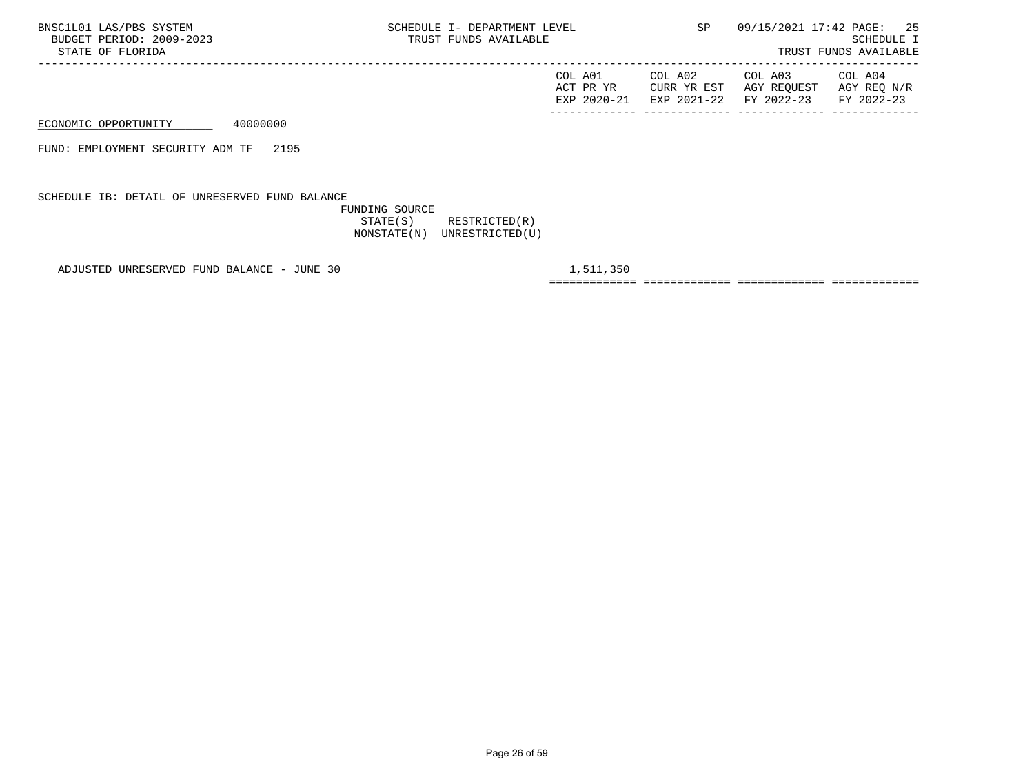BNSC1L01 LAS/PBS SYSTEM
BUDGET PERIOD: 2009-2023
STATE OF FLORIDA

SCHEDULE I- DEPARTMENT LEVEL
TRUST FUNDS AVAILABLE

SP 09/15/2021 17:42

SCHEDULE I
TRUST FUNDS AVAILABLE

| | COL A01 ACT PR YR EXP 2020-21 | COL A02 CURR YR EST EXP 2021-22 | COL A03 AGY REQUEST FY 2022-23 | COL A04 AGY REQ N/R FY 2022-23 |
|---|---|---|---|---|
| ECONOMIC OPPORTUNITY 40000000 | | | | |
| FUND: EMPLOYMENT SECURITY ADM TF 2195 | | | | |
| SCHEDULE IB: DETAIL OF UNRESERVED FUND BALANCE | | | | |
| FUNDING SOURCE STATE(S) RESTRICTED(R) NONSTATE(N) UNRESTRICTED(U) | | | | |
| ADJUSTED UNRESERVED FUND BALANCE - JUNE 30 | 1,511,350 | | | |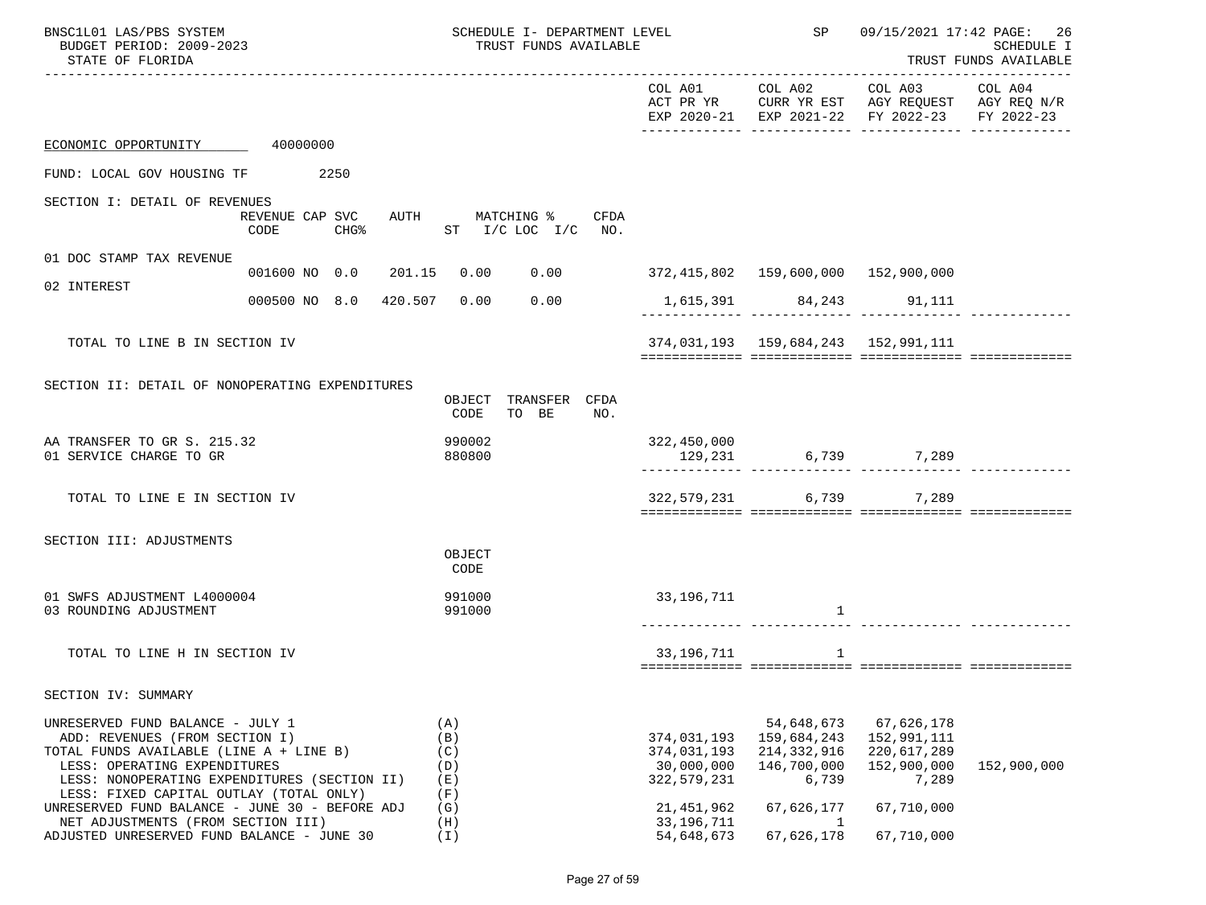BNSC1L01 LAS/PBS SYSTEM — SCHEDULE I- DEPARTMENT LEVEL — SP — 09/15/2021 17:42 PAGE: 26

BUDGET PERIOD: 2009-2023 — TRUST FUNDS AVAILABLE — SCHEDULE I

STATE OF FLORIDA — TRUST FUNDS AVAILABLE

| | COL A01 ACT PR YR EXP 2020-21 | COL A02 CURR YR EST EXP 2021-22 | COL A03 AGY REQUEST FY 2022-23 | COL A04 AGY REQ N/R FY 2022-23 |
|---|---|---|---|---|

ECONOMIC OPPORTUNITY 40000000

FUND: LOCAL GOV HOUSING TF 2250

SECTION I: DETAIL OF REVENUES

| | REVENUE CODE | CAP | SVC CHG% | AUTH | MATCHING % ST | I/C | LOC I/C | CFDA NO. | COL A01 | COL A02 | COL A03 | COL A04 |
|---|---|---|---|---|---|---|---|---|---|---|---|---|
| 01 DOC STAMP TAX REVENUE | 001600 | NO | 0.0 | 201.15 | 0.00 | | 0.00 | | 372,415,802 | 159,600,000 | 152,900,000 | |
| 02 INTEREST | 000500 | NO | 8.0 | 420.507 | 0.00 | | 0.00 | | 1,615,391 | 84,243 | 91,111 | |
| TOTAL TO LINE B IN SECTION IV | | | | | | | | | 374,031,193 | 159,684,243 | 152,991,111 | |

SECTION II: DETAIL OF NONOPERATING EXPENDITURES

| | OBJECT CODE | TRANSFER TO BE | CFDA NO. | COL A01 | COL A02 | COL A03 | COL A04 |
|---|---|---|---|---|---|---|---|
| AA TRANSFER TO GR S. 215.32 | 990002 | | | 322,450,000 | | | |
| 01 SERVICE CHARGE TO GR | 880800 | | | 129,231 | 6,739 | 7,289 | |
| TOTAL TO LINE E IN SECTION IV | | | | 322,579,231 | 6,739 | 7,289 | |

SECTION III: ADJUSTMENTS

| | OBJECT CODE | COL A01 | COL A02 | COL A03 | COL A04 |
|---|---|---|---|---|---|
| 01 SWFS ADJUSTMENT L4000004 | 991000 | 33,196,711 | | | |
| 03 ROUNDING ADJUSTMENT | 991000 | | 1 | | |
| TOTAL TO LINE H IN SECTION IV | | 33,196,711 | 1 | | |

SECTION IV: SUMMARY

| | | COL A01 | COL A02 | COL A03 | COL A04 |
|---|---|---|---|---|---|
| UNRESERVED FUND BALANCE - JULY 1 | (A) | | 54,648,673 | 67,626,178 | |
| ADD: REVENUES (FROM SECTION I) | (B) | 374,031,193 | 159,684,243 | 152,991,111 | |
| TOTAL FUNDS AVAILABLE (LINE A + LINE B) | (C) | 374,031,193 | 214,332,916 | 220,617,289 | |
| LESS: OPERATING EXPENDITURES | (D) | 30,000,000 | 146,700,000 | 152,900,000 | 152,900,000 |
| LESS: NONOPERATING EXPENDITURES (SECTION II) | (E) | 322,579,231 | 6,739 | 7,289 | |
| LESS: FIXED CAPITAL OUTLAY (TOTAL ONLY) | (F) | | | | |
| UNRESERVED FUND BALANCE - JUNE 30 - BEFORE ADJ | (G) | 21,451,962 | 67,626,177 | 67,710,000 | |
| NET ADJUSTMENTS (FROM SECTION III) | (H) | 33,196,711 | 1 | | |
| ADJUSTED UNRESERVED FUND BALANCE - JUNE 30 | (I) | 54,648,673 | 67,626,178 | 67,710,000 | |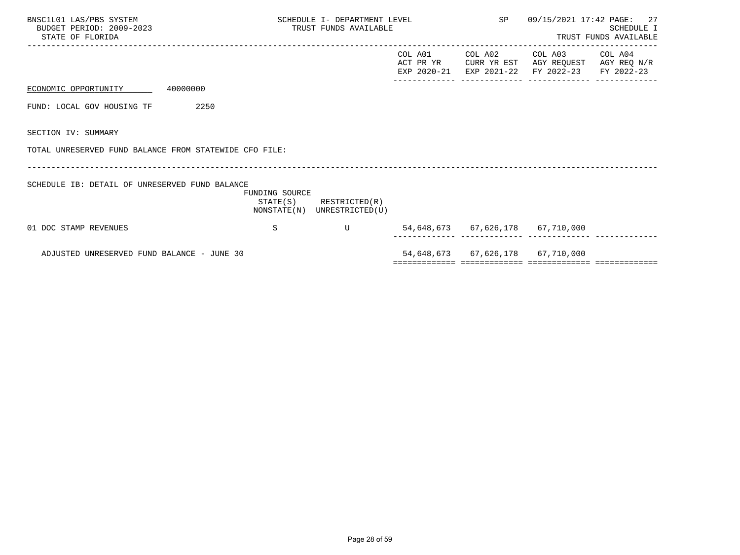BNSC1L01 LAS/PBS SYSTEM
BUDGET PERIOD: 2009-2023
STATE OF FLORIDA

SCHEDULE I- DEPARTMENT LEVEL
TRUST FUNDS AVAILABLE

SP 09/15/2021 17:42 PAGE: 27
SCHEDULE I
TRUST FUNDS AVAILABLE

| | COL A01 ACT PR YR EXP 2020-21 | COL A02 CURR YR EST EXP 2021-22 | COL A03 AGY REQUEST FY 2022-23 | COL A04 AGY REQ N/R FY 2022-23 |
|---|---|---|---|---|

ECONOMIC OPPORTUNITY 40000000

FUND: LOCAL GOV HOUSING TF 2250

SECTION IV: SUMMARY

TOTAL UNRESERVED FUND BALANCE FROM STATEWIDE CFO FILE:

SCHEDULE IB: DETAIL OF UNRESERVED FUND BALANCE

| | FUNDING SOURCE STATE(S) NONSTATE(N) | RESTRICTED(R) UNRESTRICTED(U) | COL A01 | COL A02 | COL A03 | COL A04 |
|---|---|---|---|---|---|---|
| 01 DOC STAMP REVENUES | S | U | 54,648,673 | 67,626,178 | 67,710,000 | |
| ADJUSTED UNRESERVED FUND BALANCE - JUNE 30 | | | 54,648,673 | 67,626,178 | 67,710,000 | |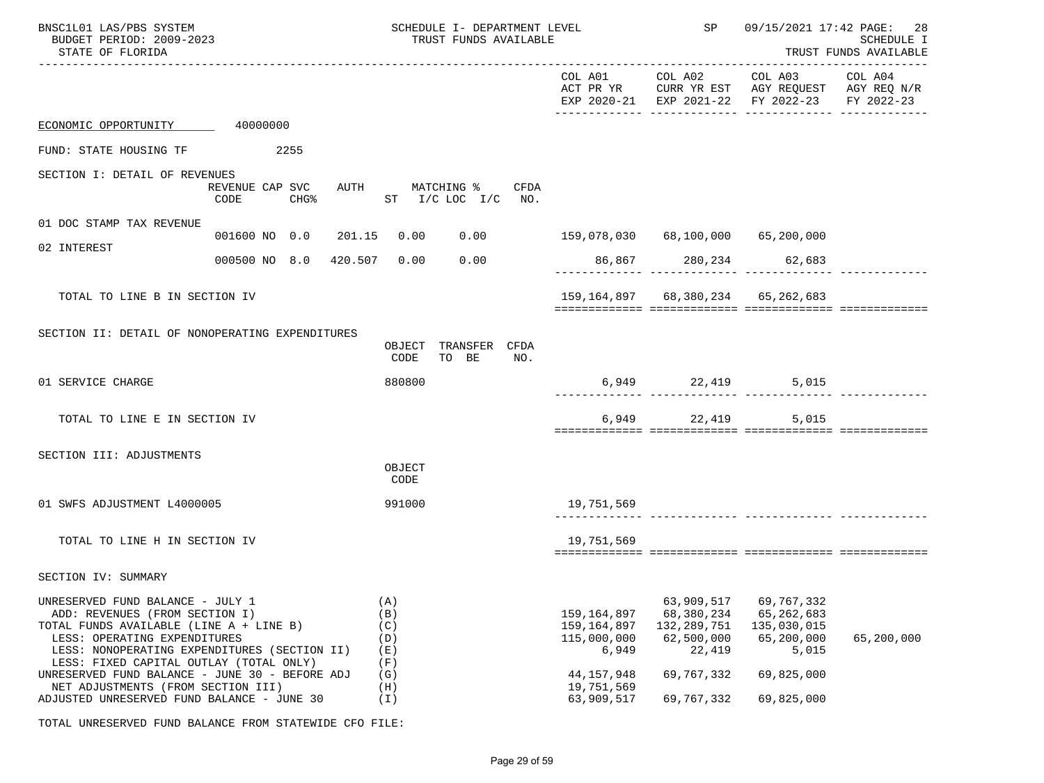BNSC1L01 LAS/PBS SYSTEM
BUDGET PERIOD: 2009-2023
STATE OF FLORIDA

SCHEDULE I- DEPARTMENT LEVEL
TRUST FUNDS AVAILABLE

SP 09/15/2021 17:42 PAGE: 28
SCHEDULE I
TRUST FUNDS AVAILABLE

| | COL A01 ACT PR YR EXP 2020-21 | COL A02 CURR YR EST EXP 2021-22 | COL A03 AGY REQUEST FY 2022-23 | COL A04 AGY REQ N/R FY 2022-23 |
|---|---|---|---|---|

ECONOMIC OPPORTUNITY 40000000

FUND: STATE HOUSING TF 2255

SECTION I: DETAIL OF REVENUES

| | REVENUE CODE | CAP SVC CHG% | AUTH | MATCHING % ST | I/C LOC | I/C | CFDA NO. | COL A01 | COL A02 | COL A03 | COL A04 |
|---|---|---|---|---|---|---|---|---|---|---|---|
| 01 DOC STAMP TAX REVENUE | 001600 | NO 0.0 | 201.15 | 0.00 | 0.00 | | | 159,078,030 | 68,100,000 | 65,200,000 | |
| 02 INTEREST | 000500 | NO 8.0 | 420.507 | 0.00 | 0.00 | | | 86,867 | 280,234 | 62,683 | |
| TOTAL TO LINE B IN SECTION IV | | | | | | | | 159,164,897 | 68,380,234 | 65,262,683 | |

SECTION II: DETAIL OF NONOPERATING EXPENDITURES

| | OBJECT CODE | TRANSFER TO BE | CFDA NO. | COL A01 | COL A02 | COL A03 | COL A04 |
|---|---|---|---|---|---|---|---|
| 01 SERVICE CHARGE | 880800 | | | 6,949 | 22,419 | 5,015 | |
| TOTAL TO LINE E IN SECTION IV | | | | 6,949 | 22,419 | 5,015 | |

SECTION III: ADJUSTMENTS

| | OBJECT CODE | COL A01 | COL A02 | COL A03 | COL A04 |
|---|---|---|---|---|---|
| 01 SWFS ADJUSTMENT L4000005 | 991000 | 19,751,569 | | | |
| TOTAL TO LINE H IN SECTION IV | | 19,751,569 | | | |

SECTION IV: SUMMARY

| | | COL A01 | COL A02 | COL A03 | COL A04 |
|---|---|---|---|---|---|
| UNRESERVED FUND BALANCE - JULY 1 | (A) | | 63,909,517 | 69,767,332 | |
| ADD: REVENUES (FROM SECTION I) | (B) | 159,164,897 | 68,380,234 | 65,262,683 | |
| TOTAL FUNDS AVAILABLE (LINE A + LINE B) | (C) | 159,164,897 | 132,289,751 | 135,030,015 | |
| LESS: OPERATING EXPENDITURES | (D) | 115,000,000 | 62,500,000 | 65,200,000 | 65,200,000 |
| LESS: NONOPERATING EXPENDITURES (SECTION II) | (E) | 6,949 | 22,419 | 5,015 | |
| LESS: FIXED CAPITAL OUTLAY (TOTAL ONLY) | (F) | | | | |
| UNRESERVED FUND BALANCE - JUNE 30 - BEFORE ADJ | (G) | 44,157,948 | 69,767,332 | 69,825,000 | |
| NET ADJUSTMENTS (FROM SECTION III) | (H) | 19,751,569 | | | |
| ADJUSTED UNRESERVED FUND BALANCE - JUNE 30 | (I) | 63,909,517 | 69,767,332 | 69,825,000 | |

TOTAL UNRESERVED FUND BALANCE FROM STATEWIDE CFO FILE: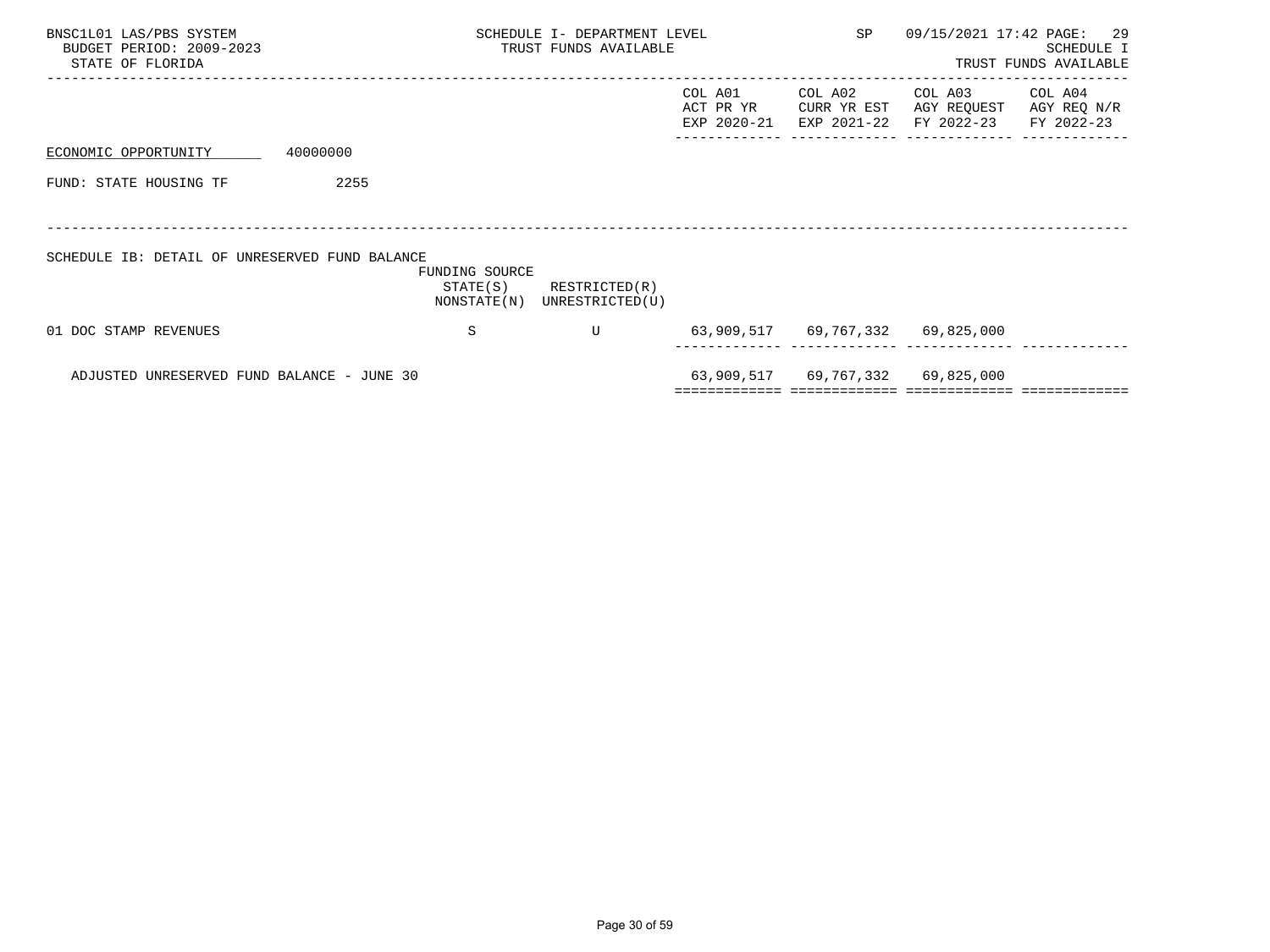BNSC1L01 LAS/PBS SYSTEM
BUDGET PERIOD: 2009-2023
STATE OF FLORIDA

SCHEDULE I- DEPARTMENT LEVEL
TRUST FUNDS AVAILABLE

SP 09/15/2021 17:42 PAGE: 29
SCHEDULE I
TRUST FUNDS AVAILABLE

ECONOMIC OPPORTUNITY 40000000

FUND: STATE HOUSING TF 2255

SCHEDULE IB: DETAIL OF UNRESERVED FUND BALANCE

| | FUNDING SOURCE STATE(S) NONSTATE(N) | RESTRICTED(R) UNRESTRICTED(U) | COL A01 ACT PR YR EXP 2020-21 | COL A02 CURR YR EST EXP 2021-22 | COL A03 AGY REQUEST FY 2022-23 | COL A04 AGY REQ N/R FY 2022-23 |
|---|---|---|---|---|---|---|
| 01 DOC STAMP REVENUES | S | U | 63,909,517 | 69,767,332 | 69,825,000 | |
| ADJUSTED UNRESERVED FUND BALANCE - JUNE 30 | | | 63,909,517 | 69,767,332 | 69,825,000 | |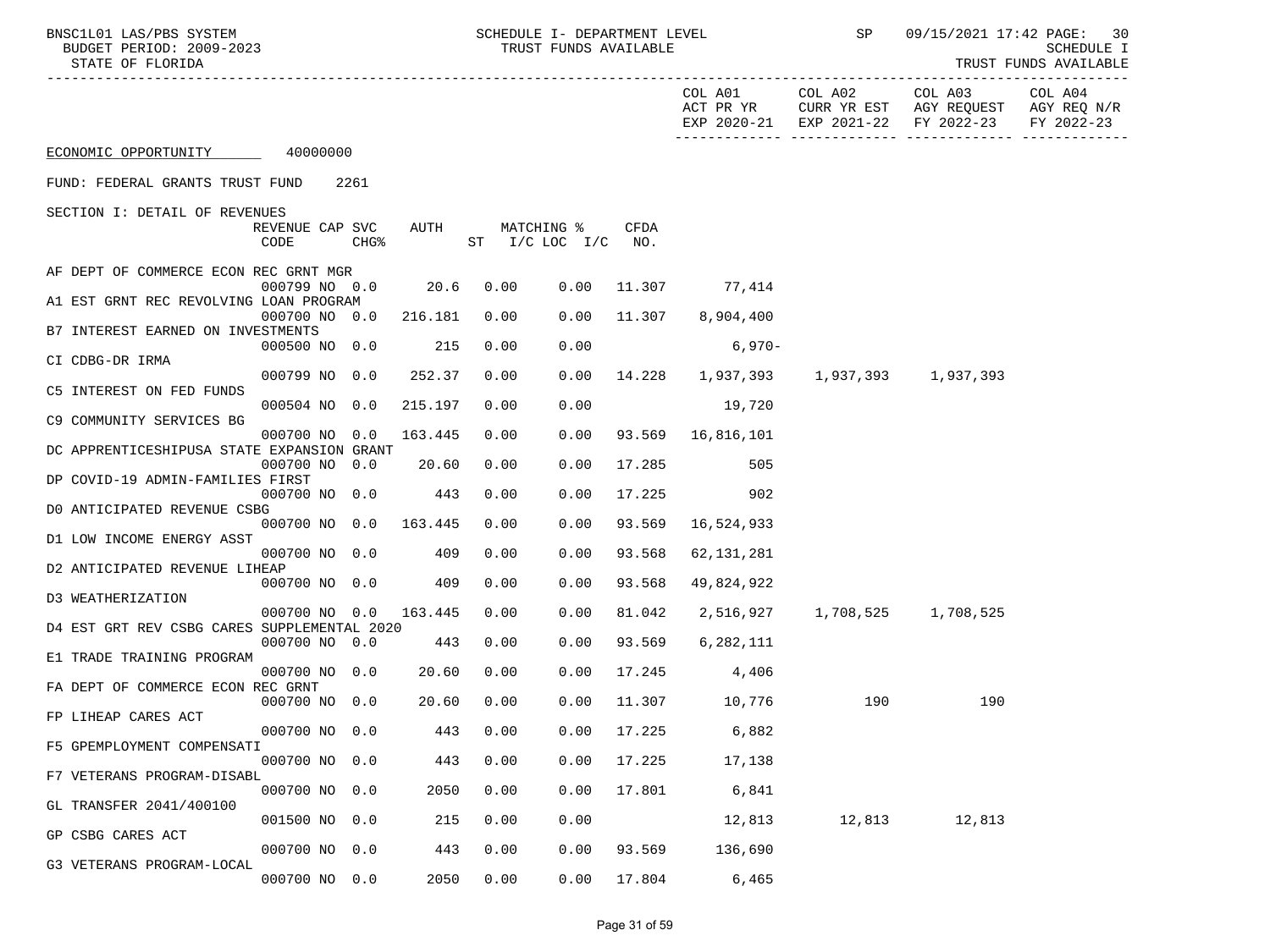BNSC1L01 LAS/PBS SYSTEM
BUDGET PERIOD: 2009-2023
STATE OF FLORIDA

SCHEDULE I- DEPARTMENT LEVEL
TRUST FUNDS AVAILABLE

SP 09/15/2021 17:42

SCHEDULE I
TRUST FUNDS AVAILABLE

ECONOMIC OPPORTUNITY 40000000

FUND: FEDERAL GRANTS TRUST FUND 2261

SECTION I: DETAIL OF REVENUES

| | REVENUE CODE | CAP | SVC CHG% | AUTH | ST | MATCHING % I/C LOC | I/C | CFDA NO. | COL A01 ACT PR YR EXP 2020-21 | COL A02 CURR YR EST EXP 2021-22 | COL A03 AGY REQUEST FY 2022-23 | COL A04 AGY REQ N/R FY 2022-23 |
|---|---|---|---|---|---|---|---|---|---|---|---|---|
| AF DEPT OF COMMERCE ECON REC GRNT MGR | 000799 | NO | 0.0 | 20.6 | 0.00 | 0.00 | | 11.307 | 77,414 | | | |
| A1 EST GRNT REC REVOLVING LOAN PROGRAM | 000700 | NO | 0.0 | 216.181 | 0.00 | 0.00 | | 11.307 | 8,904,400 | | | |
| B7 INTEREST EARNED ON INVESTMENTS | 000500 | NO | 0.0 | 215 | 0.00 | 0.00 | | | 6,970- | | | |
| CI CDBG-DR IRMA | 000799 | NO | 0.0 | 252.37 | 0.00 | 0.00 | | 14.228 | 1,937,393 | 1,937,393 | 1,937,393 | |
| C5 INTEREST ON FED FUNDS | 000504 | NO | 0.0 | 215.197 | 0.00 | 0.00 | | | 19,720 | | | |
| C9 COMMUNITY SERVICES BG | 000700 | NO | 0.0 | 163.445 | 0.00 | 0.00 | | 93.569 | 16,816,101 | | | |
| DC APPRENTICESHIPUSA STATE EXPANSION GRANT | 000700 | NO | 0.0 | 20.60 | 0.00 | 0.00 | | 17.285 | 505 | | | |
| DP COVID-19 ADMIN-FAMILIES FIRST | 000700 | NO | 0.0 | 443 | 0.00 | 0.00 | | 17.225 | 902 | | | |
| D0 ANTICIPATED REVENUE CSBG | 000700 | NO | 0.0 | 163.445 | 0.00 | 0.00 | | 93.569 | 16,524,933 | | | |
| D1 LOW INCOME ENERGY ASST | 000700 | NO | 0.0 | 409 | 0.00 | 0.00 | | 93.568 | 62,131,281 | | | |
| D2 ANTICIPATED REVENUE LIHEAP | 000700 | NO | 0.0 | 409 | 0.00 | 0.00 | | 93.568 | 49,824,922 | | | |
| D3 WEATHERIZATION | 000700 | NO | 0.0 | 163.445 | 0.00 | 0.00 | | 81.042 | 2,516,927 | 1,708,525 | 1,708,525 | |
| D4 EST GRT REV CSBG CARES SUPPLEMENTAL 2020 | 000700 | NO | 0.0 | 443 | 0.00 | 0.00 | | 93.569 | 6,282,111 | | | |
| E1 TRADE TRAINING PROGRAM | 000700 | NO | 0.0 | 20.60 | 0.00 | 0.00 | | 17.245 | 4,406 | | | |
| FA DEPT OF COMMERCE ECON REC GRNT | 000700 | NO | 0.0 | 20.60 | 0.00 | 0.00 | | 11.307 | 10,776 | 190 | 190 | |
| FP LIHEAP CARES ACT | 000700 | NO | 0.0 | 443 | 0.00 | 0.00 | | 17.225 | 6,882 | | | |
| F5 GPEMPLOYMENT COMPENSATI | 000700 | NO | 0.0 | 443 | 0.00 | 0.00 | | 17.225 | 17,138 | | | |
| F7 VETERANS PROGRAM-DISABL | 000700 | NO | 0.0 | 2050 | 0.00 | 0.00 | | 17.801 | 6,841 | | | |
| GL TRANSFER 2041/400100 | 001500 | NO | 0.0 | 215 | 0.00 | 0.00 | | | 12,813 | 12,813 | 12,813 | |
| GP CSBG CARES ACT | 000700 | NO | 0.0 | 443 | 0.00 | 0.00 | | 93.569 | 136,690 | | | |
| G3 VETERANS PROGRAM-LOCAL | 000700 | NO | 0.0 | 2050 | 0.00 | 0.00 | | 17.804 | 6,465 | | | |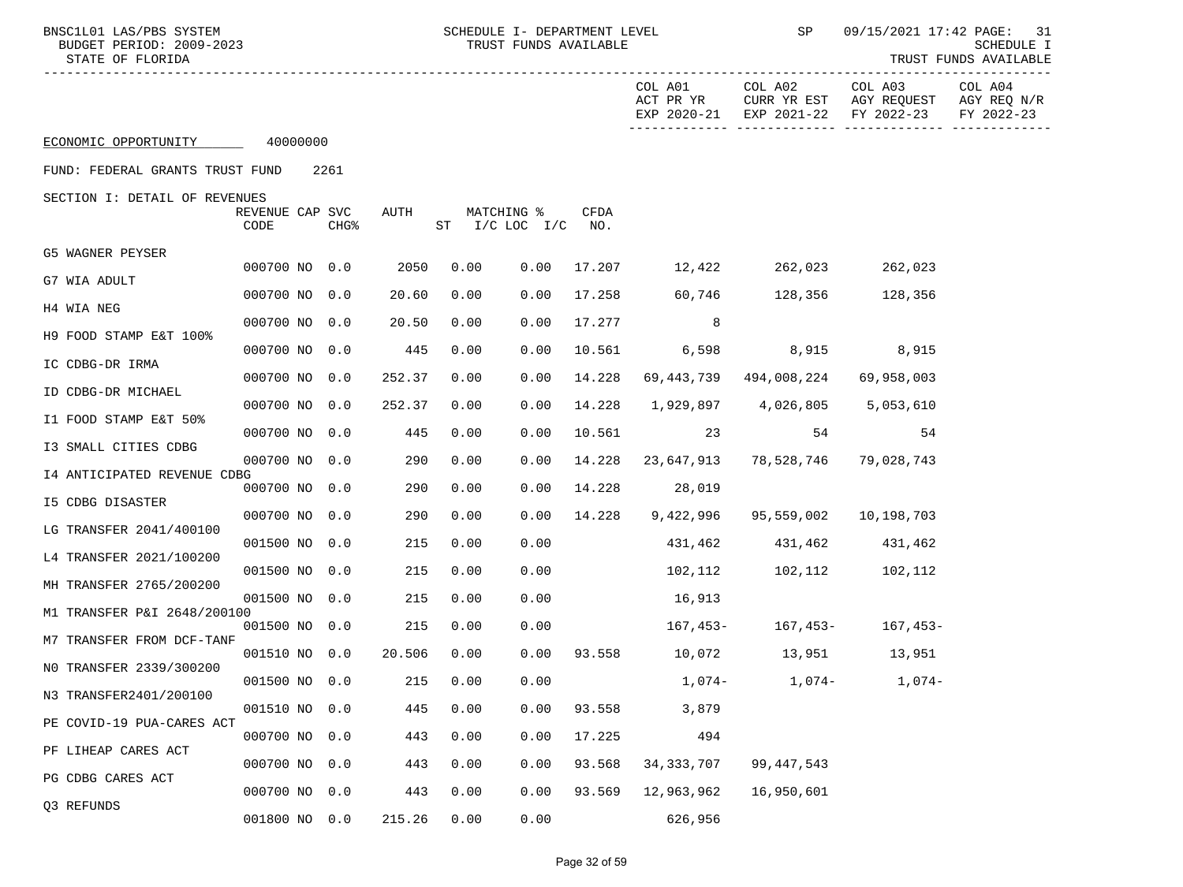BNSC1L01 LAS/PBS SYSTEM — SCHEDULE I- DEPARTMENT LEVEL — SP 09/15/2021 17:42 PAGE: 31
BUDGET PERIOD: 2009-2023 — TRUST FUNDS AVAILABLE — SCHEDULE I
STATE OF FLORIDA — TRUST FUNDS AVAILABLE

ECONOMIC OPPORTUNITY 40000000

FUND: FEDERAL GRANTS TRUST FUND 2261

SECTION I: DETAIL OF REVENUES

| | REVENUE CODE | CAP | SVC CHG% | AUTH | ST | MATCHING % I/C LOC | I/C | CFDA NO. | COL A01 ACT PR YR EXP 2020-21 | COL A02 CURR YR EST EXP 2021-22 | COL A03 AGY REQUEST FY 2022-23 | COL A04 AGY REQ N/R FY 2022-23 |
|---|---|---|---|---|---|---|---|---|---|---|---|---|
| G5 WAGNER PEYSER | 000700 | NO | 0.0 | 2050 | 0.00 | 0.00 | | 17.207 | 12,422 | 262,023 | 262,023 | |
| G7 WIA ADULT | 000700 | NO | 0.0 | 20.60 | 0.00 | 0.00 | | 17.258 | 60,746 | 128,356 | 128,356 | |
| H4 WIA NEG | 000700 | NO | 0.0 | 20.50 | 0.00 | 0.00 | | 17.277 | 8 | | | |
| H9 FOOD STAMP E&T 100% | 000700 | NO | 0.0 | 445 | 0.00 | 0.00 | | 10.561 | 6,598 | 8,915 | 8,915 | |
| IC CDBG-DR IRMA | 000700 | NO | 0.0 | 252.37 | 0.00 | 0.00 | | 14.228 | 69,443,739 | 494,008,224 | 69,958,003 | |
| ID CDBG-DR MICHAEL | 000700 | NO | 0.0 | 252.37 | 0.00 | 0.00 | | 14.228 | 1,929,897 | 4,026,805 | 5,053,610 | |
| I1 FOOD STAMP E&T 50% | 000700 | NO | 0.0 | 445 | 0.00 | 0.00 | | 10.561 | 23 | 54 | 54 | |
| I3 SMALL CITIES CDBG | 000700 | NO | 0.0 | 290 | 0.00 | 0.00 | | 14.228 | 23,647,913 | 78,528,746 | 79,028,743 | |
| I4 ANTICIPATED REVENUE CDBG | 000700 | NO | 0.0 | 290 | 0.00 | 0.00 | | 14.228 | 28,019 | | | |
| I5 CDBG DISASTER | 000700 | NO | 0.0 | 290 | 0.00 | 0.00 | | 14.228 | 9,422,996 | 95,559,002 | 10,198,703 | |
| LG TRANSFER 2041/400100 | 001500 | NO | 0.0 | 215 | 0.00 | 0.00 | | | 431,462 | 431,462 | 431,462 | |
| L4 TRANSFER 2021/100200 | 001500 | NO | 0.0 | 215 | 0.00 | 0.00 | | | 102,112 | 102,112 | 102,112 | |
| MH TRANSFER 2765/200200 | 001500 | NO | 0.0 | 215 | 0.00 | 0.00 | | | 16,913 | | | |
| M1 TRANSFER P&I 2648/200100 | 001500 | NO | 0.0 | 215 | 0.00 | 0.00 | | | 167,453- | 167,453- | 167,453- | |
| M7 TRANSFER FROM DCF-TANF | 001510 | NO | 0.0 | 20.506 | 0.00 | 0.00 | | 93.558 | 10,072 | 13,951 | 13,951 | |
| N0 TRANSFER 2339/300200 | 001500 | NO | 0.0 | 215 | 0.00 | 0.00 | | | 1,074- | 1,074- | 1,074- | |
| N3 TRANSFER2401/200100 | 001510 | NO | 0.0 | 445 | 0.00 | 0.00 | | 93.558 | 3,879 | | | |
| PE COVID-19 PUA-CARES ACT | 000700 | NO | 0.0 | 443 | 0.00 | 0.00 | | 17.225 | 494 | | | |
| PF LIHEAP CARES ACT | 000700 | NO | 0.0 | 443 | 0.00 | 0.00 | | 93.568 | 34,333,707 | 99,447,543 | | |
| PG CDBG CARES ACT | 000700 | NO | 0.0 | 443 | 0.00 | 0.00 | | 93.569 | 12,963,962 | 16,950,601 | | |
| Q3 REFUNDS | 001800 | NO | 0.0 | 215.26 | 0.00 | 0.00 | | | 626,956 | | | |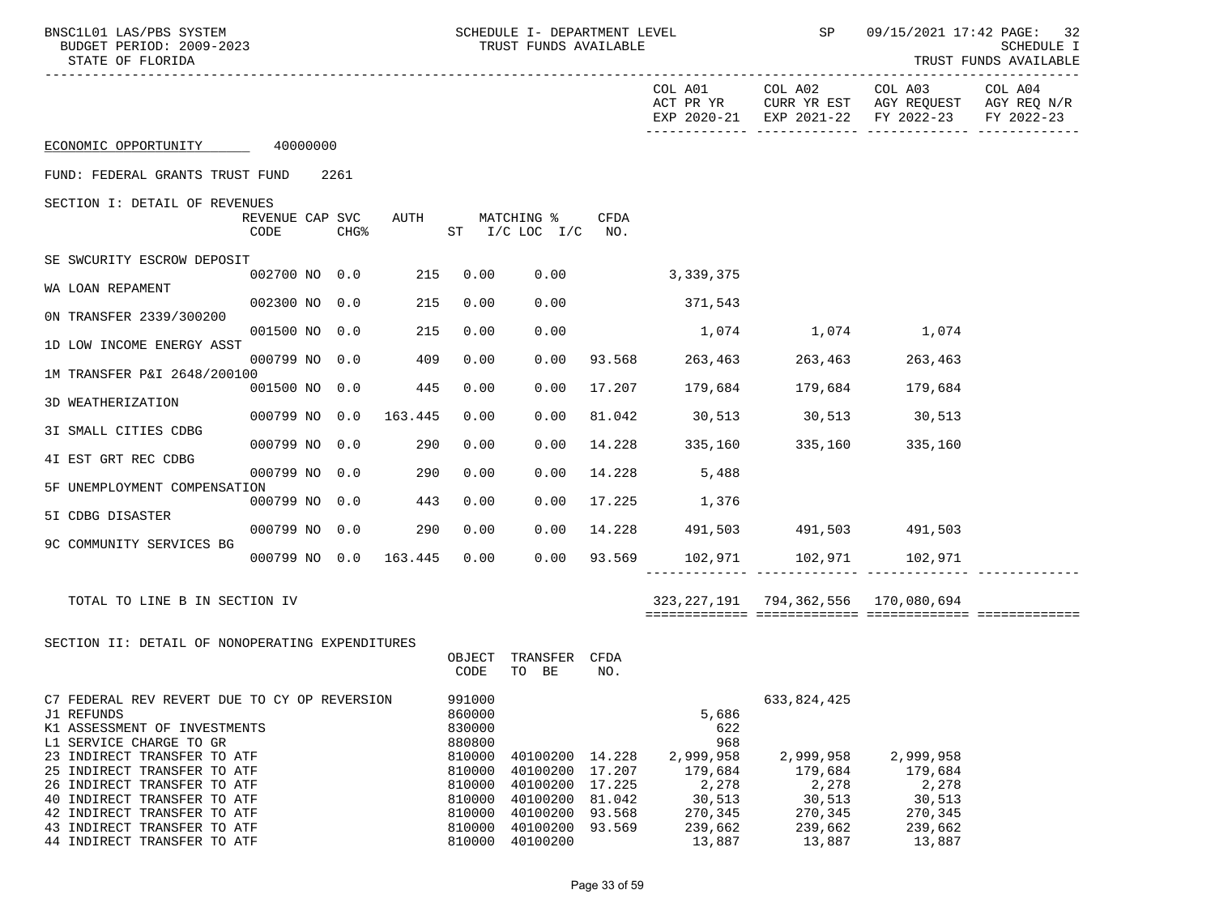BNSC1L01 LAS/PBS SYSTEM — SCHEDULE I- DEPARTMENT LEVEL — TRUST FUNDS AVAILABLE — SP 09/15/2021 17:42 PAGE: 32

BUDGET PERIOD: 2009-2023 — SCHEDULE I

STATE OF FLORIDA — TRUST FUNDS AVAILABLE

ECONOMIC OPPORTUNITY 40000000

FUND: FEDERAL GRANTS TRUST FUND 2261

SECTION I: DETAIL OF REVENUES

| | REVENUE CODE | CAP | SVC CHG% | AUTH | MATCHING % ST | I/C LOC I/C | CFDA NO. | COL A01 ACT PR YR EXP 2020-21 | COL A02 CURR YR EST EXP 2021-22 | COL A03 AGY REQUEST FY 2022-23 | COL A04 AGY REQ N/R FY 2022-23 |
|---|---|---|---|---|---|---|---|---|---|---|---|
| SE SWCURITY ESCROW DEPOSIT | 002700 | NO | 0.0 | 215 | 0.00 | 0.00 | | 3,339,375 | | | |
| WA LOAN REPAMENT | 002300 | NO | 0.0 | 215 | 0.00 | 0.00 | | 371,543 | | | |
| 0N TRANSFER 2339/300200 | 001500 | NO | 0.0 | 215 | 0.00 | 0.00 | | 1,074 | 1,074 | 1,074 | |
| 1D LOW INCOME ENERGY ASST | 000799 | NO | 0.0 | 409 | 0.00 | 0.00 | 93.568 | 263,463 | 263,463 | 263,463 | |
| 1M TRANSFER P&I 2648/200100 | 001500 | NO | 0.0 | 445 | 0.00 | 0.00 | 17.207 | 179,684 | 179,684 | 179,684 | |
| 3D WEATHERIZATION | 000799 | NO | 0.0 | 163.445 | 0.00 | 0.00 | 81.042 | 30,513 | 30,513 | 30,513 | |
| 3I SMALL CITIES CDBG | 000799 | NO | 0.0 | 290 | 0.00 | 0.00 | 14.228 | 335,160 | 335,160 | 335,160 | |
| 4I EST GRT REC CDBG | 000799 | NO | 0.0 | 290 | 0.00 | 0.00 | 14.228 | 5,488 | | | |
| 5F UNEMPLOYMENT COMPENSATION | 000799 | NO | 0.0 | 443 | 0.00 | 0.00 | 17.225 | 1,376 | | | |
| 5I CDBG DISASTER | 000799 | NO | 0.0 | 290 | 0.00 | 0.00 | 14.228 | 491,503 | 491,503 | 491,503 | |
| 9C COMMUNITY SERVICES BG | 000799 | NO | 0.0 | 163.445 | 0.00 | 0.00 | 93.569 | 102,971 | 102,971 | 102,971 | |
| TOTAL TO LINE B IN SECTION IV | | | | | | | | 323,227,191 | 794,362,556 | 170,080,694 | |

SECTION II: DETAIL OF NONOPERATING EXPENDITURES

| | OBJECT CODE | TRANSFER TO BE | CFDA NO. | COL A01 | COL A02 | COL A03 | COL A04 |
|---|---|---|---|---|---|---|---|
| C7 FEDERAL REV REVERT DUE TO CY OP REVERSION | 991000 | | | | 633,824,425 | | |
| J1 REFUNDS | 860000 | | | 5,686 | | | |
| K1 ASSESSMENT OF INVESTMENTS | 830000 | | | 622 | | | |
| L1 SERVICE CHARGE TO GR | 880800 | | | 968 | | | |
| 23 INDIRECT TRANSFER TO ATF | 810000 | 40100200 | 14.228 | 2,999,958 | 2,999,958 | 2,999,958 | |
| 25 INDIRECT TRANSFER TO ATF | 810000 | 40100200 | 17.207 | 179,684 | 179,684 | 179,684 | |
| 26 INDIRECT TRANSFER TO ATF | 810000 | 40100200 | 17.225 | 2,278 | 2,278 | 2,278 | |
| 40 INDIRECT TRANSFER TO ATF | 810000 | 40100200 | 81.042 | 30,513 | 30,513 | 30,513 | |
| 42 INDIRECT TRANSFER TO ATF | 810000 | 40100200 | 93.568 | 270,345 | 270,345 | 270,345 | |
| 43 INDIRECT TRANSFER TO ATF | 810000 | 40100200 | 93.569 | 239,662 | 239,662 | 239,662 | |
| 44 INDIRECT TRANSFER TO ATF | 810000 | 40100200 | | 13,887 | 13,887 | 13,887 | |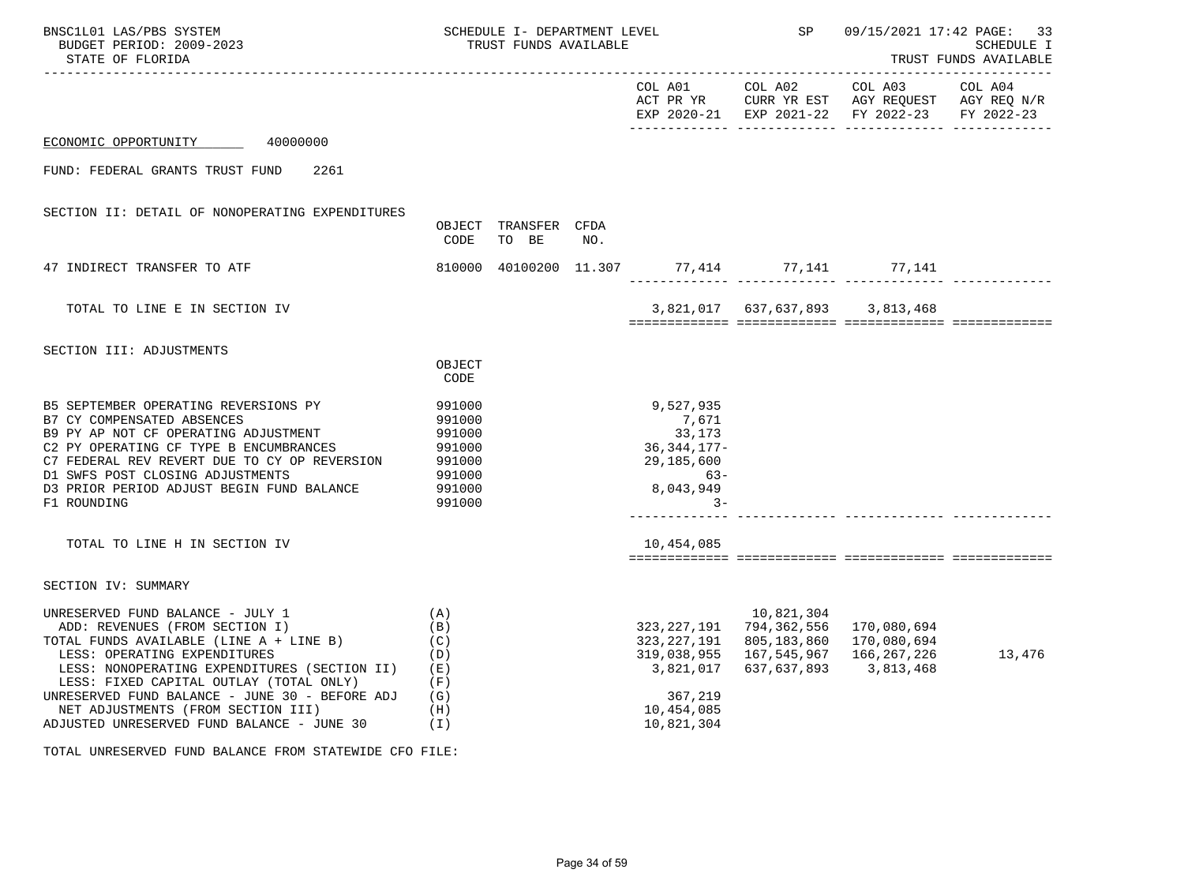BNSC1L01 LAS/PBS SYSTEM — SCHEDULE I- DEPARTMENT LEVEL — TRUST FUNDS AVAILABLE — SP 09/15/2021 17:42 PAGE: 33
BUDGET PERIOD: 2009-2023 — SCHEDULE I
STATE OF FLORIDA — TRUST FUNDS AVAILABLE

ECONOMIC OPPORTUNITY 40000000

FUND: FEDERAL GRANTS TRUST FUND 2261

## SECTION II: DETAIL OF NONOPERATING EXPENDITURES

| | OBJECT CODE | TRANSFER TO BE | CFDA NO. | COL A01 ACT PR YR EXP 2020-21 | COL A02 CURR YR EST EXP 2021-22 | COL A03 AGY REQUEST FY 2022-23 | COL A04 AGY REQ N/R FY 2022-23 |
|---|---|---|---|---|---|---|---|
| 47 INDIRECT TRANSFER TO ATF | 810000 | 40100200 | 11.307 | 77,414 | 77,141 | 77,141 | |
| TOTAL TO LINE E IN SECTION IV | | | | 3,821,017 | 637,637,893 | 3,813,468 | |

## SECTION III: ADJUSTMENTS

| | OBJECT CODE | COL A01 | COL A02 | COL A03 | COL A04 |
|---|---|---|---|---|---|
| B5 SEPTEMBER OPERATING REVERSIONS PY | 991000 | 9,527,935 | | | |
| B7 CY COMPENSATED ABSENCES | 991000 | 7,671 | | | |
| B9 PY AP NOT CF OPERATING ADJUSTMENT | 991000 | 33,173 | | | |
| C2 PY OPERATING CF TYPE B ENCUMBRANCES | 991000 | 36,344,177- | | | |
| C7 FEDERAL REV REVERT DUE TO CY OP REVERSION | 991000 | 29,185,600 | | | |
| D1 SWFS POST CLOSING ADJUSTMENTS | 991000 | 63- | | | |
| D3 PRIOR PERIOD ADJUST BEGIN FUND BALANCE | 991000 | 8,043,949 | | | |
| F1 ROUNDING | 991000 | 3- | | | |
| TOTAL TO LINE H IN SECTION IV | | 10,454,085 | | | |

## SECTION IV: SUMMARY

| | | COL A01 | COL A02 | COL A03 | COL A04 |
|---|---|---|---|---|---|
| UNRESERVED FUND BALANCE - JULY 1 | (A) | | 10,821,304 | | |
| ADD: REVENUES (FROM SECTION I) | (B) | 323,227,191 | 794,362,556 | 170,080,694 | |
| TOTAL FUNDS AVAILABLE (LINE A + LINE B) | (C) | 323,227,191 | 805,183,860 | 170,080,694 | |
| LESS: OPERATING EXPENDITURES | (D) | 319,038,955 | 167,545,967 | 166,267,226 | 13,476 |
| LESS: NONOPERATING EXPENDITURES (SECTION II) | (E) | 3,821,017 | 637,637,893 | 3,813,468 | |
| LESS: FIXED CAPITAL OUTLAY (TOTAL ONLY) | (F) | | | | |
| UNRESERVED FUND BALANCE - JUNE 30 - BEFORE ADJ | (G) | 367,219 | | | |
| NET ADJUSTMENTS (FROM SECTION III) | (H) | 10,454,085 | | | |
| ADJUSTED UNRESERVED FUND BALANCE - JUNE 30 | (I) | 10,821,304 | | | |

TOTAL UNRESERVED FUND BALANCE FROM STATEWIDE CFO FILE: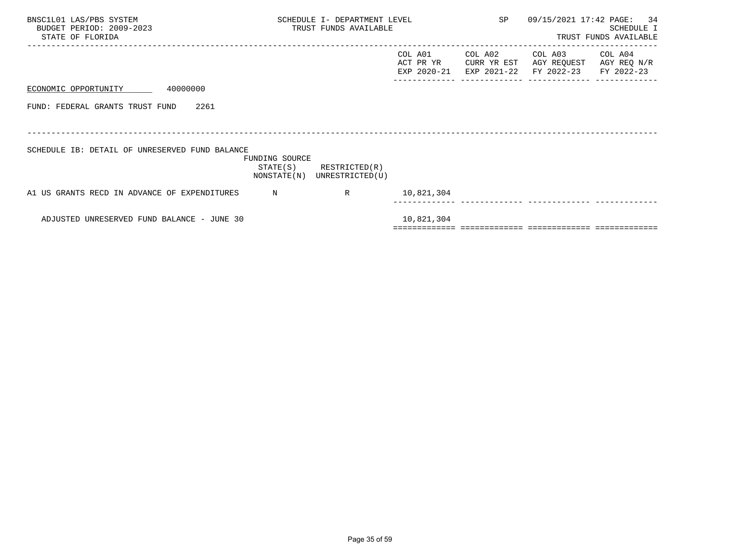BNSC1L01 LAS/PBS SYSTEM
BUDGET PERIOD: 2009-2023
STATE OF FLORIDA

SCHEDULE I- DEPARTMENT LEVEL
TRUST FUNDS AVAILABLE

SP 09/15/2021 17:42 PAGE: 34
SCHEDULE I
TRUST FUNDS AVAILABLE

ECONOMIC OPPORTUNITY 40000000

FUND: FEDERAL GRANTS TRUST FUND 2261

SCHEDULE IB: DETAIL OF UNRESERVED FUND BALANCE

| | FUNDING SOURCE STATE(S) NONSTATE(N) | RESTRICTED(R) UNRESTRICTED(U) | COL A01 ACT PR YR EXP 2020-21 | COL A02 CURR YR EST EXP 2021-22 | COL A03 AGY REQUEST FY 2022-23 | COL A04 AGY REQ N/R FY 2022-23 |
|---|---|---|---|---|---|---|
| A1 US GRANTS RECD IN ADVANCE OF EXPENDITURES | N | R | 10,821,304 | | | |
| ADJUSTED UNRESERVED FUND BALANCE - JUNE 30 | | | 10,821,304 | | | |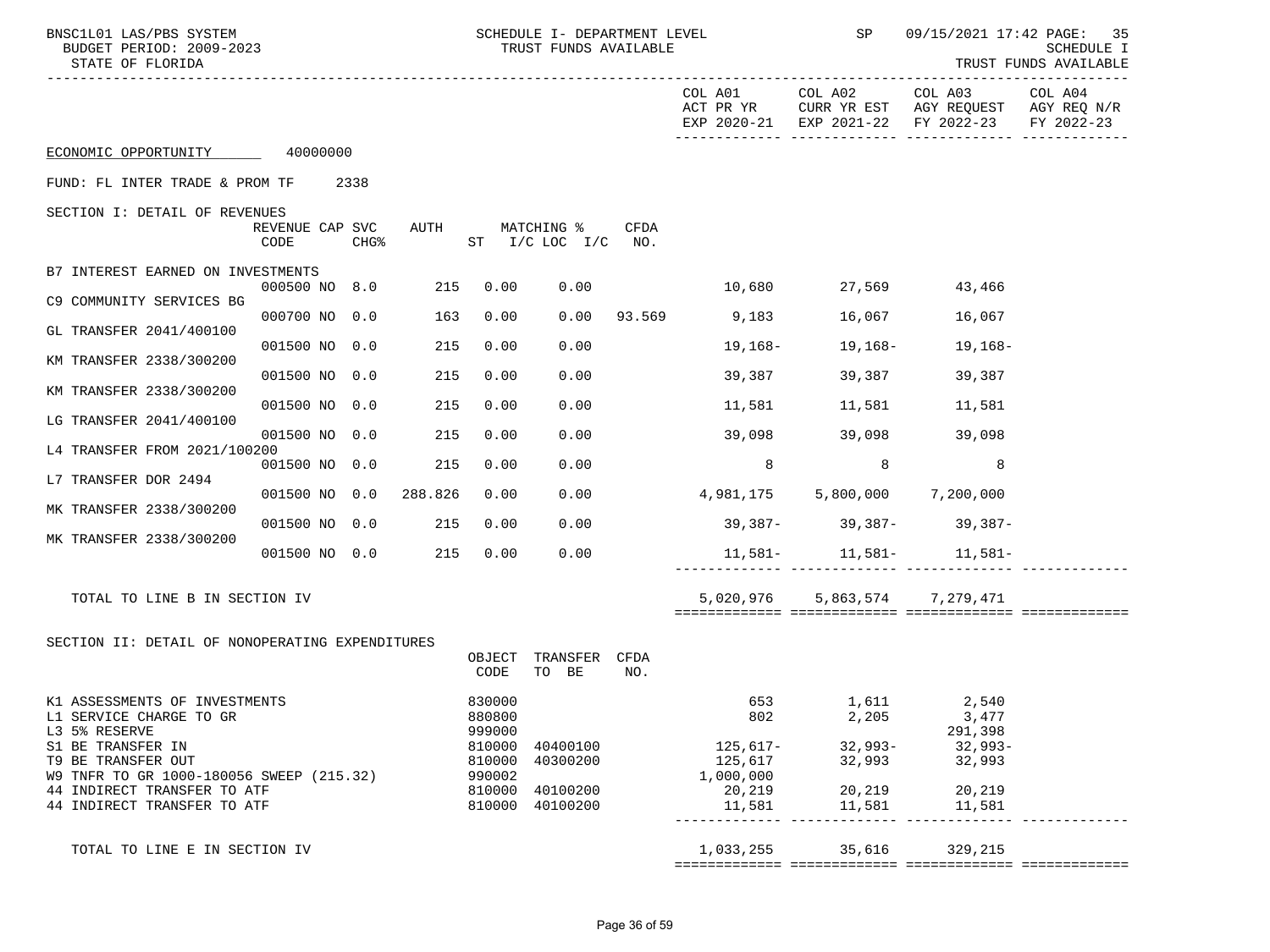BNSC1L01 LAS/PBS SYSTEM SCHEDULE I- DEPARTMENT LEVEL SP 09/15/2021 17:42 PAGE: 35
BUDGET PERIOD: 2009-2023 TRUST FUNDS AVAILABLE SCHEDULE I
STATE OF FLORIDA TRUST FUNDS AVAILABLE

| | COL A01 ACT PR YR EXP 2020-21 | COL A02 CURR YR EST EXP 2021-22 | COL A03 AGY REQUEST FY 2022-23 | COL A04 AGY REQ N/R FY 2022-23 |
|---|---|---|---|---|

ECONOMIC OPPORTUNITY 40000000

FUND: FL INTER TRADE & PROM TF 2338

SECTION I: DETAIL OF REVENUES

| | REVENUE CODE | CAP | SVC CHG% | AUTH | ST | MATCHING % I/C LOC | I/C | CFDA NO. | COL A01 | COL A02 | COL A03 | COL A04 |
|---|---|---|---|---|---|---|---|---|---|---|---|---|
| B7 INTEREST EARNED ON INVESTMENTS | 000500 | NO | 8.0 | 215 | 0.00 | 0.00 | | | 10,680 | 27,569 | 43,466 | |
| C9 COMMUNITY SERVICES BG | 000700 | NO | 0.0 | 163 | 0.00 | 0.00 | | 93.569 | 9,183 | 16,067 | 16,067 | |
| GL TRANSFER 2041/400100 | 001500 | NO | 0.0 | 215 | 0.00 | 0.00 | | | 19,168- | 19,168- | 19,168- | |
| KM TRANSFER 2338/300200 | 001500 | NO | 0.0 | 215 | 0.00 | 0.00 | | | 39,387 | 39,387 | 39,387 | |
| KM TRANSFER 2338/300200 | 001500 | NO | 0.0 | 215 | 0.00 | 0.00 | | | 11,581 | 11,581 | 11,581 | |
| LG TRANSFER 2041/400100 | 001500 | NO | 0.0 | 215 | 0.00 | 0.00 | | | 39,098 | 39,098 | 39,098 | |
| L4 TRANSFER FROM 2021/100200 | 001500 | NO | 0.0 | 215 | 0.00 | 0.00 | | | 8 | 8 | 8 | |
| L7 TRANSFER DOR 2494 | 001500 | NO | 0.0 | 288.826 | 0.00 | 0.00 | | | 4,981,175 | 5,800,000 | 7,200,000 | |
| MK TRANSFER 2338/300200 | 001500 | NO | 0.0 | 215 | 0.00 | 0.00 | | | 39,387- | 39,387- | 39,387- | |
| MK TRANSFER 2338/300200 | 001500 | NO | 0.0 | 215 | 0.00 | 0.00 | | | 11,581- | 11,581- | 11,581- | |
| TOTAL TO LINE B IN SECTION IV | | | | | | | | | 5,020,976 | 5,863,574 | 7,279,471 | |

SECTION II: DETAIL OF NONOPERATING EXPENDITURES

| | OBJECT CODE | TRANSFER TO BE | CFDA NO. | COL A01 | COL A02 | COL A03 | COL A04 |
|---|---|---|---|---|---|---|---|
| K1 ASSESSMENTS OF INVESTMENTS | 830000 | | | 653 | 1,611 | 2,540 | |
| L1 SERVICE CHARGE TO GR | 880800 | | | 802 | 2,205 | 3,477 | |
| L3 5% RESERVE | 999000 | | | | | 291,398 | |
| S1 BE TRANSFER IN | 810000 | 40400100 | | 125,617- | 32,993- | 32,993- | |
| T9 BE TRANSFER OUT | 810000 | 40300200 | | 125,617 | 32,993 | 32,993 | |
| W9 TNFR TO GR 1000-180056 SWEEP (215.32) | 990002 | | | 1,000,000 | | | |
| 44 INDIRECT TRANSFER TO ATF | 810000 | 40100200 | | 20,219 | 20,219 | 20,219 | |
| 44 INDIRECT TRANSFER TO ATF | 810000 | 40100200 | | 11,581 | 11,581 | 11,581 | |
| TOTAL TO LINE E IN SECTION IV | | | | 1,033,255 | 35,616 | 329,215 | |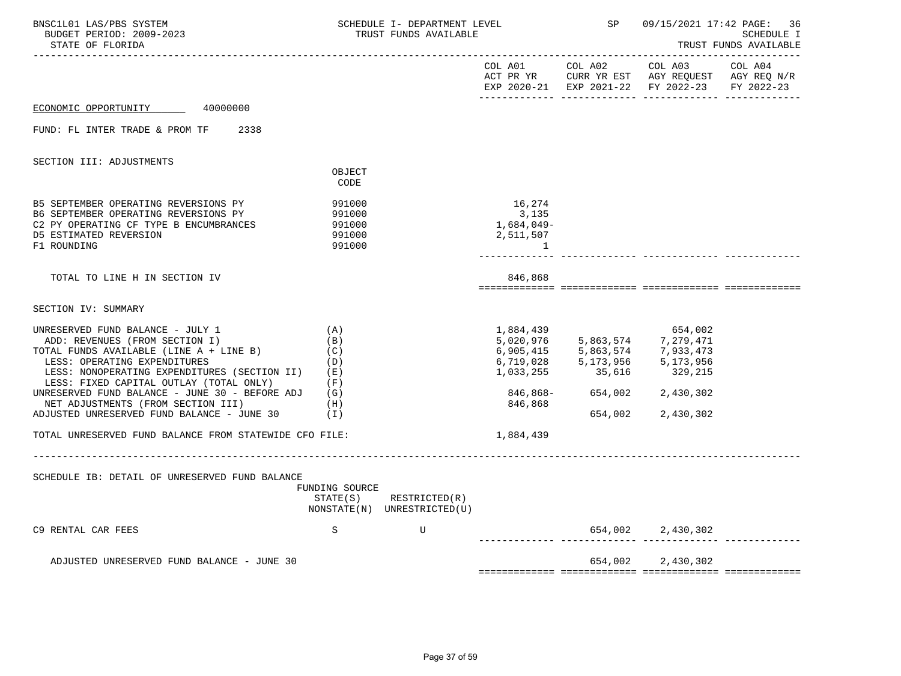BNSC1L01 LAS/PBS SYSTEM SCHEDULE I- DEPARTMENT LEVEL SP 09/15/2021 17:42 PAGE: 36
BUDGET PERIOD: 2009-2023 TRUST FUNDS AVAILABLE SCHEDULE I
STATE OF FLORIDA TRUST FUNDS AVAILABLE

| | | COL A01 ACT PR YR EXP 2020-21 | COL A02 CURR YR EST EXP 2021-22 | COL A03 AGY REQUEST FY 2022-23 | COL A04 AGY REQ N/R FY 2022-23 |
|---|---|---|---|---|---|

ECONOMIC OPPORTUNITY 40000000

FUND: FL INTER TRADE & PROM TF 2338

SECTION III: ADJUSTMENTS

| | OBJECT CODE | COL A01 | COL A02 | COL A03 | COL A04 |
|---|---|---|---|---|---|
| B5 SEPTEMBER OPERATING REVERSIONS PY | 991000 | 16,274 | | | |
| B6 SEPTEMBER OPERATING REVERSIONS PY | 991000 | 3,135 | | | |
| C2 PY OPERATING CF TYPE B ENCUMBRANCES | 991000 | 1,684,049- | | | |
| D5 ESTIMATED REVERSION | 991000 | 2,511,507 | | | |
| F1 ROUNDING | 991000 | 1 | | | |
| TOTAL TO LINE H IN SECTION IV | | 846,868 | | | |

SECTION IV: SUMMARY

| | | COL A01 | COL A02 | COL A03 | COL A04 |
|---|---|---|---|---|---|
| UNRESERVED FUND BALANCE - JULY 1 | (A) | 1,884,439 | | 654,002 | |
| ADD: REVENUES (FROM SECTION I) | (B) | 5,020,976 | 5,863,574 | 7,279,471 | |
| TOTAL FUNDS AVAILABLE (LINE A + LINE B) | (C) | 6,905,415 | 5,863,574 | 7,933,473 | |
| LESS: OPERATING EXPENDITURES | (D) | 6,719,028 | 5,173,956 | 5,173,956 | |
| LESS: NONOPERATING EXPENDITURES (SECTION II) | (E) | 1,033,255 | 35,616 | 329,215 | |
| LESS: FIXED CAPITAL OUTLAY (TOTAL ONLY) | (F) | | | | |
| UNRESERVED FUND BALANCE - JUNE 30 - BEFORE ADJ | (G) | 846,868- | 654,002 | 2,430,302 | |
| NET ADJUSTMENTS (FROM SECTION III) | (H) | 846,868 | | | |
| ADJUSTED UNRESERVED FUND BALANCE - JUNE 30 | (I) | | 654,002 | 2,430,302 | |
| TOTAL UNRESERVED FUND BALANCE FROM STATEWIDE CFO FILE: | | 1,884,439 | | | |

SCHEDULE IB: DETAIL OF UNRESERVED FUND BALANCE

| | FUNDING SOURCE STATE(S) NONSTATE(N) | RESTRICTED(R) UNRESTRICTED(U) | COL A01 | COL A02 | COL A03 | COL A04 |
|---|---|---|---|---|---|---|
| C9 RENTAL CAR FEES | S | U | | 654,002 | 2,430,302 | |
| ADJUSTED UNRESERVED FUND BALANCE - JUNE 30 | | | | 654,002 | 2,430,302 | |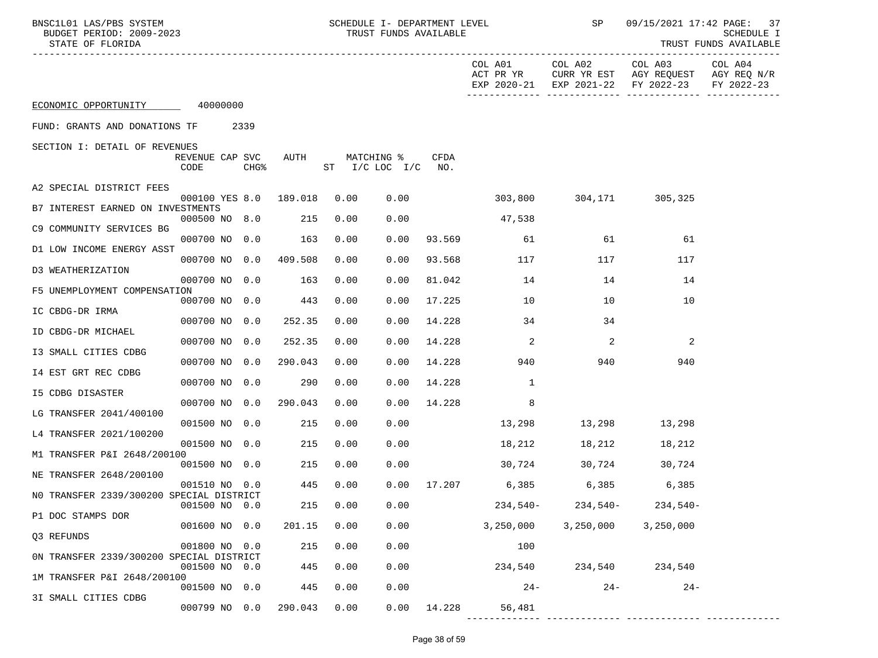BNSC1L01 LAS/PBS SYSTEM SCHEDULE I- DEPARTMENT LEVEL SP 09/15/2021 17:42 PAGE: 37
BUDGET PERIOD: 2009-2023 TRUST FUNDS AVAILABLE SCHEDULE I
STATE OF FLORIDA TRUST FUNDS AVAILABLE

ECONOMIC OPPORTUNITY 40000000

FUND: GRANTS AND DONATIONS TF 2339

SECTION I: DETAIL OF REVENUES

| | REVENUE CODE | CAP | SVC CHG% | AUTH | ST | MATCHING % I/C LOC | I/C | CFDA NO. | COL A01 ACT PR YR EXP 2020-21 | COL A02 CURR YR EST EXP 2021-22 | COL A03 AGY REQUEST FY 2022-23 | COL A04 AGY REQ N/R FY 2022-23 |
|---|---|---|---|---|---|---|---|---|---|---|---|---|
| A2 SPECIAL DISTRICT FEES | 000100 | YES | 8.0 | 189.018 | 0.00 | 0.00 | | | 303,800 | 304,171 | 305,325 | |
| B7 INTEREST EARNED ON INVESTMENTS | 000500 | NO | 8.0 | 215 | 0.00 | 0.00 | | | 47,538 | | | |
| C9 COMMUNITY SERVICES BG | 000700 | NO | 0.0 | 163 | 0.00 | 0.00 | | 93.569 | 61 | 61 | 61 | |
| D1 LOW INCOME ENERGY ASST | 000700 | NO | 0.0 | 409.508 | 0.00 | 0.00 | | 93.568 | 117 | 117 | 117 | |
| D3 WEATHERIZATION | 000700 | NO | 0.0 | 163 | 0.00 | 0.00 | | 81.042 | 14 | 14 | 14 | |
| F5 UNEMPLOYMENT COMPENSATION | 000700 | NO | 0.0 | 443 | 0.00 | 0.00 | | 17.225 | 10 | 10 | 10 | |
| IC CBDG-DR IRMA | 000700 | NO | 0.0 | 252.35 | 0.00 | 0.00 | | 14.228 | 34 | 34 | | |
| ID CBDG-DR MICHAEL | 000700 | NO | 0.0 | 252.35 | 0.00 | 0.00 | | 14.228 | 2 | 2 | 2 | |
| I3 SMALL CITIES CDBG | 000700 | NO | 0.0 | 290.043 | 0.00 | 0.00 | | 14.228 | 940 | 940 | 940 | |
| I4 EST GRT REC CDBG | 000700 | NO | 0.0 | 290 | 0.00 | 0.00 | | 14.228 | 1 | | | |
| I5 CDBG DISASTER | 000700 | NO | 0.0 | 290.043 | 0.00 | 0.00 | | 14.228 | 8 | | | |
| LG TRANSFER 2041/400100 | 001500 | NO | 0.0 | 215 | 0.00 | 0.00 | | | 13,298 | 13,298 | 13,298 | |
| L4 TRANSFER 2021/100200 | 001500 | NO | 0.0 | 215 | 0.00 | 0.00 | | | 18,212 | 18,212 | 18,212 | |
| M1 TRANSFER P&I 2648/200100 | 001500 | NO | 0.0 | 215 | 0.00 | 0.00 | | | 30,724 | 30,724 | 30,724 | |
| NE TRANSFER 2648/200100 | 001510 | NO | 0.0 | 445 | 0.00 | 0.00 | | 17.207 | 6,385 | 6,385 | 6,385 | |
| N0 TRANSFER 2339/300200 SPECIAL DISTRICT | 001500 | NO | 0.0 | 215 | 0.00 | 0.00 | | | 234,540- | 234,540- | 234,540- | |
| P1 DOC STAMPS DOR | 001600 | NO | 0.0 | 201.15 | 0.00 | 0.00 | | | 3,250,000 | 3,250,000 | 3,250,000 | |
| Q3 REFUNDS | 001800 | NO | 0.0 | 215 | 0.00 | 0.00 | | | 100 | | | |
| 0N TRANSFER 2339/300200 SPECIAL DISTRICT | 001500 | NO | 0.0 | 445 | 0.00 | 0.00 | | | 234,540 | 234,540 | 234,540 | |
| 1M TRANSFER P&I 2648/200100 | 001500 | NO | 0.0 | 445 | 0.00 | 0.00 | | | 24- | 24- | 24- | |
| 3I SMALL CITIES CDBG | 000799 | NO | 0.0 | 290.043 | 0.00 | 0.00 | | 14.228 | 56,481 | | | |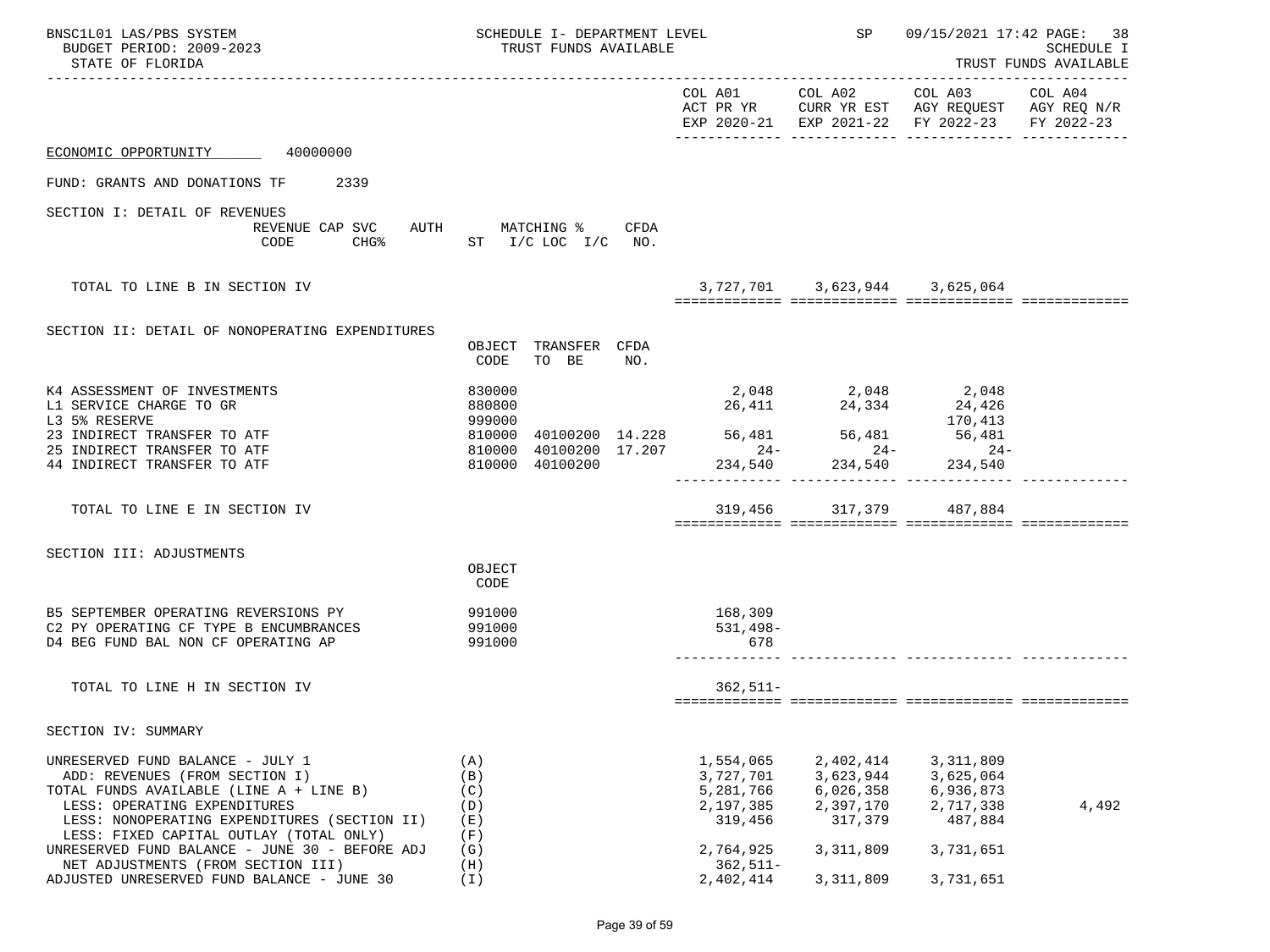BNSC1L01 LAS/PBS SYSTEM
BUDGET PERIOD: 2009-2023
STATE OF FLORIDA

SCHEDULE I- DEPARTMENT LEVEL
TRUST FUNDS AVAILABLE

SP 09/15/2021 17:42 PAGE: 38
SCHEDULE I
TRUST FUNDS AVAILABLE

| | | COL A01 ACT PR YR EXP 2020-21 | COL A02 CURR YR EST EXP 2021-22 | COL A03 AGY REQUEST FY 2022-23 | COL A04 AGY REQ N/R FY 2022-23 |
|---|---|---|---|---|---|

ECONOMIC OPPORTUNITY 40000000

FUND: GRANTS AND DONATIONS TF 2339

SECTION I: DETAIL OF REVENUES

| REVENUE CODE | CAP SVC CHG% | AUTH ST | MATCHING % I/C LOC I/C | CFDA NO. | COL A01 | COL A02 | COL A03 | COL A04 |
|---|---|---|---|---|---|---|---|---|
| TOTAL TO LINE B IN SECTION IV | | | | | 3,727,701 | 3,623,944 | 3,625,064 | |

SECTION II: DETAIL OF NONOPERATING EXPENDITURES

| | OBJECT CODE | TRANSFER TO BE | CFDA NO. | COL A01 | COL A02 | COL A03 | COL A04 |
|---|---|---|---|---|---|---|---|
| K4 ASSESSMENT OF INVESTMENTS | 830000 | | | 2,048 | 2,048 | 2,048 | |
| L1 SERVICE CHARGE TO GR | 880800 | | | 26,411 | 24,334 | 24,426 | |
| L3 5% RESERVE | 999000 | | | | | 170,413 | |
| 23 INDIRECT TRANSFER TO ATF | 810000 | 40100200 | 14.228 | 56,481 | 56,481 | 56,481 | |
| 25 INDIRECT TRANSFER TO ATF | 810000 | 40100200 | 17.207 | 24- | 24- | 24- | |
| 44 INDIRECT TRANSFER TO ATF | 810000 | 40100200 | | 234,540 | 234,540 | 234,540 | |
| TOTAL TO LINE E IN SECTION IV | | | | 319,456 | 317,379 | 487,884 | |

SECTION III: ADJUSTMENTS

| | OBJECT CODE | COL A01 | COL A02 | COL A03 | COL A04 |
|---|---|---|---|---|---|
| B5 SEPTEMBER OPERATING REVERSIONS PY | 991000 | 168,309 | | | |
| C2 PY OPERATING CF TYPE B ENCUMBRANCES | 991000 | 531,498- | | | |
| D4 BEG FUND BAL NON CF OPERATING AP | 991000 | 678 | | | |
| TOTAL TO LINE H IN SECTION IV | | 362,511- | | | |

SECTION IV: SUMMARY

| | | COL A01 | COL A02 | COL A03 | COL A04 |
|---|---|---|---|---|---|
| UNRESERVED FUND BALANCE - JULY 1 | (A) | 1,554,065 | 2,402,414 | 3,311,809 | |
| ADD: REVENUES (FROM SECTION I) | (B) | 3,727,701 | 3,623,944 | 3,625,064 | |
| TOTAL FUNDS AVAILABLE (LINE A + LINE B) | (C) | 5,281,766 | 6,026,358 | 6,936,873 | |
| LESS: OPERATING EXPENDITURES | (D) | 2,197,385 | 2,397,170 | 2,717,338 | 4,492 |
| LESS: NONOPERATING EXPENDITURES (SECTION II) | (E) | 319,456 | 317,379 | 487,884 | |
| LESS: FIXED CAPITAL OUTLAY (TOTAL ONLY) | (F) | | | | |
| UNRESERVED FUND BALANCE - JUNE 30 - BEFORE ADJ | (G) | 2,764,925 | 3,311,809 | 3,731,651 | |
| NET ADJUSTMENTS (FROM SECTION III) | (H) | 362,511- | | | |
| ADJUSTED UNRESERVED FUND BALANCE - JUNE 30 | (I) | 2,402,414 | 3,311,809 | 3,731,651 | |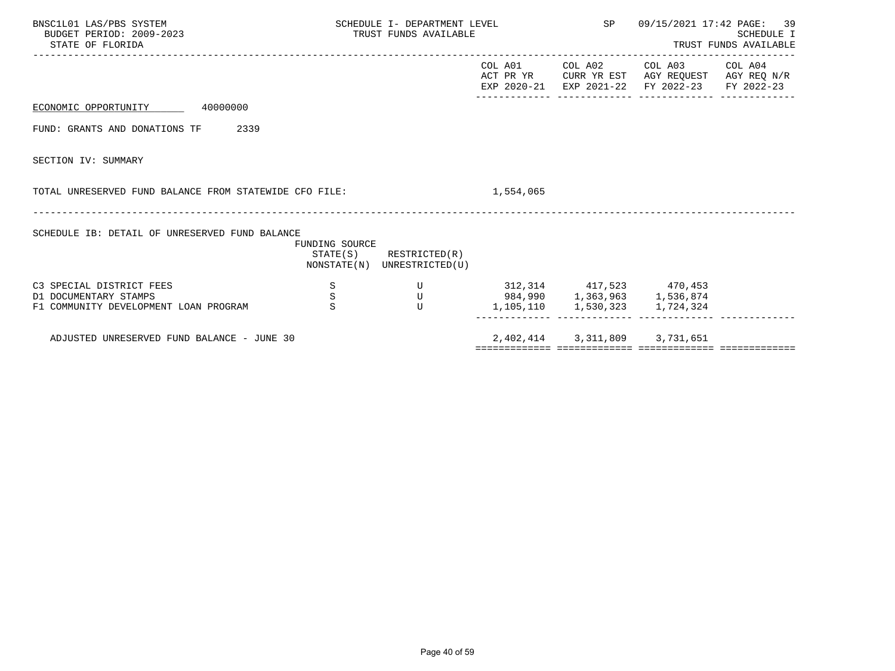BNSC1L01 LAS/PBS SYSTEM
BUDGET PERIOD: 2009-2023
STATE OF FLORIDA

SCHEDULE I- DEPARTMENT LEVEL
TRUST FUNDS AVAILABLE

SP 09/15/2021 17:42 PAGE: 39
SCHEDULE I
TRUST FUNDS AVAILABLE

| | | | COL A01 ACT PR YR EXP 2020-21 | COL A02 CURR YR EST EXP 2021-22 | COL A03 AGY REQUEST FY 2022-23 | COL A04 AGY REQ N/R FY 2022-23 |
|---|---|---|---|---|---|---|
| ECONOMIC OPPORTUNITY 40000000 | | | | | | |
| FUND: GRANTS AND DONATIONS TF 2339 | | | | | | |
| SECTION IV: SUMMARY | | | | | | |
| TOTAL UNRESERVED FUND BALANCE FROM STATEWIDE CFO FILE: | | | 1,554,065 | | | |
| SCHEDULE IB: DETAIL OF UNRESERVED FUND BALANCE | FUNDING SOURCE STATE(S) NONSTATE(N) | RESTRICTED(R) UNRESTRICTED(U) | | | | |
| C3 SPECIAL DISTRICT FEES | S | U | 312,314 | 417,523 | 470,453 | |
| D1 DOCUMENTARY STAMPS | S | U | 984,990 | 1,363,963 | 1,536,874 | |
| F1 COMMUNITY DEVELOPMENT LOAN PROGRAM | S | U | 1,105,110 | 1,530,323 | 1,724,324 | |
| ADJUSTED UNRESERVED FUND BALANCE - JUNE 30 | | | 2,402,414 | 3,311,809 | 3,731,651 | |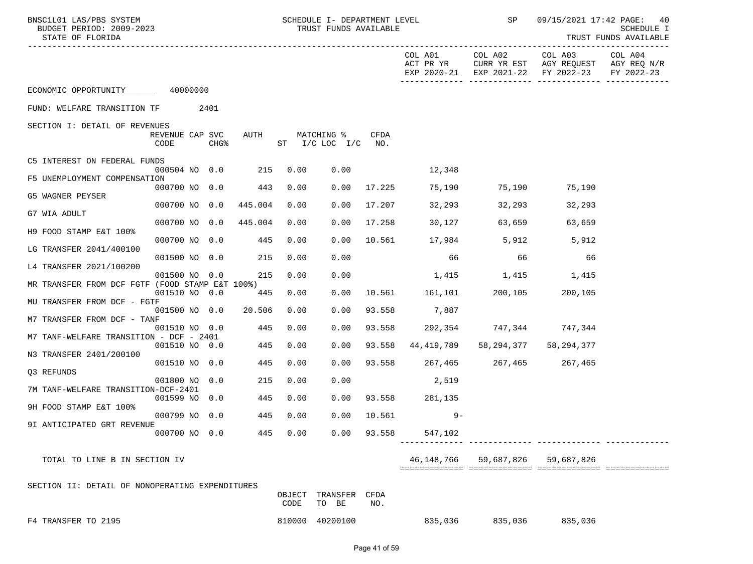BNSC1L01 LAS/PBS SYSTEM — SCHEDULE I- DEPARTMENT LEVEL — TRUST FUNDS AVAILABLE — SP 09/15/2021 17:42 PAGE: 40

BUDGET PERIOD: 2009-2023 — SCHEDULE I

STATE OF FLORIDA — TRUST FUNDS AVAILABLE

ECONOMIC OPPORTUNITY 40000000

FUND: WELFARE TRANSITION TF 2401

SECTION I: DETAIL OF REVENUES

| | REVENUE CODE | CAP | SVC CHG% | AUTH | MATCHING % ST | I/C LOC I/C | CFDA NO. | COL A01 ACT PR YR EXP 2020-21 | COL A02 CURR YR EST EXP 2021-22 | COL A03 AGY REQUEST FY 2022-23 | COL A04 AGY REQ N/R FY 2022-23 |
|---|---|---|---|---|---|---|---|---|---|---|---|
| C5 INTEREST ON FEDERAL FUNDS | 000504 | NO | 0.0 | 215 | 0.00 | 0.00 | | 12,348 | | | |
| F5 UNEMPLOYMENT COMPENSATION | 000700 | NO | 0.0 | 443 | 0.00 | 0.00 | 17.225 | 75,190 | 75,190 | 75,190 | |
| G5 WAGNER PEYSER | 000700 | NO | 0.0 | 445.004 | 0.00 | 0.00 | 17.207 | 32,293 | 32,293 | 32,293 | |
| G7 WIA ADULT | 000700 | NO | 0.0 | 445.004 | 0.00 | 0.00 | 17.258 | 30,127 | 63,659 | 63,659 | |
| H9 FOOD STAMP E&T 100% | 000700 | NO | 0.0 | 445 | 0.00 | 0.00 | 10.561 | 17,984 | 5,912 | 5,912 | |
| LG TRANSFER 2041/400100 | 001500 | NO | 0.0 | 215 | 0.00 | 0.00 | | 66 | 66 | 66 | |
| L4 TRANSFER 2021/100200 | 001500 | NO | 0.0 | 215 | 0.00 | 0.00 | | 1,415 | 1,415 | 1,415 | |
| MR TRANSFER FROM DCF FGTF (FOOD STAMP E&T 100%) | 001510 | NO | 0.0 | 445 | 0.00 | 0.00 | 10.561 | 161,101 | 200,105 | 200,105 | |
| MU TRANSFER FROM DCF - FGTF | 001500 | NO | 0.0 | 20.506 | 0.00 | 0.00 | 93.558 | 7,887 | | | |
| M7 TRANSFER FROM DCF - TANF | 001510 | NO | 0.0 | 445 | 0.00 | 0.00 | 93.558 | 292,354 | 747,344 | 747,344 | |
| M7 TANF-WELFARE TRANSITION - DCF - 2401 | 001510 | NO | 0.0 | 445 | 0.00 | 0.00 | 93.558 | 44,419,789 | 58,294,377 | 58,294,377 | |
| N3 TRANSFER 2401/200100 | 001510 | NO | 0.0 | 445 | 0.00 | 0.00 | 93.558 | 267,465 | 267,465 | 267,465 | |
| Q3 REFUNDS | 001800 | NO | 0.0 | 215 | 0.00 | 0.00 | | 2,519 | | | |
| 7M TANF-WELFARE TRANSITION-DCF-2401 | 001599 | NO | 0.0 | 445 | 0.00 | 0.00 | 93.558 | 281,135 | | | |
| 9H FOOD STAMP E&T 100% | 000799 | NO | 0.0 | 445 | 0.00 | 0.00 | 10.561 | 9- | | | |
| 9I ANTICIPATED GRT REVENUE | 000700 | NO | 0.0 | 445 | 0.00 | 0.00 | 93.558 | 547,102 | | | |
| TOTAL TO LINE B IN SECTION IV | | | | | | | | 46,148,766 | 59,687,826 | 59,687,826 | |

SECTION II: DETAIL OF NONOPERATING EXPENDITURES

| | OBJECT CODE | TRANSFER TO BE | CFDA NO. | COL A01 | COL A02 | COL A03 | COL A04 |
|---|---|---|---|---|---|---|---|
| F4 TRANSFER TO 2195 | 810000 | 40200100 | | 835,036 | 835,036 | 835,036 | |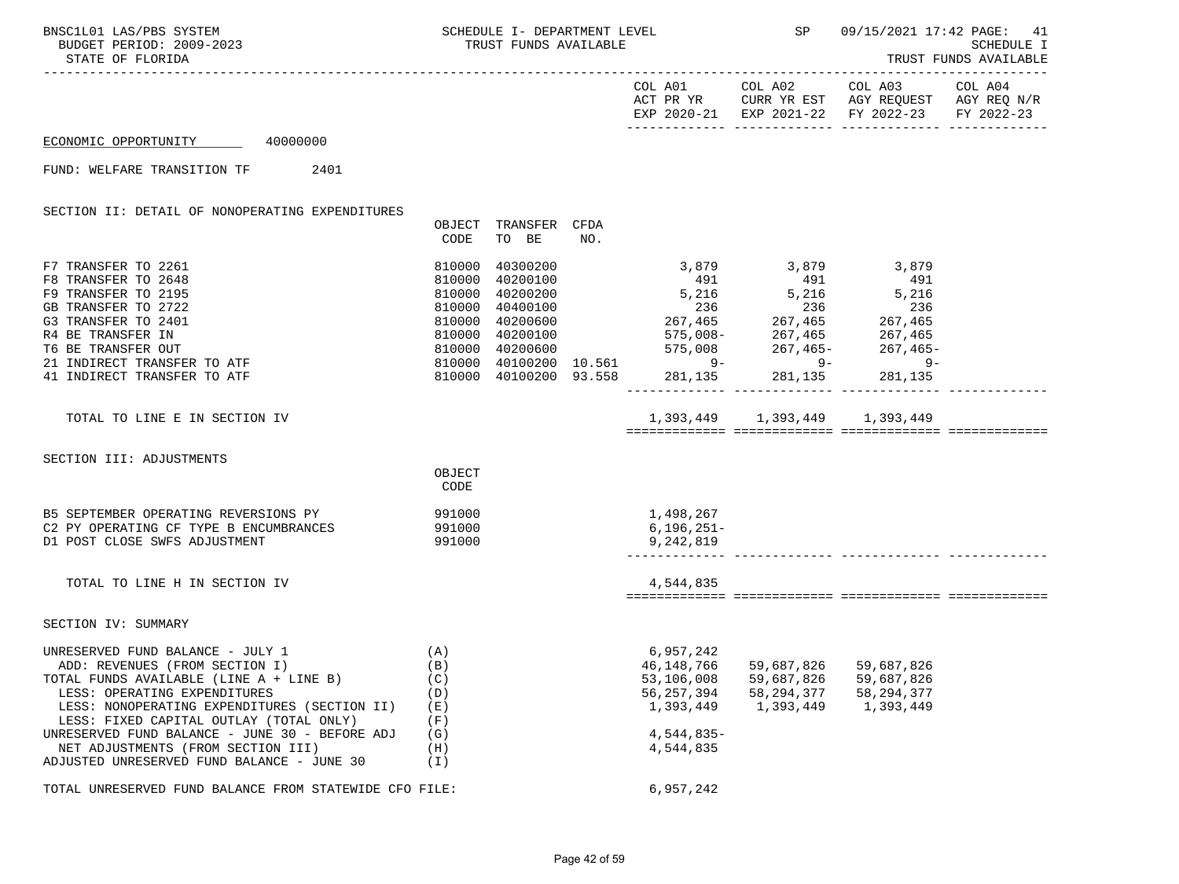BNSC1L01 LAS/PBS SYSTEM — SCHEDULE I- DEPARTMENT LEVEL — TRUST FUNDS AVAILABLE — SP 09/15/2021 17:42 PAGE: 41
BUDGET PERIOD: 2009-2023 — SCHEDULE I
STATE OF FLORIDA — TRUST FUNDS AVAILABLE

ECONOMIC OPPORTUNITY 40000000

FUND: WELFARE TRANSITION TF 2401

## SECTION II: DETAIL OF NONOPERATING EXPENDITURES

| | OBJECT CODE | TRANSFER TO BE | CFDA NO. | COL A01 ACT PR YR EXP 2020-21 | COL A02 CURR YR EST EXP 2021-22 | COL A03 AGY REQUEST FY 2022-23 | COL A04 AGY REQ N/R FY 2022-23 |
|---|---|---|---|---|---|---|---|
| F7 TRANSFER TO 2261 | 810000 | 40300200 | | 3,879 | 3,879 | 3,879 | |
| F8 TRANSFER TO 2648 | 810000 | 40200100 | | 491 | 491 | 491 | |
| F9 TRANSFER TO 2195 | 810000 | 40200200 | | 5,216 | 5,216 | 5,216 | |
| GB TRANSFER TO 2722 | 810000 | 40400100 | | 236 | 236 | 236 | |
| G3 TRANSFER TO 2401 | 810000 | 40200600 | | 267,465 | 267,465 | 267,465 | |
| R4 BE TRANSFER IN | 810000 | 40200100 | | 575,008- | 267,465 | 267,465 | |
| T6 BE TRANSFER OUT | 810000 | 40200600 | | 575,008 | 267,465- | 267,465- | |
| 21 INDIRECT TRANSFER TO ATF | 810000 | 40100200 | 10.561 | 9- | 9- | 9- | |
| 41 INDIRECT TRANSFER TO ATF | 810000 | 40100200 | 93.558 | 281,135 | 281,135 | 281,135 | |
| TOTAL TO LINE E IN SECTION IV | | | | 1,393,449 | 1,393,449 | 1,393,449 | |

## SECTION III: ADJUSTMENTS

| | OBJECT CODE | COL A01 | COL A02 | COL A03 | COL A04 |
|---|---|---|---|---|---|
| B5 SEPTEMBER OPERATING REVERSIONS PY | 991000 | 1,498,267 | | | |
| C2 PY OPERATING CF TYPE B ENCUMBRANCES | 991000 | 6,196,251- | | | |
| D1 POST CLOSE SWFS ADJUSTMENT | 991000 | 9,242,819 | | | |
| TOTAL TO LINE H IN SECTION IV | | 4,544,835 | | | |

## SECTION IV: SUMMARY

| | | COL A01 | COL A02 | COL A03 | COL A04 |
|---|---|---|---|---|---|
| UNRESERVED FUND BALANCE - JULY 1 | (A) | 6,957,242 | | | |
| ADD: REVENUES (FROM SECTION I) | (B) | 46,148,766 | 59,687,826 | 59,687,826 | |
| TOTAL FUNDS AVAILABLE (LINE A + LINE B) | (C) | 53,106,008 | 59,687,826 | 59,687,826 | |
| LESS: OPERATING EXPENDITURES | (D) | 56,257,394 | 58,294,377 | 58,294,377 | |
| LESS: NONOPERATING EXPENDITURES (SECTION II) | (E) | 1,393,449 | 1,393,449 | 1,393,449 | |
| LESS: FIXED CAPITAL OUTLAY (TOTAL ONLY) | (F) | | | | |
| UNRESERVED FUND BALANCE - JUNE 30 - BEFORE ADJ | (G) | 4,544,835- | | | |
| NET ADJUSTMENTS (FROM SECTION III) | (H) | 4,544,835 | | | |
| ADJUSTED UNRESERVED FUND BALANCE - JUNE 30 | (I) | | | | |

TOTAL UNRESERVED FUND BALANCE FROM STATEWIDE CFO FILE: 6,957,242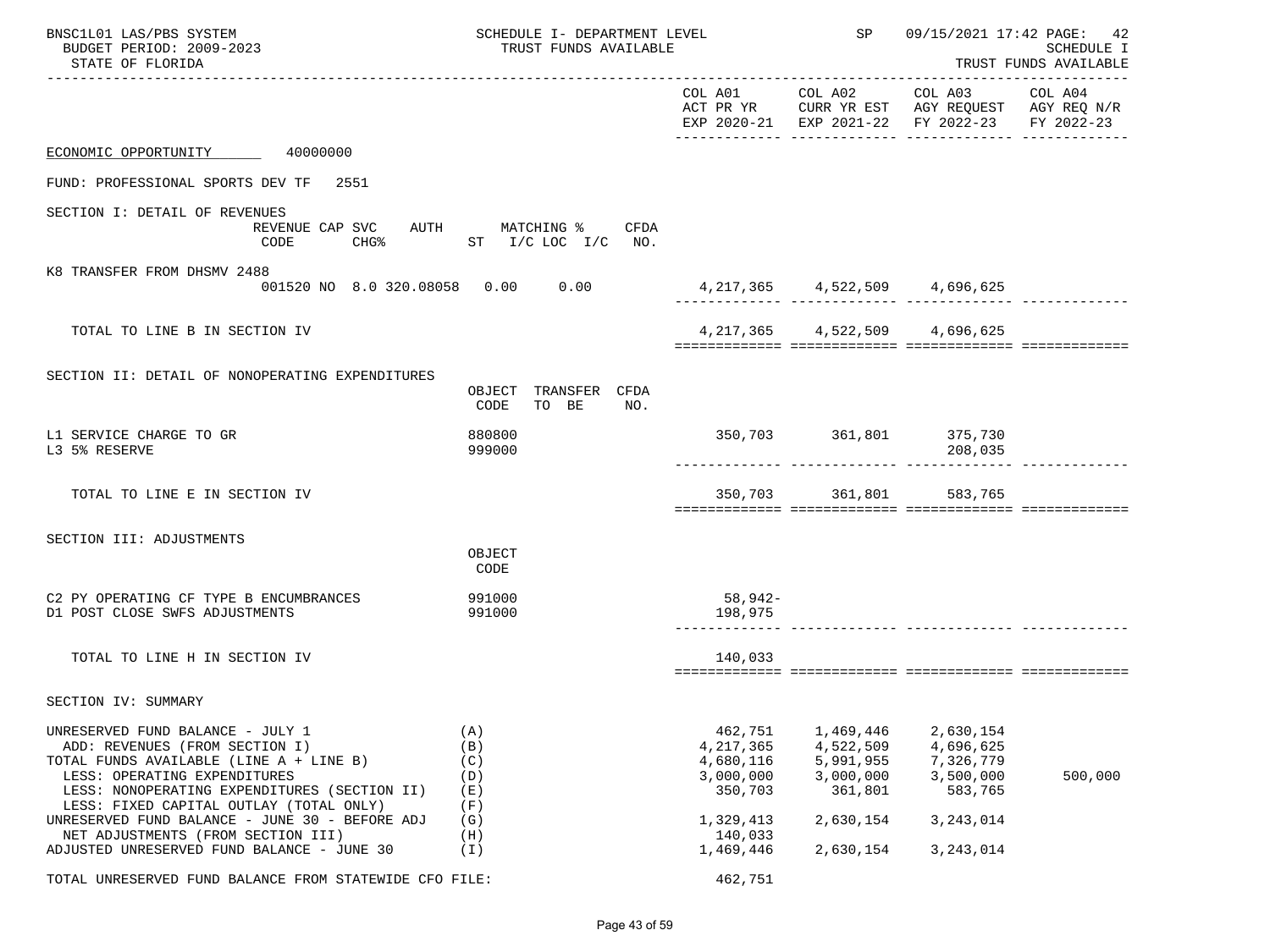BNSC1L01 LAS/PBS SYSTEM
BUDGET PERIOD: 2009-2023
STATE OF FLORIDA

SCHEDULE I- DEPARTMENT LEVEL
TRUST FUNDS AVAILABLE

SP 09/15/2021 17:42 PAGE: 42
SCHEDULE I
TRUST FUNDS AVAILABLE

| | | COL A01 ACT PR YR EXP 2020-21 | COL A02 CURR YR EST EXP 2021-22 | COL A03 AGY REQUEST FY 2022-23 | COL A04 AGY REQ N/R FY 2022-23 |
|---|---|---|---|---|---|

ECONOMIC OPPORTUNITY 40000000

FUND: PROFESSIONAL SPORTS DEV TF 2551

SECTION I: DETAIL OF REVENUES

| | REVENUE CODE | CAP SVC CHG% | AUTH | MATCHING % ST | I/C LOC I/C | CFDA NO. | COL A01 | COL A02 | COL A03 | COL A04 |
|---|---|---|---|---|---|---|---|---|---|---|
| K8 TRANSFER FROM DHSMV 2488 | 001520 | NO 8.0 | 320.08058 | 0.00 | 0.00 | | 4,217,365 | 4,522,509 | 4,696,625 | |
| TOTAL TO LINE B IN SECTION IV | | | | | | | 4,217,365 | 4,522,509 | 4,696,625 | |

SECTION II: DETAIL OF NONOPERATING EXPENDITURES

| | OBJECT CODE | TRANSFER TO BE | CFDA NO. | COL A01 | COL A02 | COL A03 | COL A04 |
|---|---|---|---|---|---|---|---|
| L1 SERVICE CHARGE TO GR | 880800 | | | 350,703 | 361,801 | 375,730 | |
| L3 5% RESERVE | 999000 | | | | | 208,035 | |
| TOTAL TO LINE E IN SECTION IV | | | | 350,703 | 361,801 | 583,765 | |

SECTION III: ADJUSTMENTS

| | OBJECT CODE | COL A01 | COL A02 | COL A03 | COL A04 |
|---|---|---|---|---|---|
| C2 PY OPERATING CF TYPE B ENCUMBRANCES | 991000 | 58,942- | | | |
| D1 POST CLOSE SWFS ADJUSTMENTS | 991000 | 198,975 | | | |
| TOTAL TO LINE H IN SECTION IV | | 140,033 | | | |

SECTION IV: SUMMARY

| | | COL A01 | COL A02 | COL A03 | COL A04 |
|---|---|---|---|---|---|
| UNRESERVED FUND BALANCE - JULY 1 | (A) | 462,751 | 1,469,446 | 2,630,154 | |
| ADD: REVENUES (FROM SECTION I) | (B) | 4,217,365 | 4,522,509 | 4,696,625 | |
| TOTAL FUNDS AVAILABLE (LINE A + LINE B) | (C) | 4,680,116 | 5,991,955 | 7,326,779 | |
| LESS: OPERATING EXPENDITURES | (D) | 3,000,000 | 3,000,000 | 3,500,000 | 500,000 |
| LESS: NONOPERATING EXPENDITURES (SECTION II) | (E) | 350,703 | 361,801 | 583,765 | |
| LESS: FIXED CAPITAL OUTLAY (TOTAL ONLY) | (F) | | | | |
| UNRESERVED FUND BALANCE - JUNE 30 - BEFORE ADJ | (G) | 1,329,413 | 2,630,154 | 3,243,014 | |
| NET ADJUSTMENTS (FROM SECTION III) | (H) | 140,033 | | | |
| ADJUSTED UNRESERVED FUND BALANCE - JUNE 30 | (I) | 1,469,446 | 2,630,154 | 3,243,014 | |
| TOTAL UNRESERVED FUND BALANCE FROM STATEWIDE CFO FILE: | | 462,751 | | | |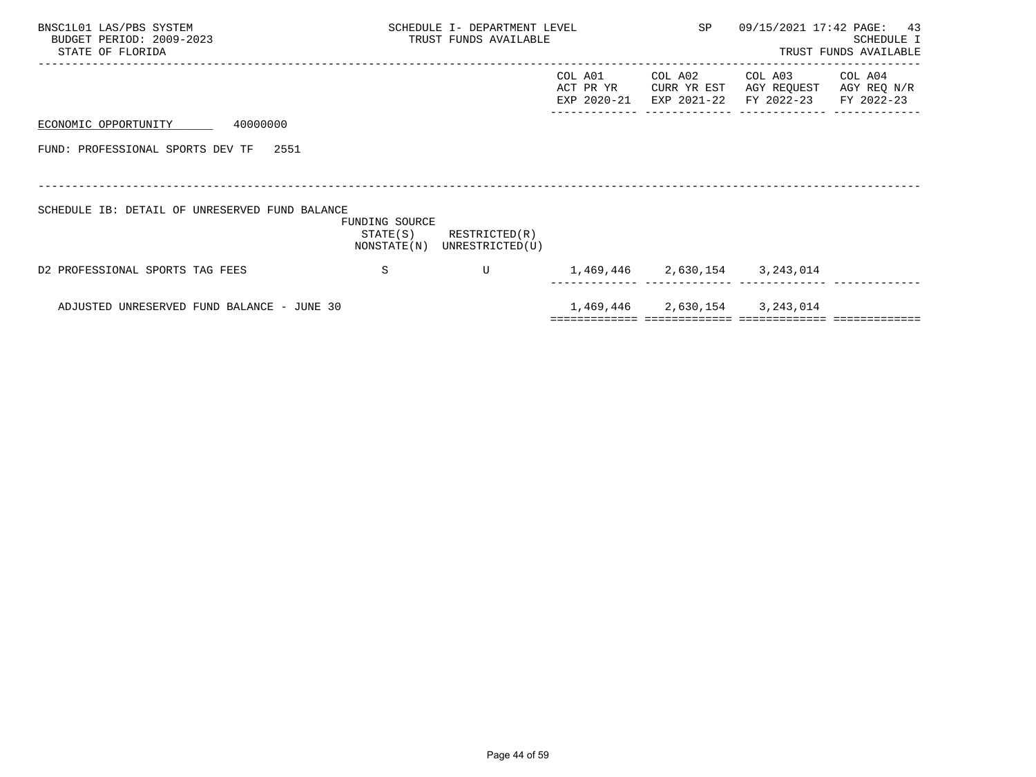BNSC1L01 LAS/PBS SYSTEM
BUDGET PERIOD: 2009-2023
STATE OF FLORIDA

SCHEDULE I- DEPARTMENT LEVEL
TRUST FUNDS AVAILABLE

SP 09/15/2021 17:42 PAGE: 43
SCHEDULE I
TRUST FUNDS AVAILABLE

ECONOMIC OPPORTUNITY 40000000

FUND: PROFESSIONAL SPORTS DEV TF 2551

SCHEDULE IB: DETAIL OF UNRESERVED FUND BALANCE

| | FUNDING SOURCE STATE(S) NONSTATE(N) | RESTRICTED(R) UNRESTRICTED(U) | COL A01 ACT PR YR EXP 2020-21 | COL A02 CURR YR EST EXP 2021-22 | COL A03 AGY REQUEST FY 2022-23 | COL A04 AGY REQ N/R FY 2022-23 |
|---|---|---|---|---|---|---|
| D2 PROFESSIONAL SPORTS TAG FEES | S | U | 1,469,446 | 2,630,154 | 3,243,014 | |
| ADJUSTED UNRESERVED FUND BALANCE - JUNE 30 | | | 1,469,446 | 2,630,154 | 3,243,014 | |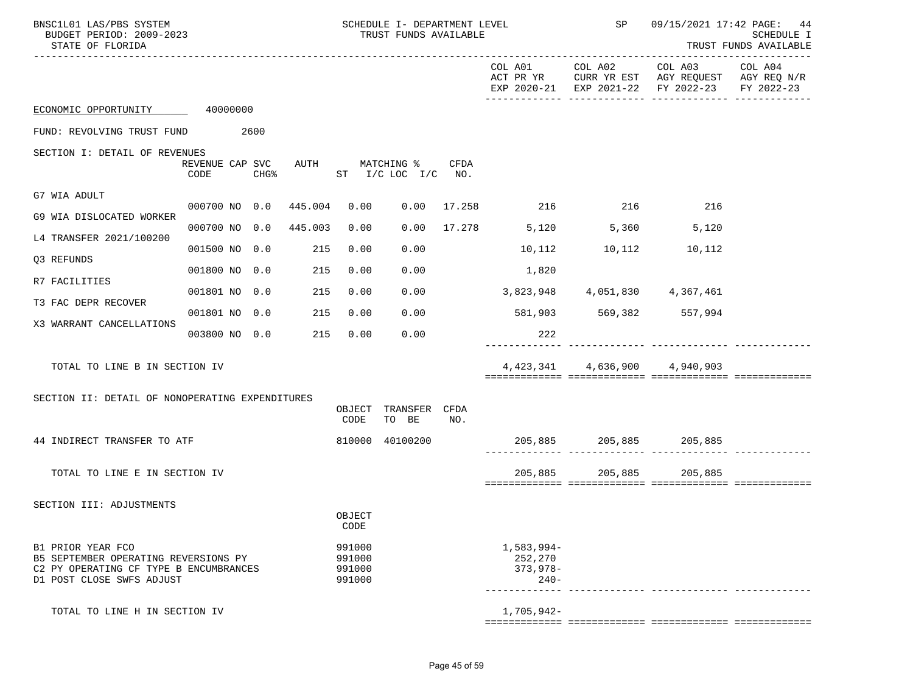BNSC1L01 LAS/PBS SYSTEM — SCHEDULE I- DEPARTMENT LEVEL — SP 09/15/2021 17:42 PAGE: 44
BUDGET PERIOD: 2009-2023 — TRUST FUNDS AVAILABLE — SCHEDULE I
STATE OF FLORIDA — TRUST FUNDS AVAILABLE

ECONOMIC OPPORTUNITY 40000000

FUND: REVOLVING TRUST FUND 2600

SECTION I: DETAIL OF REVENUES

| | REVENUE CODE | CAP | SVC CHG% | AUTH | MATCHING % ST | I/C LOC I/C | CFDA NO. | COL A01 ACT PR YR EXP 2020-21 | COL A02 CURR YR EST EXP 2021-22 | COL A03 AGY REQUEST FY 2022-23 | COL A04 AGY REQ N/R FY 2022-23 |
|---|---|---|---|---|---|---|---|---|---|---|---|
| G7 WIA ADULT | 000700 | NO | 0.0 | 445.004 | 0.00 | 0.00 | 17.258 | 216 | 216 | 216 | |
| G9 WIA DISLOCATED WORKER | 000700 | NO | 0.0 | 445.003 | 0.00 | 0.00 | 17.278 | 5,120 | 5,360 | 5,120 | |
| L4 TRANSFER 2021/100200 | 001500 | NO | 0.0 | 215 | 0.00 | 0.00 | | 10,112 | 10,112 | 10,112 | |
| Q3 REFUNDS | 001800 | NO | 0.0 | 215 | 0.00 | 0.00 | | 1,820 | | | |
| R7 FACILITIES | 001801 | NO | 0.0 | 215 | 0.00 | 0.00 | | 3,823,948 | 4,051,830 | 4,367,461 | |
| T3 FAC DEPR RECOVER | 001801 | NO | 0.0 | 215 | 0.00 | 0.00 | | 581,903 | 569,382 | 557,994 | |
| X3 WARRANT CANCELLATIONS | 003800 | NO | 0.0 | 215 | 0.00 | 0.00 | | 222 | | | |
| TOTAL TO LINE B IN SECTION IV | | | | | | | | 4,423,341 | 4,636,900 | 4,940,903 | |

SECTION II: DETAIL OF NONOPERATING EXPENDITURES

| | OBJECT CODE | TRANSFER TO BE | CFDA NO. | COL A01 | COL A02 | COL A03 | COL A04 |
|---|---|---|---|---|---|---|---|
| 44 INDIRECT TRANSFER TO ATF | 810000 | 40100200 | | 205,885 | 205,885 | 205,885 | |
| TOTAL TO LINE E IN SECTION IV | | | | 205,885 | 205,885 | 205,885 | |

SECTION III: ADJUSTMENTS

| | OBJECT CODE | COL A01 | COL A02 | COL A03 | COL A04 |
|---|---|---|---|---|---|
| B1 PRIOR YEAR FCO | 991000 | 1,583,994- | | | |
| B5 SEPTEMBER OPERATING REVERSIONS PY | 991000 | 252,270 | | | |
| C2 PY OPERATING CF TYPE B ENCUMBRANCES | 991000 | 373,978- | | | |
| D1 POST CLOSE SWFS ADJUST | 991000 | 240- | | | |
| TOTAL TO LINE H IN SECTION IV | | 1,705,942- | | | |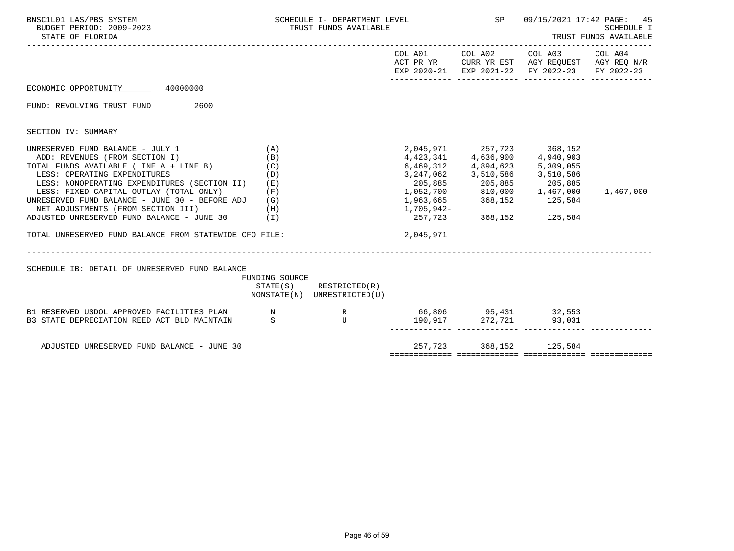BNSC1L01 LAS/PBS SYSTEM
BUDGET PERIOD: 2009-2023
STATE OF FLORIDA

SCHEDULE I- DEPARTMENT LEVEL
TRUST FUNDS AVAILABLE

SP 09/15/2021 17:42

SCHEDULE I
TRUST FUNDS AVAILABLE

ECONOMIC OPPORTUNITY 40000000

FUND: REVOLVING TRUST FUND 2600

SECTION IV: SUMMARY

| | | COL A01 ACT PR YR EXP 2020-21 | COL A02 CURR YR EST EXP 2021-22 | COL A03 AGY REQUEST FY 2022-23 | COL A04 AGY REQ N/R FY 2022-23 |
|---|---|---|---|---|---|
| UNRESERVED FUND BALANCE - JULY 1 | (A) | 2,045,971 | 257,723 | 368,152 | |
| ADD: REVENUES (FROM SECTION I) | (B) | 4,423,341 | 4,636,900 | 4,940,903 | |
| TOTAL FUNDS AVAILABLE (LINE A + LINE B) | (C) | 6,469,312 | 4,894,623 | 5,309,055 | |
| LESS: OPERATING EXPENDITURES | (D) | 3,247,062 | 3,510,586 | 3,510,586 | |
| LESS: NONOPERATING EXPENDITURES (SECTION II) | (E) | 205,885 | 205,885 | 205,885 | |
| LESS: FIXED CAPITAL OUTLAY (TOTAL ONLY) | (F) | 1,052,700 | 810,000 | 1,467,000 | 1,467,000 |
| UNRESERVED FUND BALANCE - JUNE 30 - BEFORE ADJ | (G) | 1,963,665 | 368,152 | 125,584 | |
| NET ADJUSTMENTS (FROM SECTION III) | (H) | 1,705,942- | | | |
| ADJUSTED UNRESERVED FUND BALANCE - JUNE 30 | (I) | 257,723 | 368,152 | 125,584 | |
| TOTAL UNRESERVED FUND BALANCE FROM STATEWIDE CFO FILE: | | 2,045,971 | | | |

SCHEDULE IB: DETAIL OF UNRESERVED FUND BALANCE

| | FUNDING SOURCE STATE(S) NONSTATE(N) | RESTRICTED(R) UNRESTRICTED(U) | COL A01 | COL A02 | COL A03 | COL A04 |
|---|---|---|---|---|---|---|
| B1 RESERVED USDOL APPROVED FACILITIES PLAN | N | R | 66,806 | 95,431 | 32,553 | |
| B3 STATE DEPRECIATION REED ACT BLD MAINTAIN | S | U | 190,917 | 272,721 | 93,031 | |
| ADJUSTED UNRESERVED FUND BALANCE - JUNE 30 | | | 257,723 | 368,152 | 125,584 | |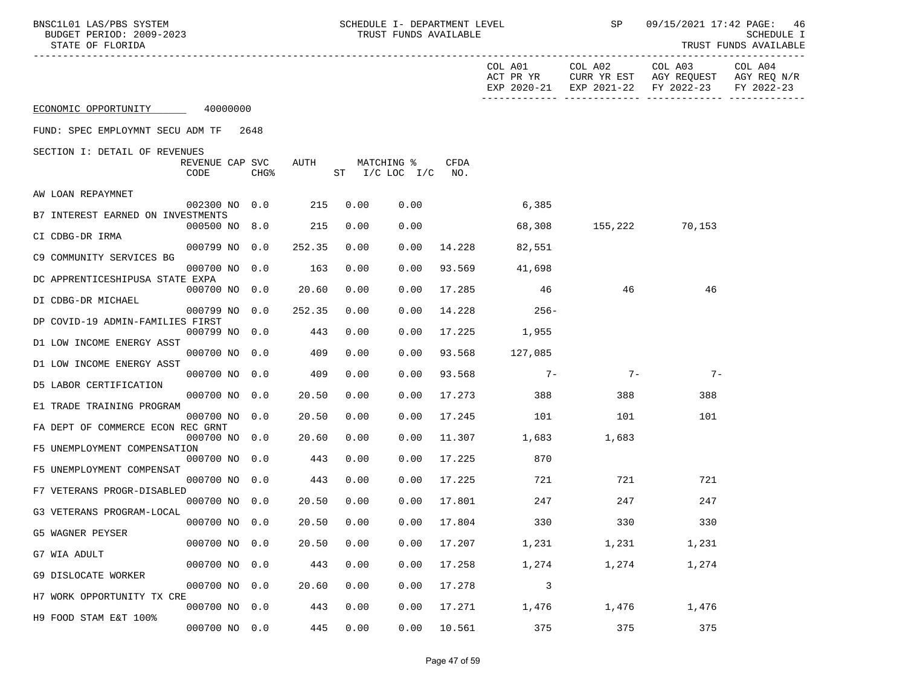BNSC1L01 LAS/PBS SYSTEM
BUDGET PERIOD: 2009-2023
STATE OF FLORIDA

SCHEDULE I- DEPARTMENT LEVEL
TRUST FUNDS AVAILABLE

SP 09/15/2021 17:42 PAGE: 46
SCHEDULE I
TRUST FUNDS AVAILABLE

ECONOMIC OPPORTUNITY 40000000

FUND: SPEC EMPLOYMNT SECU ADM TF 2648

SECTION I: DETAIL OF REVENUES

| | REVENUE CODE | CAP | SVC CHG% | AUTH | ST | MATCHING % I/C LOC | I/C | CFDA NO. | COL A01 ACT PR YR EXP 2020-21 | COL A02 CURR YR EST EXP 2021-22 | COL A03 AGY REQUEST FY 2022-23 | COL A04 AGY REQ N/R FY 2022-23 |
|---|---|---|---|---|---|---|---|---|---|---|---|---|
| AW LOAN REPAYMNET | 002300 | NO | 0.0 | 215 | 0.00 | 0.00 | | | 6,385 | | | |
| B7 INTEREST EARNED ON INVESTMENTS | 000500 | NO | 8.0 | 215 | 0.00 | 0.00 | | | 68,308 | 155,222 | 70,153 | |
| CI CDBG-DR IRMA | 000799 | NO | 0.0 | 252.35 | 0.00 | 0.00 | | 14.228 | 82,551 | | | |
| C9 COMMUNITY SERVICES BG | 000700 | NO | 0.0 | 163 | 0.00 | 0.00 | | 93.569 | 41,698 | | | |
| DC APPRENTICESHIPUSA STATE EXPA | 000700 | NO | 0.0 | 20.60 | 0.00 | 0.00 | | 17.285 | 46 | 46 | 46 | |
| DI CDBG-DR MICHAEL | 000799 | NO | 0.0 | 252.35 | 0.00 | 0.00 | | 14.228 | 256- | | | |
| DP COVID-19 ADMIN-FAMILIES FIRST | 000799 | NO | 0.0 | 443 | 0.00 | 0.00 | | 17.225 | 1,955 | | | |
| D1 LOW INCOME ENERGY ASST | 000700 | NO | 0.0 | 409 | 0.00 | 0.00 | | 93.568 | 127,085 | | | |
| D1 LOW INCOME ENERGY ASST | 000700 | NO | 0.0 | 409 | 0.00 | 0.00 | | 93.568 | 7- | 7- | 7- | |
| D5 LABOR CERTIFICATION | 000700 | NO | 0.0 | 20.50 | 0.00 | 0.00 | | 17.273 | 388 | 388 | 388 | |
| E1 TRADE TRAINING PROGRAM | 000700 | NO | 0.0 | 20.50 | 0.00 | 0.00 | | 17.245 | 101 | 101 | 101 | |
| FA DEPT OF COMMERCE ECON REC GRNT | 000700 | NO | 0.0 | 20.60 | 0.00 | 0.00 | | 11.307 | 1,683 | 1,683 | | |
| F5 UNEMPLOYMENT COMPENSATION | 000700 | NO | 0.0 | 443 | 0.00 | 0.00 | | 17.225 | 870 | | | |
| F5 UNEMPLOYMENT COMPENSAT | 000700 | NO | 0.0 | 443 | 0.00 | 0.00 | | 17.225 | 721 | 721 | 721 | |
| F7 VETERANS PROGR-DISABLED | 000700 | NO | 0.0 | 20.50 | 0.00 | 0.00 | | 17.801 | 247 | 247 | 247 | |
| G3 VETERANS PROGRAM-LOCAL | 000700 | NO | 0.0 | 20.50 | 0.00 | 0.00 | | 17.804 | 330 | 330 | 330 | |
| G5 WAGNER PEYSER | 000700 | NO | 0.0 | 20.50 | 0.00 | 0.00 | | 17.207 | 1,231 | 1,231 | 1,231 | |
| G7 WIA ADULT | 000700 | NO | 0.0 | 443 | 0.00 | 0.00 | | 17.258 | 1,274 | 1,274 | 1,274 | |
| G9 DISLOCATE WORKER | 000700 | NO | 0.0 | 20.60 | 0.00 | 0.00 | | 17.278 | 3 | | | |
| H7 WORK OPPORTUNITY TX CRE | 000700 | NO | 0.0 | 443 | 0.00 | 0.00 | | 17.271 | 1,476 | 1,476 | 1,476 | |
| H9 FOOD STAM E&T 100% | 000700 | NO | 0.0 | 445 | 0.00 | 0.00 | | 10.561 | 375 | 375 | 375 | |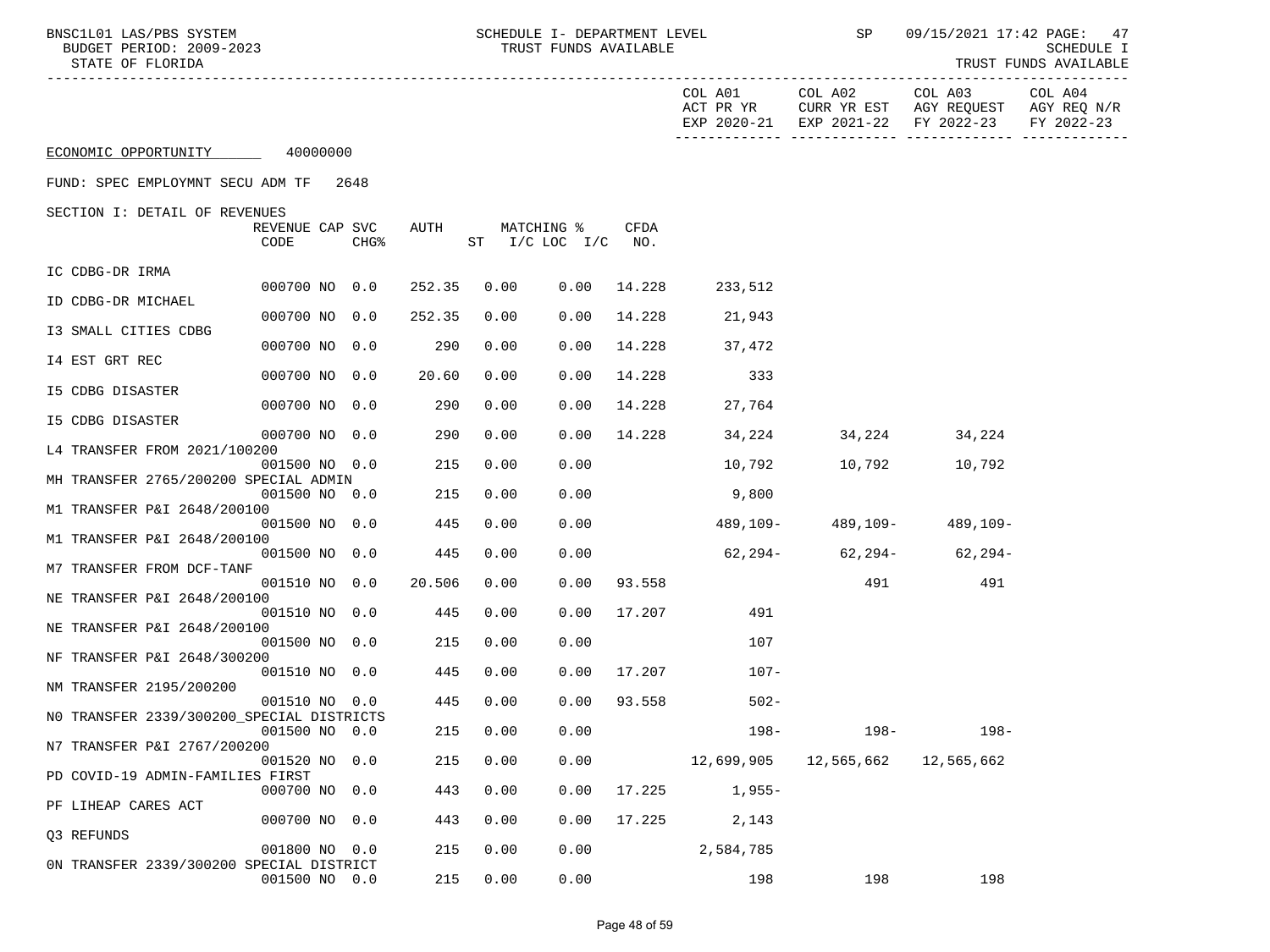BNSC1L01 LAS/PBS SYSTEM
BUDGET PERIOD: 2009-2023
STATE OF FLORIDA

SCHEDULE I- DEPARTMENT LEVEL
TRUST FUNDS AVAILABLE

SP 09/15/2021 17:42 PAGE: 47
SCHEDULE I
TRUST FUNDS AVAILABLE

ECONOMIC OPPORTUNITY 40000000

FUND: SPEC EMPLOYMNT SECU ADM TF 2648

SECTION I: DETAIL OF REVENUES

| | REVENUE CODE | CAP | SVC CHG% | AUTH | MATCHING % ST | I/C LOC | I/C CFDA NO. | COL A01 ACT PR YR EXP 2020-21 | COL A02 CURR YR EST EXP 2021-22 | COL A03 AGY REQUEST FY 2022-23 | COL A04 AGY REQ N/R FY 2022-23 |
|---|---|---|---|---|---|---|---|---|---|---|---|
| IC CDBG-DR IRMA | 000700 | NO | 0.0 | 252.35 | 0.00 | 0.00 | 14.228 | 233,512 | | | |
| ID CDBG-DR MICHAEL | 000700 | NO | 0.0 | 252.35 | 0.00 | 0.00 | 14.228 | 21,943 | | | |
| I3 SMALL CITIES CDBG | 000700 | NO | 0.0 | 290 | 0.00 | 0.00 | 14.228 | 37,472 | | | |
| I4 EST GRT REC | 000700 | NO | 0.0 | 20.60 | 0.00 | 0.00 | 14.228 | 333 | | | |
| I5 CDBG DISASTER | 000700 | NO | 0.0 | 290 | 0.00 | 0.00 | 14.228 | 27,764 | | | |
| I5 CDBG DISASTER | 000700 | NO | 0.0 | 290 | 0.00 | 0.00 | 14.228 | 34,224 | 34,224 | 34,224 | |
| L4 TRANSFER FROM 2021/100200 | 001500 | NO | 0.0 | 215 | 0.00 | 0.00 | | 10,792 | 10,792 | 10,792 | |
| MH TRANSFER 2765/200200 SPECIAL ADMIN | 001500 | NO | 0.0 | 215 | 0.00 | 0.00 | | 9,800 | | | |
| M1 TRANSFER P&I 2648/200100 | 001500 | NO | 0.0 | 445 | 0.00 | 0.00 | | 489,109- | 489,109- | 489,109- | |
| M1 TRANSFER P&I 2648/200100 | 001500 | NO | 0.0 | 445 | 0.00 | 0.00 | | 62,294- | 62,294- | 62,294- | |
| M7 TRANSFER FROM DCF-TANF | 001510 | NO | 0.0 | 20.506 | 0.00 | 0.00 | 93.558 | | 491 | 491 | |
| NE TRANSFER P&I 2648/200100 | 001510 | NO | 0.0 | 445 | 0.00 | 0.00 | 17.207 | 491 | | | |
| NE TRANSFER P&I 2648/200100 | 001500 | NO | 0.0 | 215 | 0.00 | 0.00 | | 107 | | | |
| NF TRANSFER P&I 2648/300200 | 001510 | NO | 0.0 | 445 | 0.00 | 0.00 | 17.207 | 107- | | | |
| NM TRANSFER 2195/200200 | 001510 | NO | 0.0 | 445 | 0.00 | 0.00 | 93.558 | 502- | | | |
| N0 TRANSFER 2339/300200_SPECIAL DISTRICTS | 001500 | NO | 0.0 | 215 | 0.00 | 0.00 | | 198- | 198- | 198- | |
| N7 TRANSFER P&I 2767/200200 | 001520 | NO | 0.0 | 215 | 0.00 | 0.00 | | 12,699,905 | 12,565,662 | 12,565,662 | |
| PD COVID-19 ADMIN-FAMILIES FIRST | 000700 | NO | 0.0 | 443 | 0.00 | 0.00 | 17.225 | 1,955- | | | |
| PF LIHEAP CARES ACT | 000700 | NO | 0.0 | 443 | 0.00 | 0.00 | 17.225 | 2,143 | | | |
| Q3 REFUNDS | 001800 | NO | 0.0 | 215 | 0.00 | 0.00 | | 2,584,785 | | | |
| 0N TRANSFER 2339/300200 SPECIAL DISTRICT | 001500 | NO | 0.0 | 215 | 0.00 | 0.00 | | 198 | 198 | 198 | |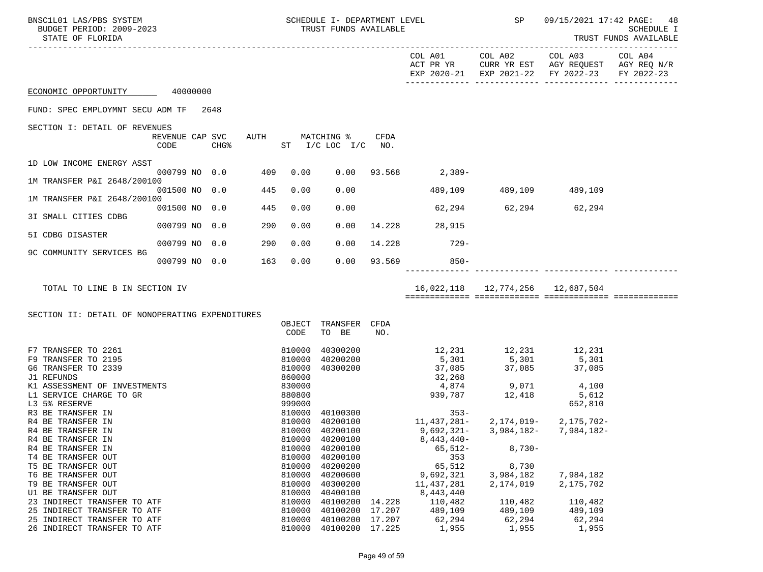BNSC1L01 LAS/PBS SYSTEM — SCHEDULE I- DEPARTMENT LEVEL — SP — 09/15/2021 17:42 PAGE: 48

BUDGET PERIOD: 2009-2023 — TRUST FUNDS AVAILABLE — SCHEDULE I

STATE OF FLORIDA — TRUST FUNDS AVAILABLE

ECONOMIC OPPORTUNITY 40000000

FUND: SPEC EMPLOYMNT SECU ADM TF 2648

SECTION I: DETAIL OF REVENUES

| | REVENUE CODE | CAP SVC CHG% | | AUTH ST | MATCHING % I/C LOC | I/C | CFDA NO. | COL A01 ACT PR YR EXP 2020-21 | COL A02 CURR YR EST EXP 2021-22 | COL A03 AGY REQUEST FY 2022-23 | COL A04 AGY REQ N/R FY 2022-23 |
|---|---|---|---|---|---|---|---|---|---|---|---|
| 1D LOW INCOME ENERGY ASST | 000799 | NO | 0.0 | 409 | 0.00 | 0.00 | 93.568 | 2,389- | | | |
| 1M TRANSFER P&I 2648/200100 | 001500 | NO | 0.0 | 445 | 0.00 | 0.00 | | 489,109 | 489,109 | 489,109 | |
| 1M TRANSFER P&I 2648/200100 | 001500 | NO | 0.0 | 445 | 0.00 | 0.00 | | 62,294 | 62,294 | 62,294 | |
| 3I SMALL CITIES CDBG | 000799 | NO | 0.0 | 290 | 0.00 | 0.00 | 14.228 | 28,915 | | | |
| 5I CDBG DISASTER | 000799 | NO | 0.0 | 290 | 0.00 | 0.00 | 14.228 | 729- | | | |
| 9C COMMUNITY SERVICES BG | 000799 | NO | 0.0 | 163 | 0.00 | 0.00 | 93.569 | 850- | | | |
| TOTAL TO LINE B IN SECTION IV | | | | | | | | 16,022,118 | 12,774,256 | 12,687,504 | |

SECTION II: DETAIL OF NONOPERATING EXPENDITURES

| | OBJECT CODE | TRANSFER TO BE | CFDA NO. | COL A01 | COL A02 | COL A03 | COL A04 |
|---|---|---|---|---|---|---|---|
| F7 TRANSFER TO 2261 | 810000 | 40300200 | | 12,231 | 12,231 | 12,231 | |
| F9 TRANSFER TO 2195 | 810000 | 40200200 | | 5,301 | 5,301 | 5,301 | |
| G6 TRANSFER TO 2339 | 810000 | 40300200 | | 37,085 | 37,085 | 37,085 | |
| J1 REFUNDS | 860000 | | | 32,268 | | | |
| K1 ASSESSMENT OF INVESTMENTS | 830000 | | | 4,874 | 9,071 | 4,100 | |
| L1 SERVICE CHARGE TO GR | 880800 | | | 939,787 | 12,418 | 5,612 | |
| L3 5% RESERVE | 999000 | | | | | 652,810 | |
| R3 BE TRANSFER IN | 810000 | 40100300 | | 353- | | | |
| R4 BE TRANSFER IN | 810000 | 40200100 | | 11,437,281- | 2,174,019- | 2,175,702- | |
| R4 BE TRANSFER IN | 810000 | 40200100 | | 9,692,321- | 3,984,182- | 7,984,182- | |
| R4 BE TRANSFER IN | 810000 | 40200100 | | 8,443,440- | | | |
| R4 BE TRANSFER IN | 810000 | 40200100 | | 65,512- | 8,730- | | |
| T4 BE TRANSFER OUT | 810000 | 40200100 | | 353 | | | |
| T5 BE TRANSFER OUT | 810000 | 40200200 | | 65,512 | 8,730 | | |
| T6 BE TRANSFER OUT | 810000 | 40200600 | | 9,692,321 | 3,984,182 | 7,984,182 | |
| T9 BE TRANSFER OUT | 810000 | 40300200 | | 11,437,281 | 2,174,019 | 2,175,702 | |
| U1 BE TRANSFER OUT | 810000 | 40400100 | | 8,443,440 | | | |
| 23 INDIRECT TRANSFER TO ATF | 810000 | 40100200 | 14.228 | 110,482 | 110,482 | 110,482 | |
| 25 INDIRECT TRANSFER TO ATF | 810000 | 40100200 | 17.207 | 489,109 | 489,109 | 489,109 | |
| 25 INDIRECT TRANSFER TO ATF | 810000 | 40100200 | 17.207 | 62,294 | 62,294 | 62,294 | |
| 26 INDIRECT TRANSFER TO ATF | 810000 | 40100200 | 17.225 | 1,955 | 1,955 | 1,955 | |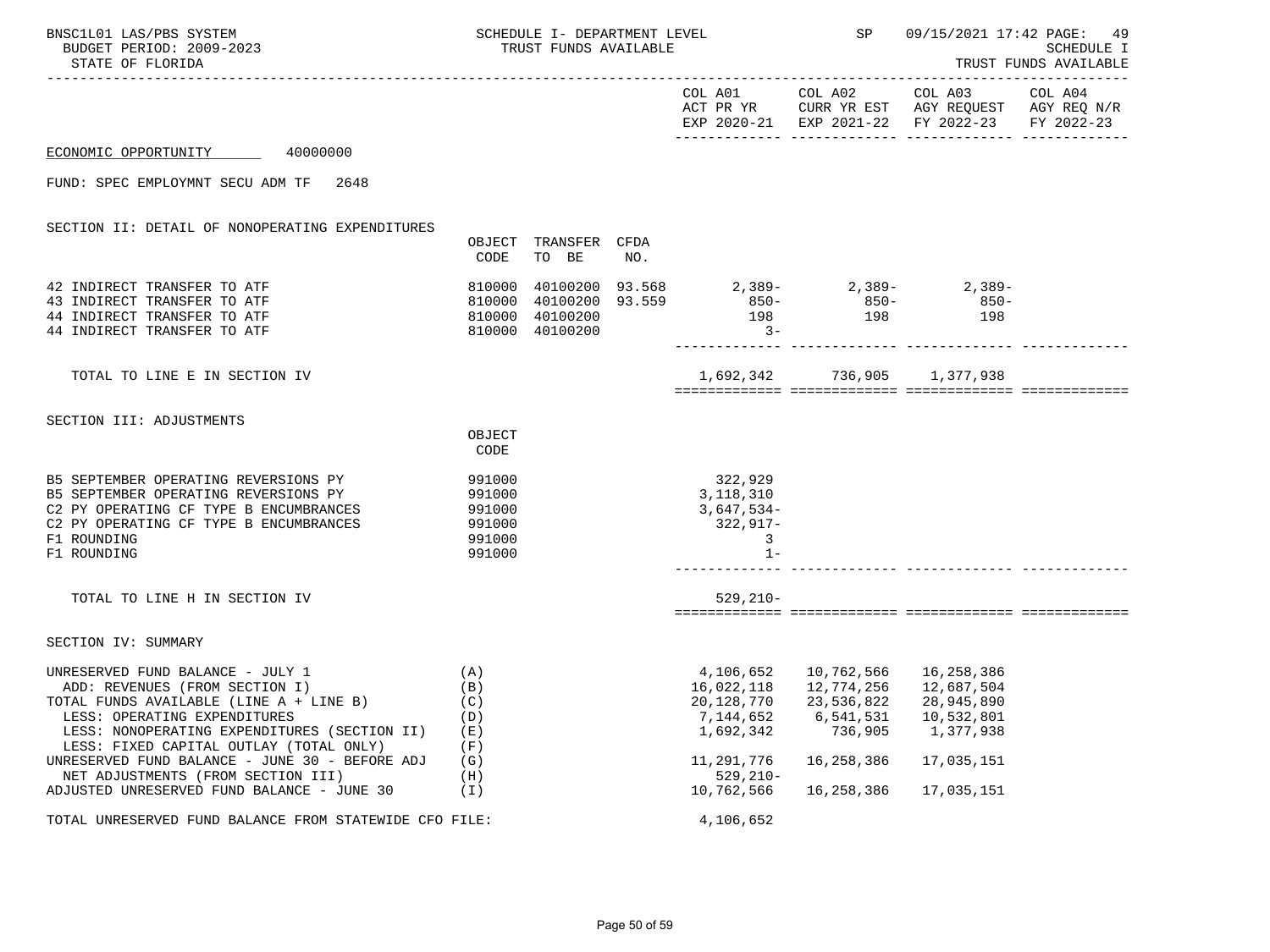BNSC1L01 LAS/PBS SYSTEM
BUDGET PERIOD: 2009-2023
STATE OF FLORIDA

SCHEDULE I- DEPARTMENT LEVEL
TRUST FUNDS AVAILABLE

SP 09/15/2021 17:42 PAGE: 49
SCHEDULE I
TRUST FUNDS AVAILABLE

| | | | | COL A01 ACT PR YR EXP 2020-21 | COL A02 CURR YR EST EXP 2021-22 | COL A03 AGY REQUEST FY 2022-23 | COL A04 AGY REQ N/R FY 2022-23 |
|---|---|---|---|---|---|---|---|

ECONOMIC OPPORTUNITY 40000000

FUND: SPEC EMPLOYMNT SECU ADM TF 2648

SECTION II: DETAIL OF NONOPERATING EXPENDITURES

| | OBJECT CODE | TRANSFER TO BE | CFDA NO. | COL A01 | COL A02 | COL A03 | COL A04 |
|---|---|---|---|---|---|---|---|
| 42 INDIRECT TRANSFER TO ATF | 810000 | 40100200 | 93.568 | 2,389- | 2,389- | 2,389- | |
| 43 INDIRECT TRANSFER TO ATF | 810000 | 40100200 | 93.559 | 850- | 850- | 850- | |
| 44 INDIRECT TRANSFER TO ATF | 810000 | 40100200 | | 198 | 198 | 198 | |
| 44 INDIRECT TRANSFER TO ATF | 810000 | 40100200 | | 3- | | | |
| TOTAL TO LINE E IN SECTION IV | | | | 1,692,342 | 736,905 | 1,377,938 | |

SECTION III: ADJUSTMENTS

| | OBJECT CODE | COL A01 | COL A02 | COL A03 | COL A04 |
|---|---|---|---|---|---|
| B5 SEPTEMBER OPERATING REVERSIONS PY | 991000 | 322,929 | | | |
| B5 SEPTEMBER OPERATING REVERSIONS PY | 991000 | 3,118,310 | | | |
| C2 PY OPERATING CF TYPE B ENCUMBRANCES | 991000 | 3,647,534- | | | |
| C2 PY OPERATING CF TYPE B ENCUMBRANCES | 991000 | 322,917- | | | |
| F1 ROUNDING | 991000 | 3 | | | |
| F1 ROUNDING | 991000 | 1- | | | |
| TOTAL TO LINE H IN SECTION IV | | 529,210- | | | |

SECTION IV: SUMMARY

| | | COL A01 | COL A02 | COL A03 | COL A04 |
|---|---|---|---|---|---|
| UNRESERVED FUND BALANCE - JULY 1 | (A) | 4,106,652 | 10,762,566 | 16,258,386 | |
| ADD: REVENUES (FROM SECTION I) | (B) | 16,022,118 | 12,774,256 | 12,687,504 | |
| TOTAL FUNDS AVAILABLE (LINE A + LINE B) | (C) | 20,128,770 | 23,536,822 | 28,945,890 | |
| LESS: OPERATING EXPENDITURES | (D) | 7,144,652 | 6,541,531 | 10,532,801 | |
| LESS: NONOPERATING EXPENDITURES (SECTION II) | (E) | 1,692,342 | 736,905 | 1,377,938 | |
| LESS: FIXED CAPITAL OUTLAY (TOTAL ONLY) | (F) | | | | |
| UNRESERVED FUND BALANCE - JUNE 30 - BEFORE ADJ | (G) | 11,291,776 | 16,258,386 | 17,035,151 | |
| NET ADJUSTMENTS (FROM SECTION III) | (H) | 529,210- | | | |
| ADJUSTED UNRESERVED FUND BALANCE - JUNE 30 | (I) | 10,762,566 | 16,258,386 | 17,035,151 | |

TOTAL UNRESERVED FUND BALANCE FROM STATEWIDE CFO FILE: 4,106,652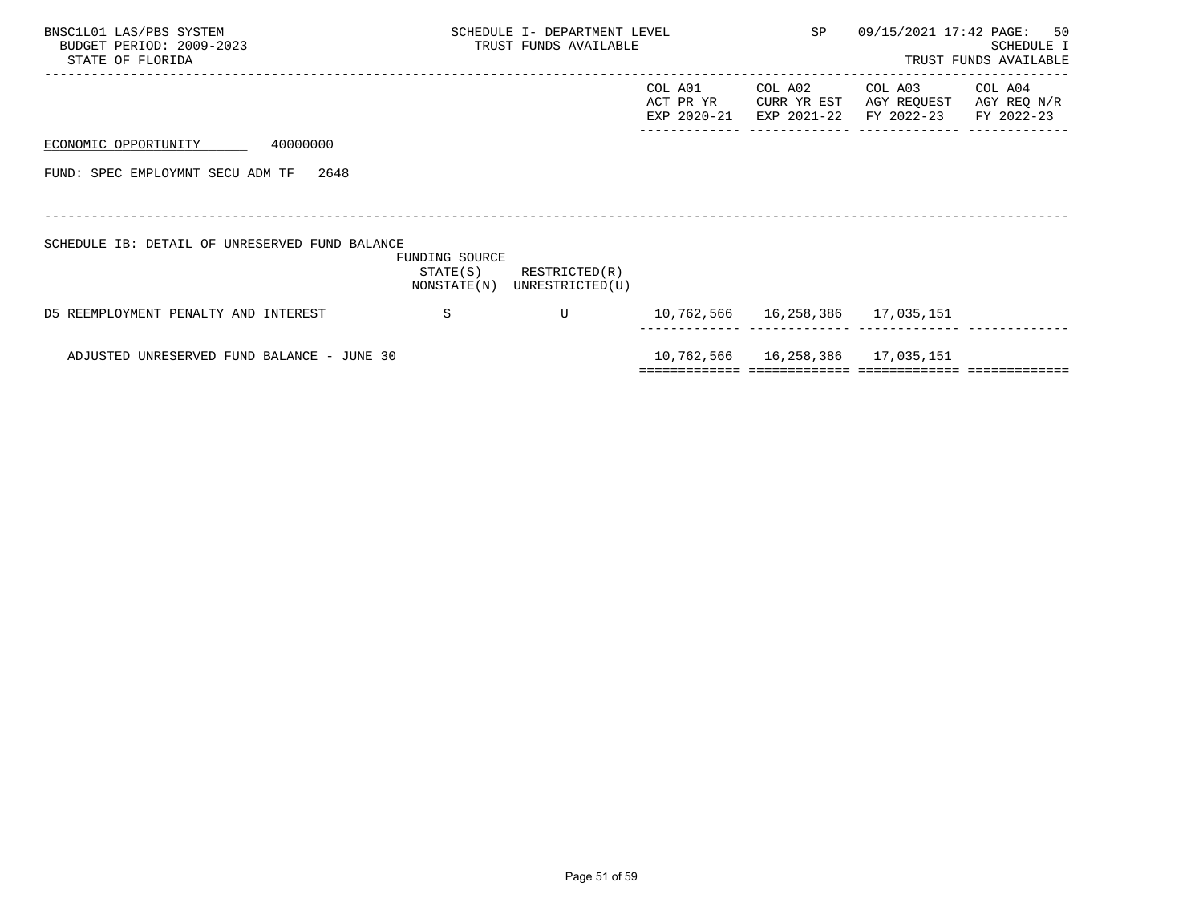BNSC1L01 LAS/PBS SYSTEM
BUDGET PERIOD: 2009-2023
STATE OF FLORIDA

SCHEDULE I- DEPARTMENT LEVEL
TRUST FUNDS AVAILABLE

SP 09/15/2021 17:42 PAGE: 50
SCHEDULE I
TRUST FUNDS AVAILABLE

ECONOMIC OPPORTUNITY 40000000

FUND: SPEC EMPLOYMNT SECU ADM TF 2648

SCHEDULE IB: DETAIL OF UNRESERVED FUND BALANCE

| | FUNDING SOURCE STATE(S) NONSTATE(N) | RESTRICTED(R) UNRESTRICTED(U) | COL A01 ACT PR YR EXP 2020-21 | COL A02 CURR YR EST EXP 2021-22 | COL A03 AGY REQUEST FY 2022-23 | COL A04 AGY REQ N/R FY 2022-23 |
|---|---|---|---|---|---|---|
| D5 REEMPLOYMENT PENALTY AND INTEREST | S | U | 10,762,566 | 16,258,386 | 17,035,151 | |
| ADJUSTED UNRESERVED FUND BALANCE - JUNE 30 | | | 10,762,566 | 16,258,386 | 17,035,151 | |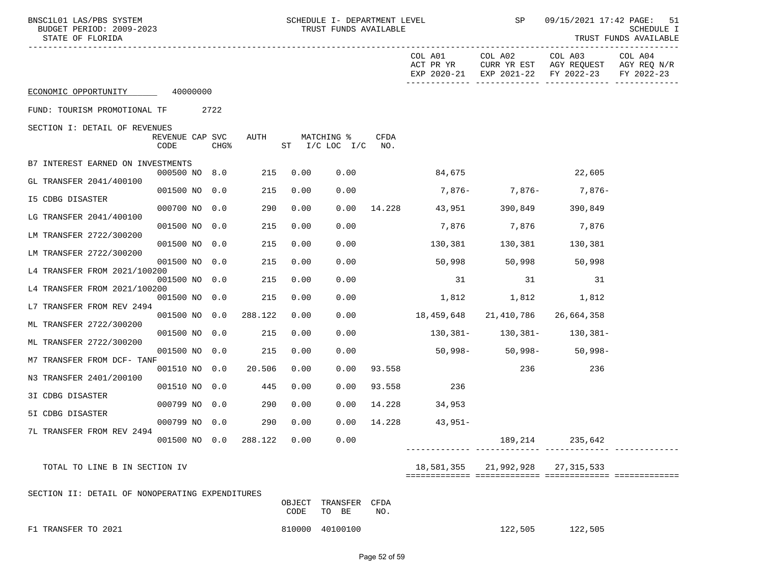BNSC1L01 LAS/PBS SYSTEM — SCHEDULE I- DEPARTMENT LEVEL — TRUST FUNDS AVAILABLE — SP 09/15/2021 17:42 PAGE: 51

BUDGET PERIOD: 2009-2023 — SCHEDULE I

STATE OF FLORIDA — TRUST FUNDS AVAILABLE

ECONOMIC OPPORTUNITY 40000000

FUND: TOURISM PROMOTIONAL TF 2722

## SECTION I: DETAIL OF REVENUES

| Description | REVENUE CODE | CAP | SVC CHG% | AUTH ST | MATCHING % I/C | LOC I/C | CFDA NO. | COL A01 ACT PR YR EXP 2020-21 | COL A02 CURR YR EST EXP 2021-22 | COL A03 AGY REQUEST FY 2022-23 | COL A04 AGY REQ N/R FY 2022-23 |
|---|---|---|---|---|---|---|---|---|---|---|---|
| B7 INTEREST EARNED ON INVESTMENTS | 000500 | NO | 8.0 | 215 | 0.00 | 0.00 | | 84,675 | | 22,605 | |
| GL TRANSFER 2041/400100 | 001500 | NO | 0.0 | 215 | 0.00 | 0.00 | | 7,876- | 7,876- | 7,876- | |
| I5 CDBG DISASTER | 000700 | NO | 0.0 | 290 | 0.00 | 0.00 | 14.228 | 43,951 | 390,849 | 390,849 | |
| LG TRANSFER 2041/400100 | 001500 | NO | 0.0 | 215 | 0.00 | 0.00 | | 7,876 | 7,876 | 7,876 | |
| LM TRANSFER 2722/300200 | 001500 | NO | 0.0 | 215 | 0.00 | 0.00 | | 130,381 | 130,381 | 130,381 | |
| LM TRANSFER 2722/300200 | 001500 | NO | 0.0 | 215 | 0.00 | 0.00 | | 50,998 | 50,998 | 50,998 | |
| L4 TRANSFER FROM 2021/100200 | 001500 | NO | 0.0 | 215 | 0.00 | 0.00 | | 31 | 31 | 31 | |
| L4 TRANSFER FROM 2021/100200 | 001500 | NO | 0.0 | 215 | 0.00 | 0.00 | | 1,812 | 1,812 | 1,812 | |
| L7 TRANSFER FROM REV 2494 | 001500 | NO | 0.0 | 288.122 | 0.00 | 0.00 | | 18,459,648 | 21,410,786 | 26,664,358 | |
| ML TRANSFER 2722/300200 | 001500 | NO | 0.0 | 215 | 0.00 | 0.00 | | 130,381- | 130,381- | 130,381- | |
| ML TRANSFER 2722/300200 | 001500 | NO | 0.0 | 215 | 0.00 | 0.00 | | 50,998- | 50,998- | 50,998- | |
| M7 TRANSFER FROM DCF- TANF | 001510 | NO | 0.0 | 20.506 | 0.00 | 0.00 | 93.558 | | 236 | 236 | |
| N3 TRANSFER 2401/200100 | 001510 | NO | 0.0 | 445 | 0.00 | 0.00 | 93.558 | 236 | | | |
| 3I CDBG DISASTER | 000799 | NO | 0.0 | 290 | 0.00 | 0.00 | 14.228 | 34,953 | | | |
| 5I CDBG DISASTER | 000799 | NO | 0.0 | 290 | 0.00 | 0.00 | 14.228 | 43,951- | | | |
| 7L TRANSFER FROM REV 2494 | 001500 | NO | 0.0 | 288.122 | 0.00 | 0.00 | | | 189,214 | 235,642 | |
| TOTAL TO LINE B IN SECTION IV | | | | | | | | 18,581,355 | 21,992,928 | 27,315,533 | |

## SECTION II: DETAIL OF NONOPERATING EXPENDITURES

| Description | OBJECT CODE | TRANSFER TO BE | CFDA NO. | COL A01 | COL A02 | COL A03 | COL A04 |
|---|---|---|---|---|---|---|---|
| F1 TRANSFER TO 2021 | 810000 | 40100100 | | | 122,505 | 122,505 | |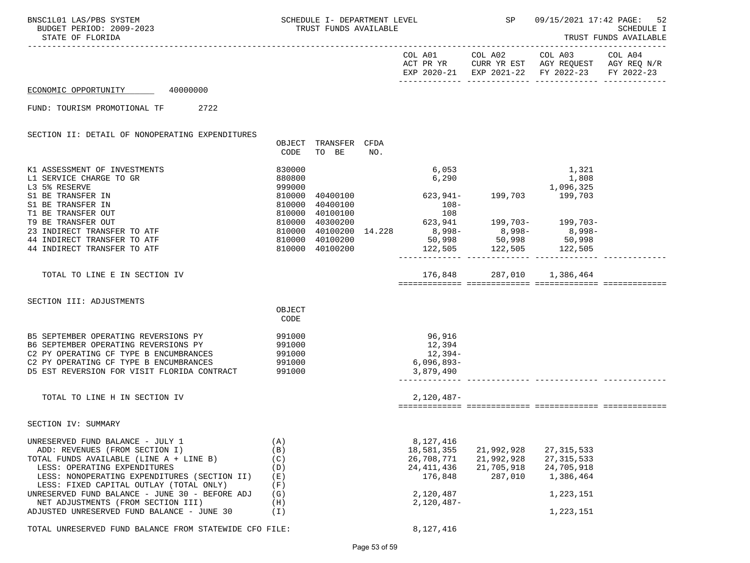BNSC1L01 LAS/PBS SYSTEM — SCHEDULE I- DEPARTMENT LEVEL — TRUST FUNDS AVAILABLE — SP 09/15/2021 17:42 PAGE: 52

BUDGET PERIOD: 2009-2023 — SCHEDULE I

STATE OF FLORIDA — TRUST FUNDS AVAILABLE

ECONOMIC OPPORTUNITY 40000000

FUND: TOURISM PROMOTIONAL TF 2722

## SECTION II: DETAIL OF NONOPERATING EXPENDITURES

| | OBJECT CODE | TRANSFER TO BE | CFDA NO. | COL A01 ACT PR YR EXP 2020-21 | COL A02 CURR YR EST EXP 2021-22 | COL A03 AGY REQUEST FY 2022-23 | COL A04 AGY REQ N/R FY 2022-23 |
|---|---|---|---|---|---|---|---|
| K1 ASSESSMENT OF INVESTMENTS | 830000 | | | 6,053 | | 1,321 | |
| L1 SERVICE CHARGE TO GR | 880800 | | | 6,290 | | 1,808 | |
| L3 5% RESERVE | 999000 | | | | | 1,096,325 | |
| S1 BE TRANSFER IN | 810000 | 40400100 | | 623,941- | 199,703 | 199,703 | |
| S1 BE TRANSFER IN | 810000 | 40400100 | | 108- | | | |
| T1 BE TRANSFER OUT | 810000 | 40100100 | | 108 | | | |
| T9 BE TRANSFER OUT | 810000 | 40300200 | | 623,941 | 199,703- | 199,703- | |
| 23 INDIRECT TRANSFER TO ATF | 810000 | 40100200 | 14.228 | 8,998- | 8,998- | 8,998- | |
| 44 INDIRECT TRANSFER TO ATF | 810000 | 40100200 | | 50,998 | 50,998 | 50,998 | |
| 44 INDIRECT TRANSFER TO ATF | 810000 | 40100200 | | 122,505 | 122,505 | 122,505 | |
| TOTAL TO LINE E IN SECTION IV | | | | 176,848 | 287,010 | 1,386,464 | |

## SECTION III: ADJUSTMENTS

| | OBJECT CODE | COL A01 | COL A02 | COL A03 | COL A04 |
|---|---|---|---|---|---|
| B5 SEPTEMBER OPERATING REVERSIONS PY | 991000 | 96,916 | | | |
| B6 SEPTEMBER OPERATING REVERSIONS PY | 991000 | 12,394 | | | |
| C2 PY OPERATING CF TYPE B ENCUMBRANCES | 991000 | 12,394- | | | |
| C2 PY OPERATING CF TYPE B ENCUMBRANCES | 991000 | 6,096,893- | | | |
| D5 EST REVERSION FOR VISIT FLORIDA CONTRACT | 991000 | 3,879,490 | | | |
| TOTAL TO LINE H IN SECTION IV | | 2,120,487- | | | |

## SECTION IV: SUMMARY

| | | COL A01 | COL A02 | COL A03 | COL A04 |
|---|---|---|---|---|---|
| UNRESERVED FUND BALANCE - JULY 1 | (A) | 8,127,416 | | | |
| ADD: REVENUES (FROM SECTION I) | (B) | 18,581,355 | 21,992,928 | 27,315,533 | |
| TOTAL FUNDS AVAILABLE (LINE A + LINE B) | (C) | 26,708,771 | 21,992,928 | 27,315,533 | |
| LESS: OPERATING EXPENDITURES | (D) | 24,411,436 | 21,705,918 | 24,705,918 | |
| LESS: NONOPERATING EXPENDITURES (SECTION II) | (E) | 176,848 | 287,010 | 1,386,464 | |
| LESS: FIXED CAPITAL OUTLAY (TOTAL ONLY) | (F) | | | | |
| UNRESERVED FUND BALANCE - JUNE 30 - BEFORE ADJ | (G) | 2,120,487 | | 1,223,151 | |
| NET ADJUSTMENTS (FROM SECTION III) | (H) | 2,120,487- | | | |
| ADJUSTED UNRESERVED FUND BALANCE - JUNE 30 | (I) | | | 1,223,151 | |

TOTAL UNRESERVED FUND BALANCE FROM STATEWIDE CFO FILE: 8,127,416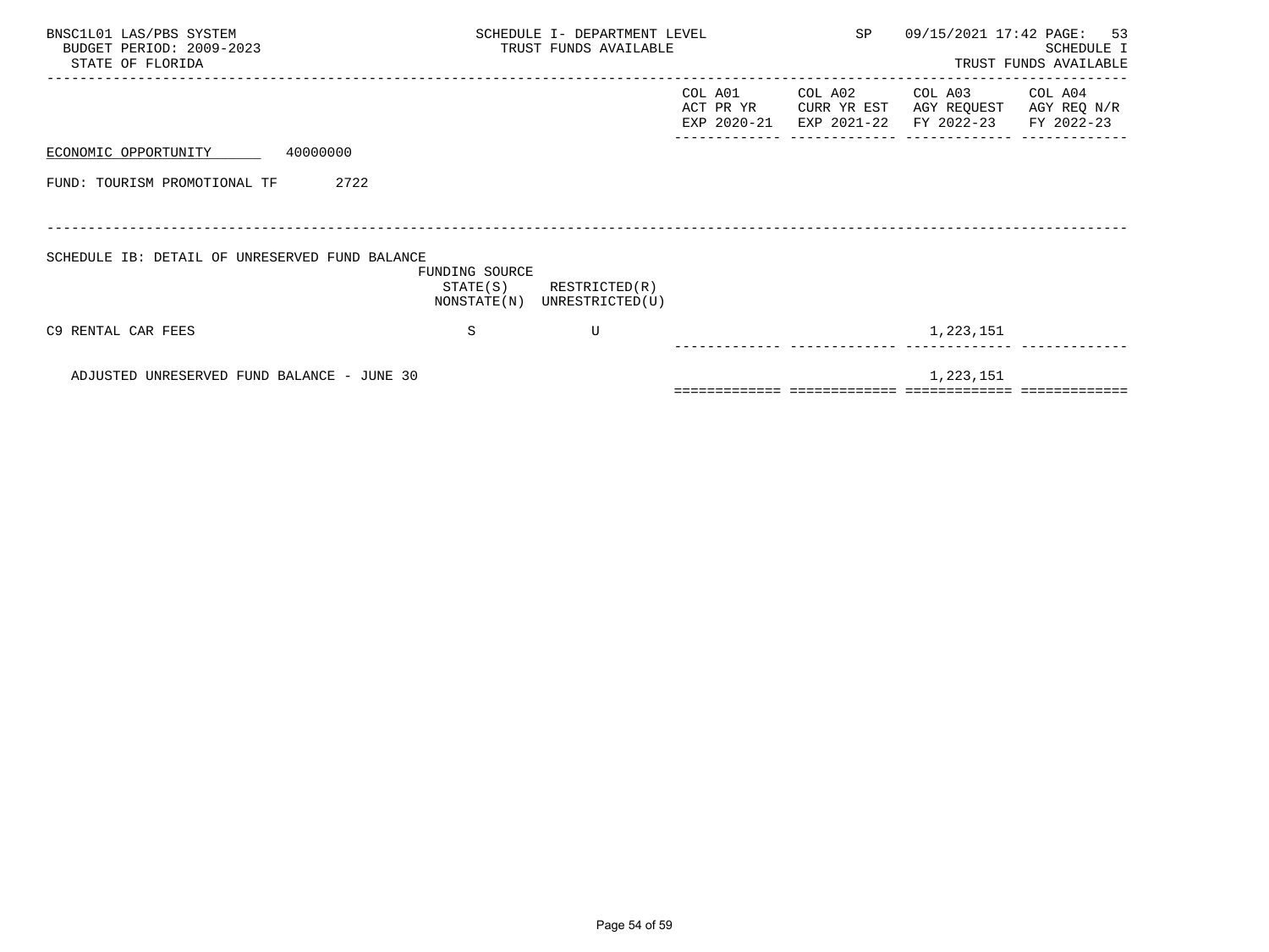BNSC1L01 LAS/PBS SYSTEM
BUDGET PERIOD: 2009-2023
STATE OF FLORIDA

SCHEDULE I- DEPARTMENT LEVEL
TRUST FUNDS AVAILABLE

SP 09/15/2021 17:42 PAGE: 53
SCHEDULE I
TRUST FUNDS AVAILABLE

ECONOMIC OPPORTUNITY 40000000

FUND: TOURISM PROMOTIONAL TF 2722

SCHEDULE IB: DETAIL OF UNRESERVED FUND BALANCE

| | FUNDING SOURCE STATE(S) NONSTATE(N) | RESTRICTED(R) UNRESTRICTED(U) | COL A01 ACT PR YR EXP 2020-21 | COL A02 CURR YR EST EXP 2021-22 | COL A03 AGY REQUEST FY 2022-23 | COL A04 AGY REQ N/R FY 2022-23 |
|---|---|---|---|---|---|---|
| C9 RENTAL CAR FEES | S | U | | | 1,223,151 | |
| ADJUSTED UNRESERVED FUND BALANCE - JUNE 30 | | | | | 1,223,151 | |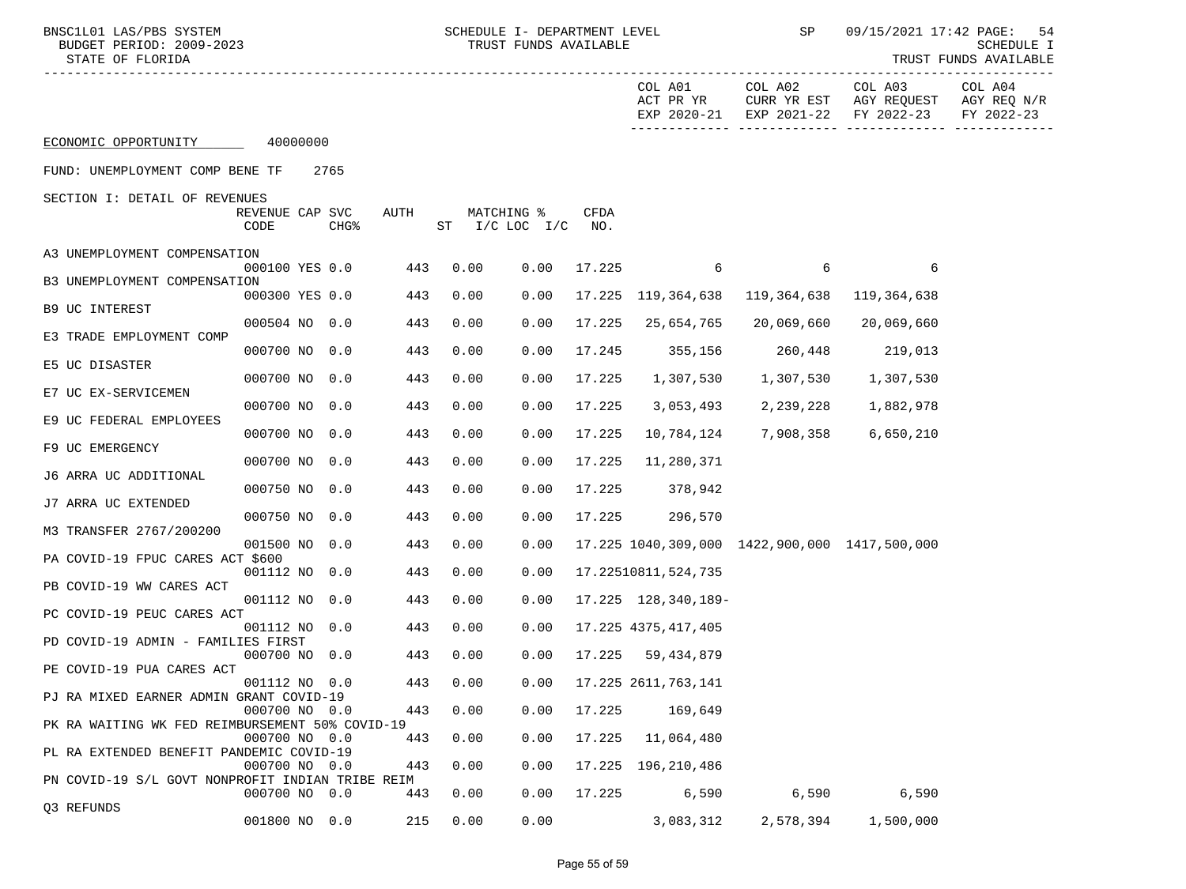BNSC1L01 LAS/PBS SYSTEM — SCHEDULE I- DEPARTMENT LEVEL — TRUST FUNDS AVAILABLE — SP 09/15/2021 17:42 PAGE: 54

BUDGET PERIOD: 2009-2023 — SCHEDULE I

STATE OF FLORIDA — TRUST FUNDS AVAILABLE

ECONOMIC OPPORTUNITY 40000000

FUND: UNEMPLOYMENT COMP BENE TF 2765

SECTION I: DETAIL OF REVENUES

| | REVENUE CODE | CAP | SVC CHG% | AUTH ST | MATCHING % I/C | LOC I/C | CFDA NO. | COL A01 ACT PR YR EXP 2020-21 | COL A02 CURR YR EST EXP 2021-22 | COL A03 AGY REQUEST FY 2022-23 | COL A04 AGY REQ N/R FY 2022-23 |
|---|---|---|---|---|---|---|---|---|---|---|---|
| A3 UNEMPLOYMENT COMPENSATION | 000100 | YES | 0.0 | 443 | 0.00 | 0.00 | 17.225 | 6 | 6 | 6 | |
| B3 UNEMPLOYMENT COMPENSATION | 000300 | YES | 0.0 | 443 | 0.00 | 0.00 | 17.225 | 119,364,638 | 119,364,638 | 119,364,638 | |
| B9 UC INTEREST | 000504 | NO | 0.0 | 443 | 0.00 | 0.00 | 17.225 | 25,654,765 | 20,069,660 | 20,069,660 | |
| E3 TRADE EMPLOYMENT COMP | 000700 | NO | 0.0 | 443 | 0.00 | 0.00 | 17.245 | 355,156 | 260,448 | 219,013 | |
| E5 UC DISASTER | 000700 | NO | 0.0 | 443 | 0.00 | 0.00 | 17.225 | 1,307,530 | 1,307,530 | 1,307,530 | |
| E7 UC EX-SERVICEMEN | 000700 | NO | 0.0 | 443 | 0.00 | 0.00 | 17.225 | 3,053,493 | 2,239,228 | 1,882,978 | |
| E9 UC FEDERAL EMPLOYEES | 000700 | NO | 0.0 | 443 | 0.00 | 0.00 | 17.225 | 10,784,124 | 7,908,358 | 6,650,210 | |
| F9 UC EMERGENCY | 000700 | NO | 0.0 | 443 | 0.00 | 0.00 | 17.225 | 11,280,371 | | | |
| J6 ARRA UC ADDITIONAL | 000750 | NO | 0.0 | 443 | 0.00 | 0.00 | 17.225 | 378,942 | | | |
| J7 ARRA UC EXTENDED | 000750 | NO | 0.0 | 443 | 0.00 | 0.00 | 17.225 | 296,570 | | | |
| M3 TRANSFER 2767/200200 | 001500 | NO | 0.0 | 443 | 0.00 | 0.00 | 17.225 | 1040,309,000 | 1422,900,000 | 1417,500,000 | |
| PA COVID-19 FPUC CARES ACT $600 | 001112 | NO | 0.0 | 443 | 0.00 | 0.00 | 17.225 | 10811,524,735 | | | |
| PB COVID-19 WW CARES ACT | 001112 | NO | 0.0 | 443 | 0.00 | 0.00 | 17.225 | 128,340,189- | | | |
| PC COVID-19 PEUC CARES ACT | 001112 | NO | 0.0 | 443 | 0.00 | 0.00 | 17.225 | 4375,417,405 | | | |
| PD COVID-19 ADMIN - FAMILIES FIRST | 000700 | NO | 0.0 | 443 | 0.00 | 0.00 | 17.225 | 59,434,879 | | | |
| PE COVID-19 PUA CARES ACT | 001112 | NO | 0.0 | 443 | 0.00 | 0.00 | 17.225 | 2611,763,141 | | | |
| PJ RA MIXED EARNER ADMIN GRANT COVID-19 | 000700 | NO | 0.0 | 443 | 0.00 | 0.00 | 17.225 | 169,649 | | | |
| PK RA WAITING WK FED REIMBURSEMENT 50% COVID-19 | 000700 | NO | 0.0 | 443 | 0.00 | 0.00 | 17.225 | 11,064,480 | | | |
| PL RA EXTENDED BENEFIT PANDEMIC COVID-19 | 000700 | NO | 0.0 | 443 | 0.00 | 0.00 | 17.225 | 196,210,486 | | | |
| PN COVID-19 S/L GOVT NONPROFIT INDIAN TRIBE REIM | 000700 | NO | 0.0 | 443 | 0.00 | 0.00 | 17.225 | 6,590 | 6,590 | 6,590 | |
| Q3 REFUNDS | 001800 | NO | 0.0 | 215 | 0.00 | 0.00 | | 3,083,312 | 2,578,394 | 1,500,000 | |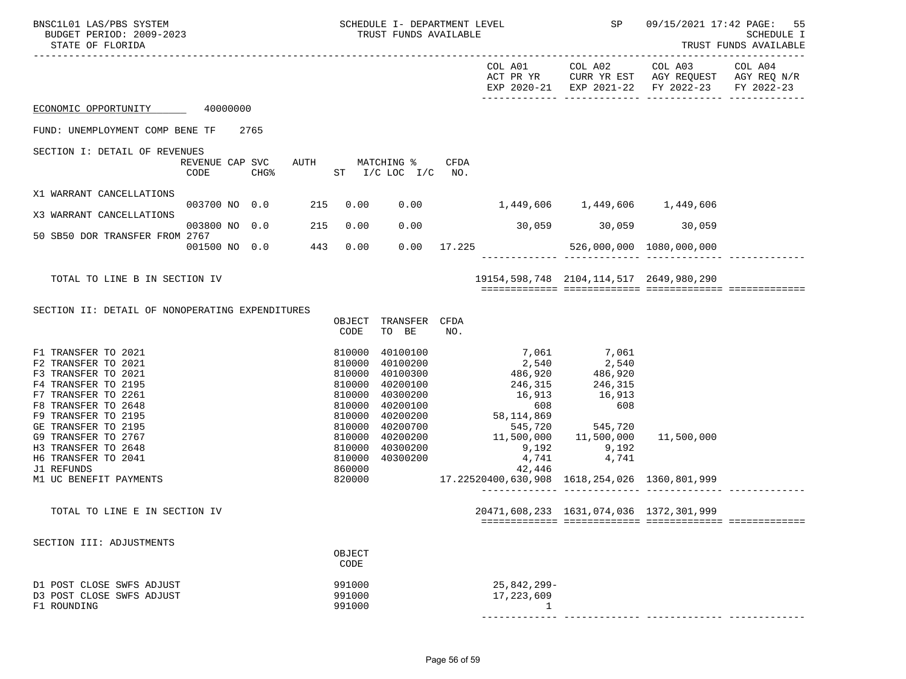BNSC1L01 LAS/PBS SYSTEM | SCHEDULE I- DEPARTMENT LEVEL | SP | 09/15/2021 17:42 PAGE: 55
BUDGET PERIOD: 2009-2023 | TRUST FUNDS AVAILABLE | SCHEDULE I
STATE OF FLORIDA | TRUST FUNDS AVAILABLE

| | COL A01 ACT PR YR EXP 2020-21 | COL A02 CURR YR EST EXP 2021-22 | COL A03 AGY REQUEST FY 2022-23 | COL A04 AGY REQ N/R FY 2022-23 |
|---|---|---|---|---|

ECONOMIC OPPORTUNITY 40000000

FUND: UNEMPLOYMENT COMP BENE TF 2765

SECTION I: DETAIL OF REVENUES

| | REVENUE CODE | CAP | SVC CHG% | AUTH | MATCHING % ST | I/C | LOC I/C | CFDA NO. | COL A01 | COL A02 | COL A03 | COL A04 |
|---|---|---|---|---|---|---|---|---|---|---|---|---|
| X1 WARRANT CANCELLATIONS | 003700 | NO | 0.0 | 215 | 0.00 | 0.00 | | | 1,449,606 | 1,449,606 | 1,449,606 | |
| X3 WARRANT CANCELLATIONS | 003800 | NO | 0.0 | 215 | 0.00 | 0.00 | | | 30,059 | 30,059 | 30,059 | |
| 50 SB50 DOR TRANSFER FROM 2767 | 001500 | NO | 0.0 | 443 | 0.00 | 0.00 | | 17.225 | | 526,000,000 | 1080,000,000 | |
| TOTAL TO LINE B IN SECTION IV | | | | | | | | | 19154,598,748 | 2104,114,517 | 2649,980,290 | |

SECTION II: DETAIL OF NONOPERATING EXPENDITURES

| | OBJECT CODE | TRANSFER TO BE | CFDA NO. | COL A01 | COL A02 | COL A03 | COL A04 |
|---|---|---|---|---|---|---|---|
| F1 TRANSFER TO 2021 | 810000 | 40100100 | | 7,061 | 7,061 | | |
| F2 TRANSFER TO 2021 | 810000 | 40100200 | | 2,540 | 2,540 | | |
| F3 TRANSFER TO 2021 | 810000 | 40100300 | | 486,920 | 486,920 | | |
| F4 TRANSFER TO 2195 | 810000 | 40200100 | | 246,315 | 246,315 | | |
| F7 TRANSFER TO 2261 | 810000 | 40300200 | | 16,913 | 16,913 | | |
| F8 TRANSFER TO 2648 | 810000 | 40200100 | | 608 | 608 | | |
| F9 TRANSFER TO 2195 | 810000 | 40200200 | | 58,114,869 | | | |
| GE TRANSFER TO 2195 | 810000 | 40200700 | | 545,720 | 545,720 | | |
| G9 TRANSFER TO 2767 | 810000 | 40200200 | | 11,500,000 | 11,500,000 | 11,500,000 | |
| H3 TRANSFER TO 2648 | 810000 | 40300200 | | 9,192 | 9,192 | | |
| H6 TRANSFER TO 2041 | 810000 | 40300200 | | 4,741 | 4,741 | | |
| J1 REFUNDS | 860000 | | | 42,446 | | | |
| M1 UC BENEFIT PAYMENTS | 820000 | | 17.225 | 20400,630,908 | 1618,254,026 | 1360,801,999 | |
| TOTAL TO LINE E IN SECTION IV | | | | 20471,608,233 | 1631,074,036 | 1372,301,999 | |

SECTION III: ADJUSTMENTS

| | OBJECT CODE | COL A01 | COL A02 | COL A03 | COL A04 |
|---|---|---|---|---|---|
| D1 POST CLOSE SWFS ADJUST | 991000 | 25,842,299- | | | |
| D3 POST CLOSE SWFS ADJUST | 991000 | 17,223,609 | | | |
| F1 ROUNDING | 991000 | 1 | | | |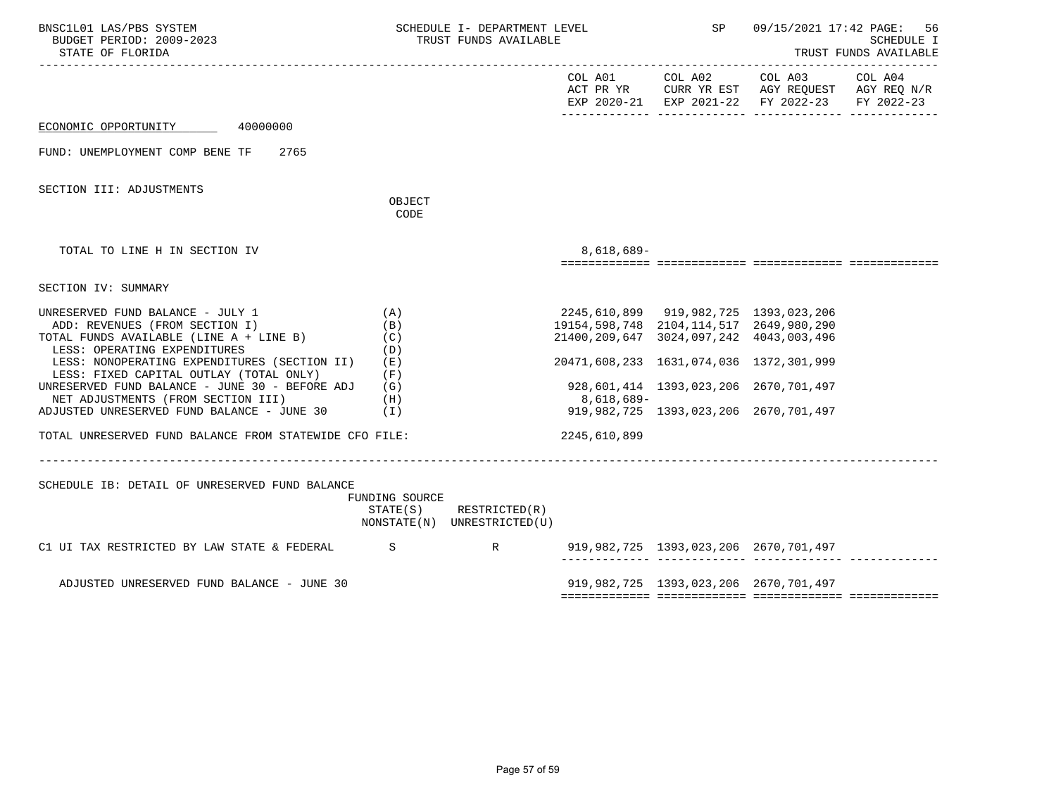BNSC1L01 LAS/PBS SYSTEM — SCHEDULE I- DEPARTMENT LEVEL — SP — 09/15/2021 17:42 PAGE: 56

BUDGET PERIOD: 2009-2023 — TRUST FUNDS AVAILABLE — SCHEDULE I

STATE OF FLORIDA — TRUST FUNDS AVAILABLE

| | | | COL A01 ACT PR YR EXP 2020-21 | COL A02 CURR YR EST EXP 2021-22 | COL A03 AGY REQUEST FY 2022-23 | COL A04 AGY REQ N/R FY 2022-23 |
|---|---|---|---|---|---|---|

ECONOMIC OPPORTUNITY 40000000

FUND: UNEMPLOYMENT COMP BENE TF 2765

SECTION III: ADJUSTMENTS

| | OBJECT CODE | COL A01 | COL A02 | COL A03 | COL A04 |
|---|---|---|---|---|---|
| TOTAL TO LINE H IN SECTION IV | | 8,618,689- | | | |

SECTION IV: SUMMARY

| | | COL A01 | COL A02 | COL A03 | COL A04 |
|---|---|---|---|---|---|
| UNRESERVED FUND BALANCE - JULY 1 | (A) | 2245,610,899 | 919,982,725 | 1393,023,206 | |
| ADD: REVENUES (FROM SECTION I) | (B) | 19154,598,748 | 2104,114,517 | 2649,980,290 | |
| TOTAL FUNDS AVAILABLE (LINE A + LINE B) | (C) | 21400,209,647 | 3024,097,242 | 4043,003,496 | |
| LESS: OPERATING EXPENDITURES | (D) | | | | |
| LESS: NONOPERATING EXPENDITURES (SECTION II) | (E) | 20471,608,233 | 1631,074,036 | 1372,301,999 | |
| LESS: FIXED CAPITAL OUTLAY (TOTAL ONLY) | (F) | | | | |
| UNRESERVED FUND BALANCE - JUNE 30 - BEFORE ADJ | (G) | 928,601,414 | 1393,023,206 | 2670,701,497 | |
| NET ADJUSTMENTS (FROM SECTION III) | (H) | 8,618,689- | | | |
| ADJUSTED UNRESERVED FUND BALANCE - JUNE 30 | (I) | 919,982,725 | 1393,023,206 | 2670,701,497 | |
| TOTAL UNRESERVED FUND BALANCE FROM STATEWIDE CFO FILE: | | 2245,610,899 | | | |

SCHEDULE IB: DETAIL OF UNRESERVED FUND BALANCE

| | FUNDING SOURCE STATE(S) NONSTATE(N) | RESTRICTED(R) UNRESTRICTED(U) | COL A01 | COL A02 | COL A03 | COL A04 |
|---|---|---|---|---|---|---|
| C1 UI TAX RESTRICTED BY LAW STATE & FEDERAL | S | R | 919,982,725 | 1393,023,206 | 2670,701,497 | |
| ADJUSTED UNRESERVED FUND BALANCE - JUNE 30 | | | 919,982,725 | 1393,023,206 | 2670,701,497 | |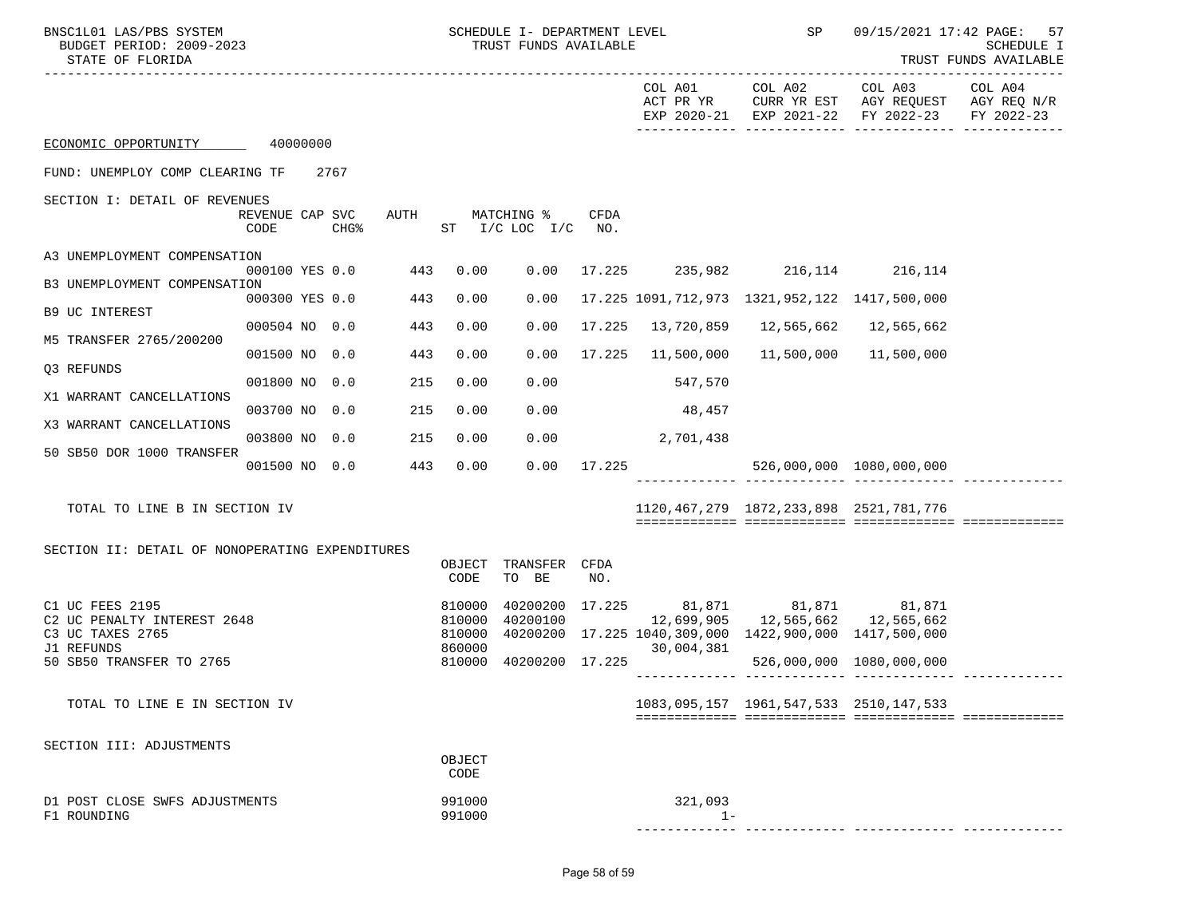BNSC1L01 LAS/PBS SYSTEM — SCHEDULE I- DEPARTMENT LEVEL — TRUST FUNDS AVAILABLE — SP 09/15/2021 17:42 PAGE: 57

BUDGET PERIOD: 2009-2023 — SCHEDULE I

STATE OF FLORIDA — TRUST FUNDS AVAILABLE

ECONOMIC OPPORTUNITY 40000000

FUND: UNEMPLOY COMP CLEARING TF 2767

## SECTION I: DETAIL OF REVENUES

| | REVENUE CODE | CAP | SVC CHG% | AUTH ST | MATCHING % I/C LOC | I/C | CFDA NO. | COL A01 ACT PR YR EXP 2020-21 | COL A02 CURR YR EST EXP 2021-22 | COL A03 AGY REQUEST FY 2022-23 | COL A04 AGY REQ N/R FY 2022-23 |
|---|---|---|---|---|---|---|---|---|---|---|---|
| A3 UNEMPLOYMENT COMPENSATION | 000100 | YES | 0.0 | 443 | 0.00 | 0.00 | 17.225 | 235,982 | 216,114 | 216,114 | |
| B3 UNEMPLOYMENT COMPENSATION | 000300 | YES | 0.0 | 443 | 0.00 | 0.00 | 17.225 | 1091,712,973 | 1321,952,122 | 1417,500,000 | |
| B9 UC INTEREST | 000504 | NO | 0.0 | 443 | 0.00 | 0.00 | 17.225 | 13,720,859 | 12,565,662 | 12,565,662 | |
| M5 TRANSFER 2765/200200 | 001500 | NO | 0.0 | 443 | 0.00 | 0.00 | 17.225 | 11,500,000 | 11,500,000 | 11,500,000 | |
| Q3 REFUNDS | 001800 | NO | 0.0 | 215 | 0.00 | 0.00 | | 547,570 | | | |
| X1 WARRANT CANCELLATIONS | 003700 | NO | 0.0 | 215 | 0.00 | 0.00 | | 48,457 | | | |
| X3 WARRANT CANCELLATIONS | 003800 | NO | 0.0 | 215 | 0.00 | 0.00 | | 2,701,438 | | | |
| 50 SB50 DOR 1000 TRANSFER | 001500 | NO | 0.0 | 443 | 0.00 | 0.00 | 17.225 | | 526,000,000 | 1080,000,000 | |
| TOTAL TO LINE B IN SECTION IV | | | | | | | | 1120,467,279 | 1872,233,898 | 2521,781,776 | |

## SECTION II: DETAIL OF NONOPERATING EXPENDITURES

| | OBJECT CODE | TRANSFER TO BE | CFDA NO. | COL A01 | COL A02 | COL A03 | COL A04 |
|---|---|---|---|---|---|---|---|
| C1 UC FEES 2195 | 810000 | 40200200 | 17.225 | 81,871 | 81,871 | 81,871 | |
| C2 UC PENALTY INTEREST 2648 | 810000 | 40200100 | | 12,699,905 | 12,565,662 | 12,565,662 | |
| C3 UC TAXES 2765 | 810000 | 40200200 | 17.225 | 1040,309,000 | 1422,900,000 | 1417,500,000 | |
| J1 REFUNDS | 860000 | | | 30,004,381 | | | |
| 50 SB50 TRANSFER TO 2765 | 810000 | 40200200 | 17.225 | | 526,000,000 | 1080,000,000 | |
| TOTAL TO LINE E IN SECTION IV | | | | 1083,095,157 | 1961,547,533 | 2510,147,533 | |

## SECTION III: ADJUSTMENTS

| | OBJECT CODE | COL A01 | COL A02 | COL A03 | COL A04 |
|---|---|---|---|---|---|
| D1 POST CLOSE SWFS ADJUSTMENTS | 991000 | 321,093 | | | |
| F1 ROUNDING | 991000 | 1- | | | |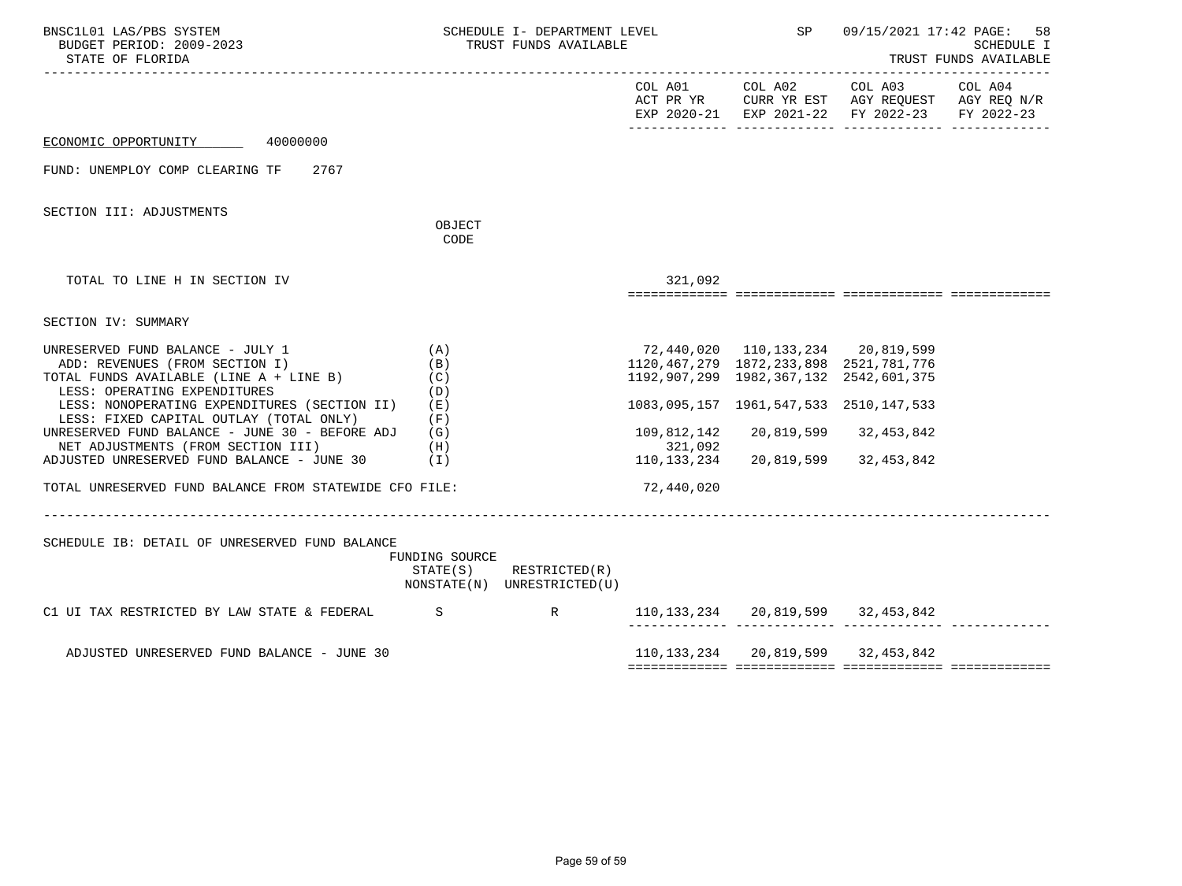BNSC1L01 LAS/PBS SYSTEM — SCHEDULE I- DEPARTMENT LEVEL — TRUST FUNDS AVAILABLE — SP 09/15/2021 17:42 PAGE: 58

BUDGET PERIOD: 2009-2023 — SCHEDULE I

STATE OF FLORIDA — TRUST FUNDS AVAILABLE

ECONOMIC OPPORTUNITY 40000000

FUND: UNEMPLOY COMP CLEARING TF 2767

SECTION III: ADJUSTMENTS

| | OBJECT CODE | COL A01 ACT PR YR EXP 2020-21 | COL A02 CURR YR EST EXP 2021-22 | COL A03 AGY REQUEST FY 2022-23 | COL A04 AGY REQ N/R FY 2022-23 |
|---|---|---|---|---|---|
| TOTAL TO LINE H IN SECTION IV | | 321,092 | | | |

SECTION IV: SUMMARY

| | | COL A01 | COL A02 | COL A03 | COL A04 |
|---|---|---|---|---|---|
| UNRESERVED FUND BALANCE - JULY 1 | (A) | 72,440,020 | 110,133,234 | 20,819,599 | |
| ADD: REVENUES (FROM SECTION I) | (B) | 1120,467,279 | 1872,233,898 | 2521,781,776 | |
| TOTAL FUNDS AVAILABLE (LINE A + LINE B) | (C) | 1192,907,299 | 1982,367,132 | 2542,601,375 | |
| LESS: OPERATING EXPENDITURES | (D) | | | | |
| LESS: NONOPERATING EXPENDITURES (SECTION II) | (E) | 1083,095,157 | 1961,547,533 | 2510,147,533 | |
| LESS: FIXED CAPITAL OUTLAY (TOTAL ONLY) | (F) | | | | |
| UNRESERVED FUND BALANCE - JUNE 30 - BEFORE ADJ | (G) | 109,812,142 | 20,819,599 | 32,453,842 | |
| NET ADJUSTMENTS (FROM SECTION III) | (H) | 321,092 | | | |
| ADJUSTED UNRESERVED FUND BALANCE - JUNE 30 | (I) | 110,133,234 | 20,819,599 | 32,453,842 | |
| TOTAL UNRESERVED FUND BALANCE FROM STATEWIDE CFO FILE: | | 72,440,020 | | | |

SCHEDULE IB: DETAIL OF UNRESERVED FUND BALANCE

| | FUNDING SOURCE STATE(S) NONSTATE(N) | RESTRICTED(R) UNRESTRICTED(U) | COL A01 | COL A02 | COL A03 | COL A04 |
|---|---|---|---|---|---|---|
| C1 UI TAX RESTRICTED BY LAW STATE & FEDERAL | S | R | 110,133,234 | 20,819,599 | 32,453,842 | |
| ADJUSTED UNRESERVED FUND BALANCE - JUNE 30 | | | 110,133,234 | 20,819,599 | 32,453,842 | |